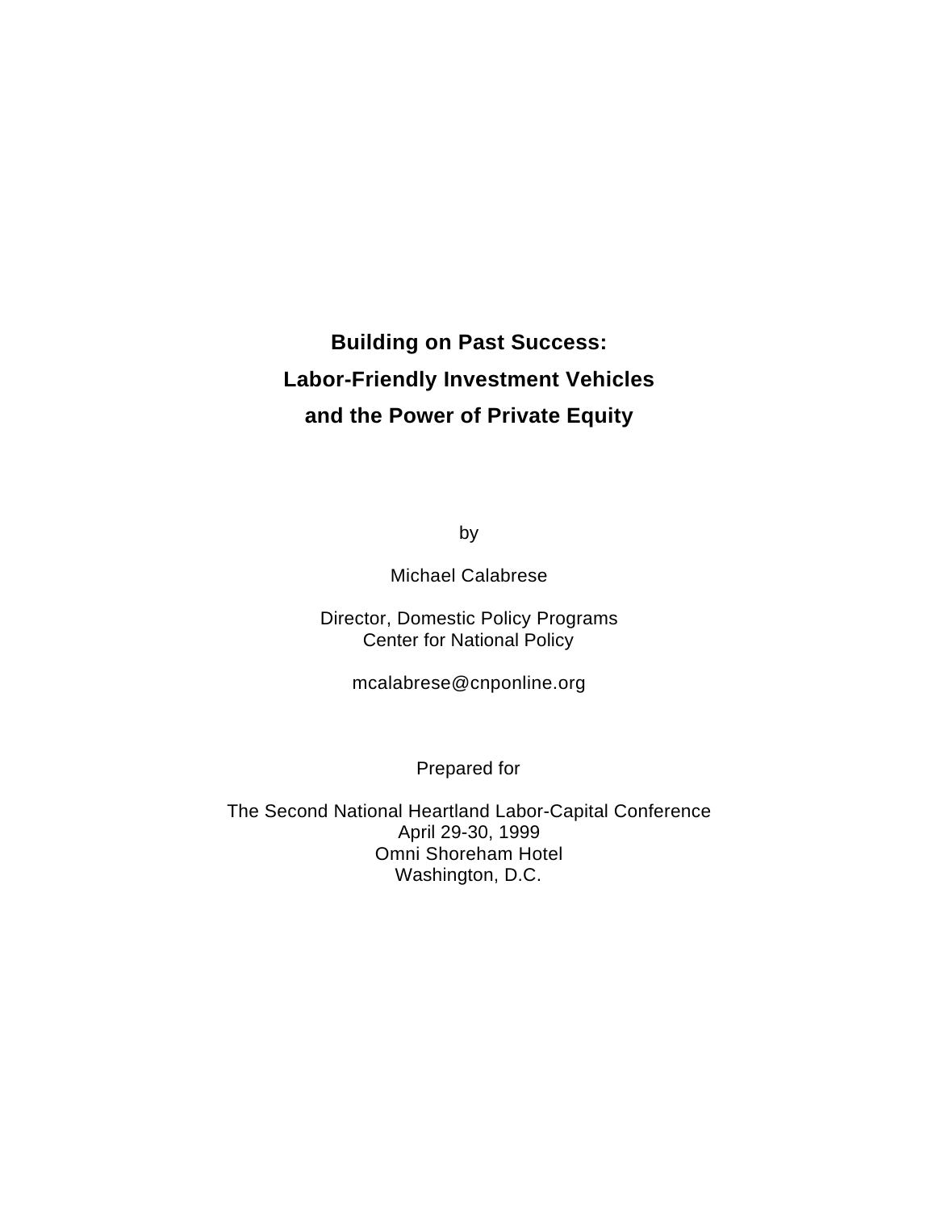# Building on Past Success: Labor-Friendly Investment Vehicles and the Power of Private Equity

by

Michael Calabrese

Director, Domestic Policy Programs
Center for National Policy

mcalabrese@cnponline.org

Prepared for

The Second National Heartland Labor-Capital Conference
April 29-30, 1999
Omni Shoreham Hotel
Washington, D.C.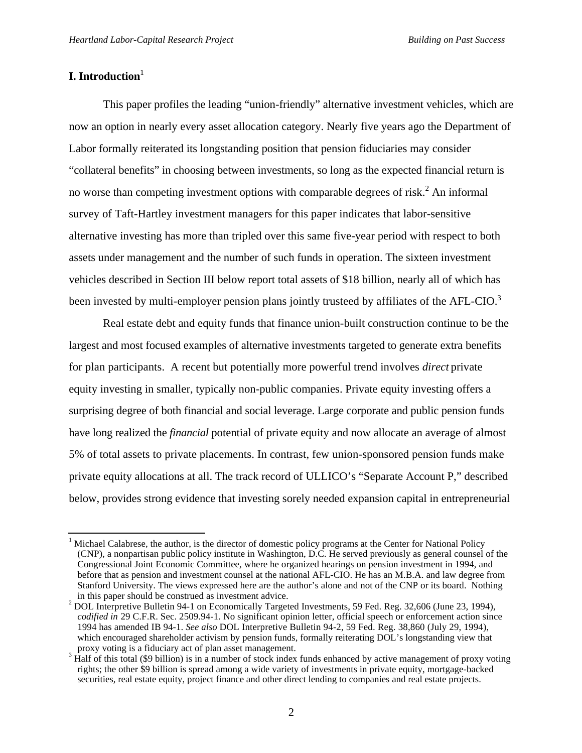## I. Introduction[1]

This paper profiles the leading "union-friendly" alternative investment vehicles, which are now an option in nearly every asset allocation category. Nearly five years ago the Department of Labor formally reiterated its longstanding position that pension fiduciaries may consider "collateral benefits" in choosing between investments, so long as the expected financial return is no worse than competing investment options with comparable degrees of risk.[2] An informal survey of Taft-Hartley investment managers for this paper indicates that labor-sensitive alternative investing has more than tripled over this same five-year period with respect to both assets under management and the number of such funds in operation. The sixteen investment vehicles described in Section III below report total assets of $18 billion, nearly all of which has been invested by multi-employer pension plans jointly trusteed by affiliates of the AFL-CIO.[3]

Real estate debt and equity funds that finance union-built construction continue to be the largest and most focused examples of alternative investments targeted to generate extra benefits for plan participants. A recent but potentially more powerful trend involves *direct* private equity investing in smaller, typically non-public companies. Private equity investing offers a surprising degree of both financial and social leverage. Large corporate and public pension funds have long realized the *financial* potential of private equity and now allocate an average of almost 5% of total assets to private placements. In contrast, few union-sponsored pension funds make private equity allocations at all. The track record of ULLICO's "Separate Account P," described below, provides strong evidence that investing sorely needed expansion capital in entrepreneurial

---

[1] Michael Calabrese, the author, is the director of domestic policy programs at the Center for National Policy (CNP), a nonpartisan public policy institute in Washington, D.C. He served previously as general counsel of the Congressional Joint Economic Committee, where he organized hearings on pension investment in 1994, and before that as pension and investment counsel at the national AFL-CIO. He has an M.B.A. and law degree from Stanford University. The views expressed here are the author's alone and not of the CNP or its board. Nothing in this paper should be construed as investment advice.

[2] DOL Interpretive Bulletin 94-1 on Economically Targeted Investments, 59 Fed. Reg. 32,606 (June 23, 1994), *codified in* 29 C.F.R. Sec. 2509.94-1. No significant opinion letter, official speech or enforcement action since 1994 has amended IB 94-1. *See also* DOL Interpretive Bulletin 94-2, 59 Fed. Reg. 38,860 (July 29, 1994), which encouraged shareholder activism by pension funds, formally reiterating DOL's longstanding view that proxy voting is a fiduciary act of plan asset management.

[3] Half of this total ($9 billion) is in a number of stock index funds enhanced by active management of proxy voting rights; the other $9 billion is spread among a wide variety of investments in private equity, mortgage-backed securities, real estate equity, project finance and other direct lending to companies and real estate projects.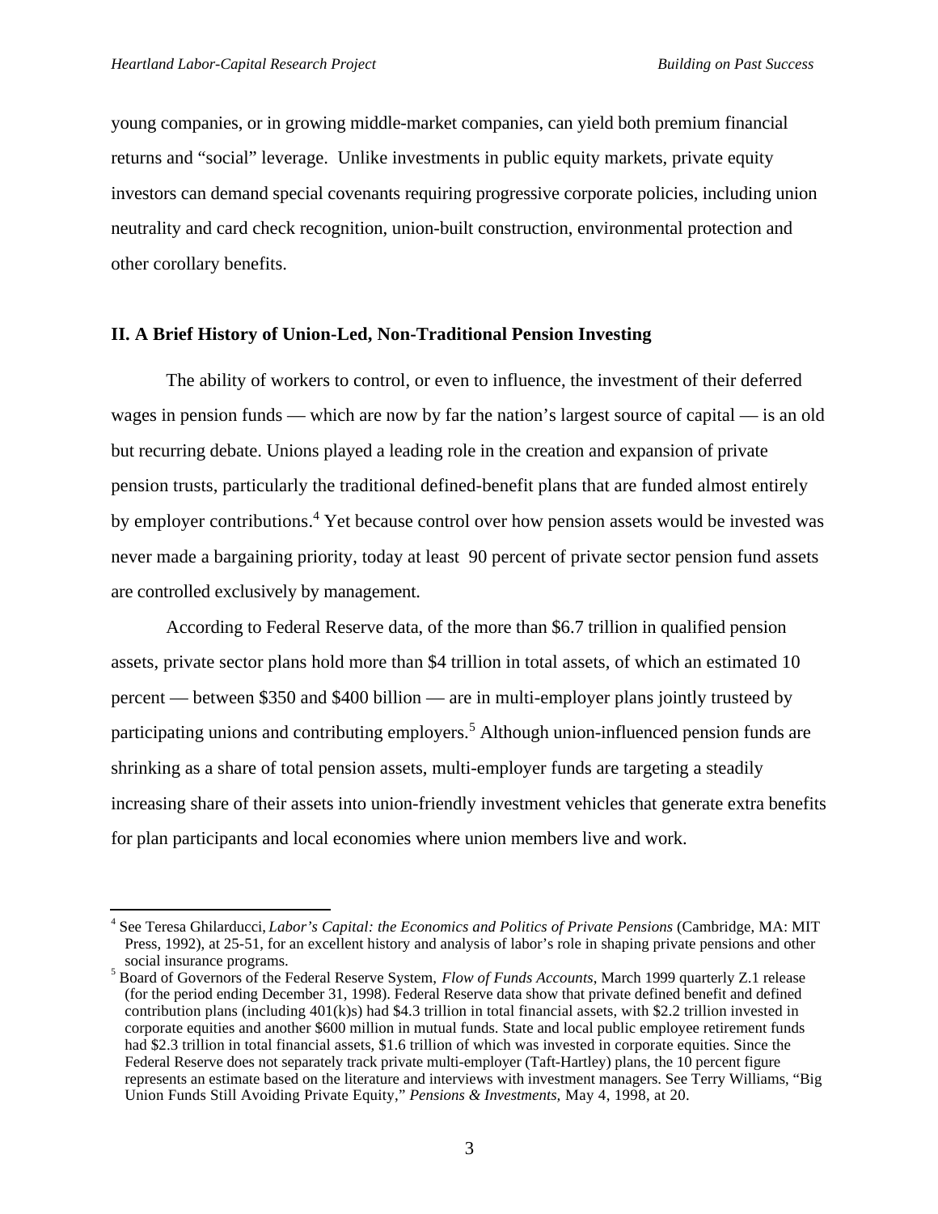young companies, or in growing middle-market companies, can yield both premium financial returns and "social" leverage. Unlike investments in public equity markets, private equity investors can demand special covenants requiring progressive corporate policies, including union neutrality and card check recognition, union-built construction, environmental protection and other corollary benefits.

## II. A Brief History of Union-Led, Non-Traditional Pension Investing

The ability of workers to control, or even to influence, the investment of their deferred wages in pension funds — which are now by far the nation's largest source of capital — is an old but recurring debate. Unions played a leading role in the creation and expansion of private pension trusts, particularly the traditional defined-benefit plans that are funded almost entirely by employer contributions.[4] Yet because control over how pension assets would be invested was never made a bargaining priority, today at least 90 percent of private sector pension fund assets are controlled exclusively by management.

According to Federal Reserve data, of the more than $6.7 trillion in qualified pension assets, private sector plans hold more than $4 trillion in total assets, of which an estimated 10 percent — between $350 and $400 billion — are in multi-employer plans jointly trusteed by participating unions and contributing employers.[5] Although union-influenced pension funds are shrinking as a share of total pension assets, multi-employer funds are targeting a steadily increasing share of their assets into union-friendly investment vehicles that generate extra benefits for plan participants and local economies where union members live and work.

---

[4] See Teresa Ghilarducci, *Labor's Capital: the Economics and Politics of Private Pensions* (Cambridge, MA: MIT Press, 1992), at 25-51, for an excellent history and analysis of labor's role in shaping private pensions and other social insurance programs.

[5] Board of Governors of the Federal Reserve System, *Flow of Funds Accounts*, March 1999 quarterly Z.1 release (for the period ending December 31, 1998). Federal Reserve data show that private defined benefit and defined contribution plans (including 401(k)s) had $4.3 trillion in total financial assets, with $2.2 trillion invested in corporate equities and another $600 million in mutual funds. State and local public employee retirement funds had $2.3 trillion in total financial assets, $1.6 trillion of which was invested in corporate equities. Since the Federal Reserve does not separately track private multi-employer (Taft-Hartley) plans, the 10 percent figure represents an estimate based on the literature and interviews with investment managers. See Terry Williams, "Big Union Funds Still Avoiding Private Equity," *Pensions & Investments*, May 4, 1998, at 20.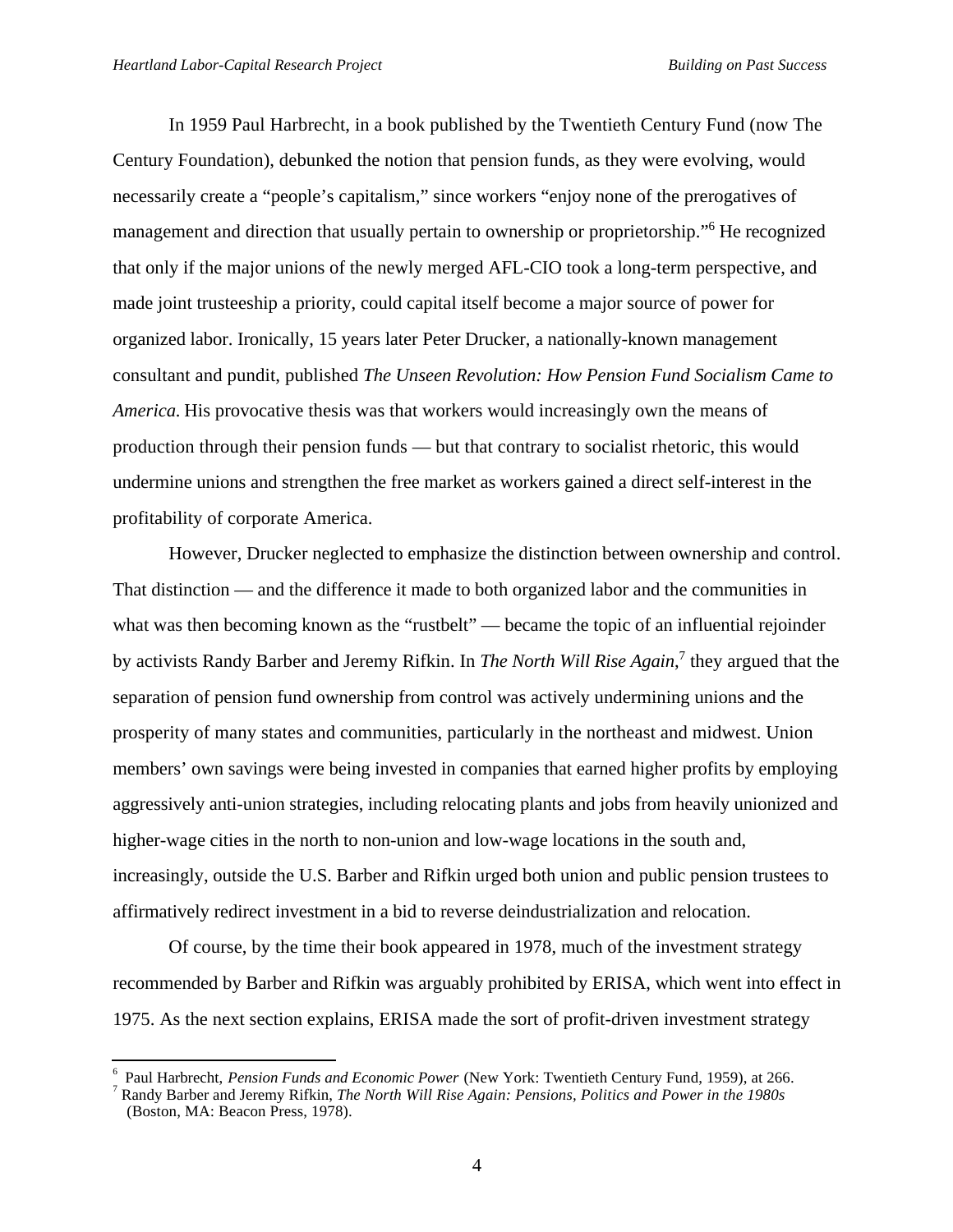In 1959 Paul Harbrecht, in a book published by the Twentieth Century Fund (now The Century Foundation), debunked the notion that pension funds, as they were evolving, would necessarily create a "people's capitalism," since workers "enjoy none of the prerogatives of management and direction that usually pertain to ownership or proprietorship."[6] He recognized that only if the major unions of the newly merged AFL-CIO took a long-term perspective, and made joint trusteeship a priority, could capital itself become a major source of power for organized labor. Ironically, 15 years later Peter Drucker, a nationally-known management consultant and pundit, published *The Unseen Revolution: How Pension Fund Socialism Came to America*. His provocative thesis was that workers would increasingly own the means of production through their pension funds — but that contrary to socialist rhetoric, this would undermine unions and strengthen the free market as workers gained a direct self-interest in the profitability of corporate America.

However, Drucker neglected to emphasize the distinction between ownership and control. That distinction — and the difference it made to both organized labor and the communities in what was then becoming known as the "rustbelt" — became the topic of an influential rejoinder by activists Randy Barber and Jeremy Rifkin. In *The North Will Rise Again*,[7] they argued that the separation of pension fund ownership from control was actively undermining unions and the prosperity of many states and communities, particularly in the northeast and midwest. Union members' own savings were being invested in companies that earned higher profits by employing aggressively anti-union strategies, including relocating plants and jobs from heavily unionized and higher-wage cities in the north to non-union and low-wage locations in the south and, increasingly, outside the U.S. Barber and Rifkin urged both union and public pension trustees to affirmatively redirect investment in a bid to reverse deindustrialization and relocation.

Of course, by the time their book appeared in 1978, much of the investment strategy recommended by Barber and Rifkin was arguably prohibited by ERISA, which went into effect in 1975. As the next section explains, ERISA made the sort of profit-driven investment strategy

---

[6] Paul Harbrecht, *Pension Funds and Economic Power* (New York: Twentieth Century Fund, 1959), at 266.

[7] Randy Barber and Jeremy Rifkin, *The North Will Rise Again: Pensions, Politics and Power in the 1980s* (Boston, MA: Beacon Press, 1978).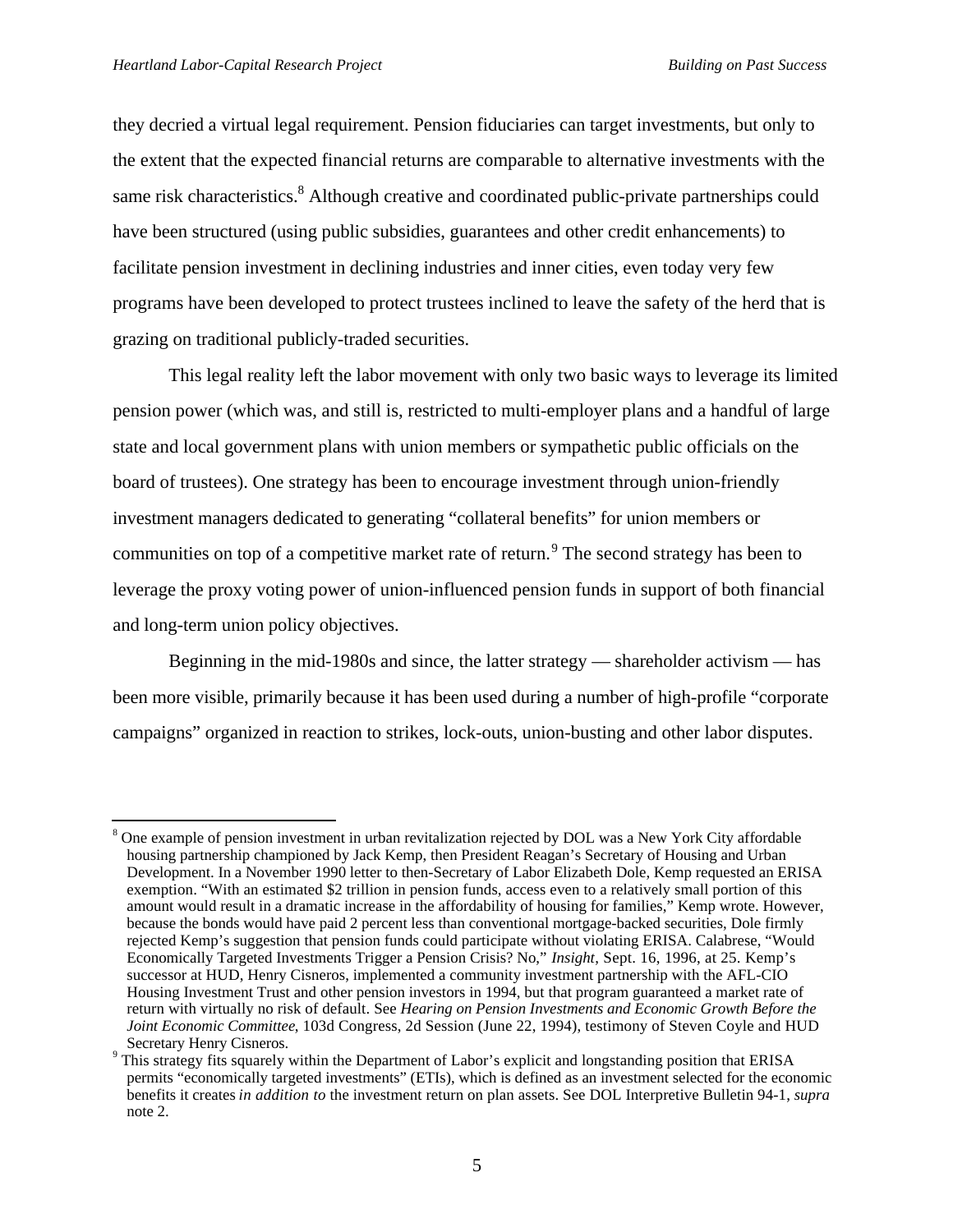they decried a virtual legal requirement. Pension fiduciaries can target investments, but only to the extent that the expected financial returns are comparable to alternative investments with the same risk characteristics.[8] Although creative and coordinated public-private partnerships could have been structured (using public subsidies, guarantees and other credit enhancements) to facilitate pension investment in declining industries and inner cities, even today very few programs have been developed to protect trustees inclined to leave the safety of the herd that is grazing on traditional publicly-traded securities.

This legal reality left the labor movement with only two basic ways to leverage its limited pension power (which was, and still is, restricted to multi-employer plans and a handful of large state and local government plans with union members or sympathetic public officials on the board of trustees). One strategy has been to encourage investment through union-friendly investment managers dedicated to generating "collateral benefits" for union members or communities on top of a competitive market rate of return.[9] The second strategy has been to leverage the proxy voting power of union-influenced pension funds in support of both financial and long-term union policy objectives.

Beginning in the mid-1980s and since, the latter strategy — shareholder activism — has been more visible, primarily because it has been used during a number of high-profile "corporate campaigns" organized in reaction to strikes, lock-outs, union-busting and other labor disputes.

---

[8] One example of pension investment in urban revitalization rejected by DOL was a New York City affordable housing partnership championed by Jack Kemp, then President Reagan's Secretary of Housing and Urban Development. In a November 1990 letter to then-Secretary of Labor Elizabeth Dole, Kemp requested an ERISA exemption. "With an estimated $2 trillion in pension funds, access even to a relatively small portion of this amount would result in a dramatic increase in the affordability of housing for families," Kemp wrote. However, because the bonds would have paid 2 percent less than conventional mortgage-backed securities, Dole firmly rejected Kemp's suggestion that pension funds could participate without violating ERISA. Calabrese, "Would Economically Targeted Investments Trigger a Pension Crisis? No," *Insight*, Sept. 16, 1996, at 25. Kemp's successor at HUD, Henry Cisneros, implemented a community investment partnership with the AFL-CIO Housing Investment Trust and other pension investors in 1994, but that program guaranteed a market rate of return with virtually no risk of default. See *Hearing on Pension Investments and Economic Growth Before the Joint Economic Committee*, 103d Congress, 2d Session (June 22, 1994), testimony of Steven Coyle and HUD Secretary Henry Cisneros.

[9] This strategy fits squarely within the Department of Labor's explicit and longstanding position that ERISA permits "economically targeted investments" (ETIs), which is defined as an investment selected for the economic benefits it creates *in addition to* the investment return on plan assets. See DOL Interpretive Bulletin 94-1, *supra* note 2.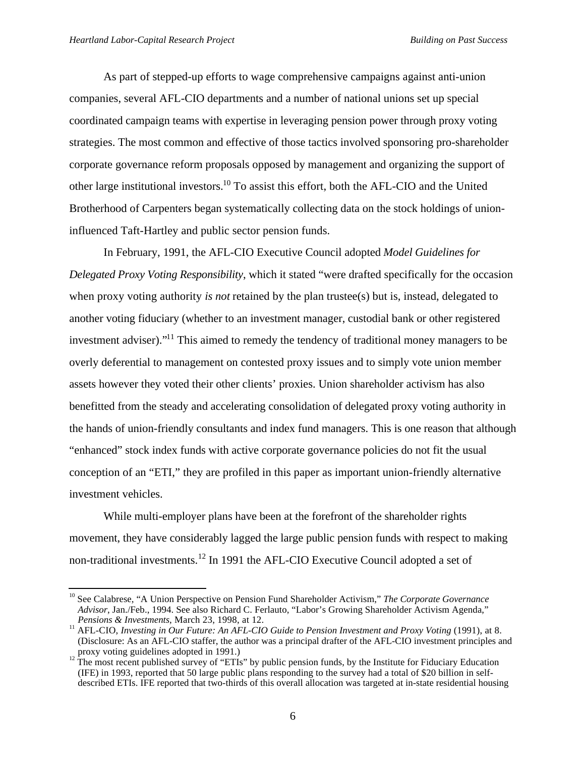As part of stepped-up efforts to wage comprehensive campaigns against anti-union companies, several AFL-CIO departments and a number of national unions set up special coordinated campaign teams with expertise in leveraging pension power through proxy voting strategies. The most common and effective of those tactics involved sponsoring pro-shareholder corporate governance reform proposals opposed by management and organizing the support of other large institutional investors.[10] To assist this effort, both the AFL-CIO and the United Brotherhood of Carpenters began systematically collecting data on the stock holdings of union-influenced Taft-Hartley and public sector pension funds.

In February, 1991, the AFL-CIO Executive Council adopted *Model Guidelines for Delegated Proxy Voting Responsibility*, which it stated "were drafted specifically for the occasion when proxy voting authority *is not* retained by the plan trustee(s) but is, instead, delegated to another voting fiduciary (whether to an investment manager, custodial bank or other registered investment adviser)."[11] This aimed to remedy the tendency of traditional money managers to be overly deferential to management on contested proxy issues and to simply vote union member assets however they voted their other clients' proxies. Union shareholder activism has also benefitted from the steady and accelerating consolidation of delegated proxy voting authority in the hands of union-friendly consultants and index fund managers. This is one reason that although "enhanced" stock index funds with active corporate governance policies do not fit the usual conception of an "ETI," they are profiled in this paper as important union-friendly alternative investment vehicles.

While multi-employer plans have been at the forefront of the shareholder rights movement, they have considerably lagged the large public pension funds with respect to making non-traditional investments.[12] In 1991 the AFL-CIO Executive Council adopted a set of

---

[10] See Calabrese, "A Union Perspective on Pension Fund Shareholder Activism," *The Corporate Governance Advisor*, Jan./Feb., 1994. See also Richard C. Ferlauto, "Labor's Growing Shareholder Activism Agenda," *Pensions & Investments*, March 23, 1998, at 12.

[11] AFL-CIO, *Investing in Our Future: An AFL-CIO Guide to Pension Investment and Proxy Voting* (1991), at 8. (Disclosure: As an AFL-CIO staffer, the author was a principal drafter of the AFL-CIO investment principles and proxy voting guidelines adopted in 1991.)

[12] The most recent published survey of "ETIs" by public pension funds, by the Institute for Fiduciary Education (IFE) in 1993, reported that 50 large public plans responding to the survey had a total of $20 billion in self-described ETIs. IFE reported that two-thirds of this overall allocation was targeted at in-state residential housing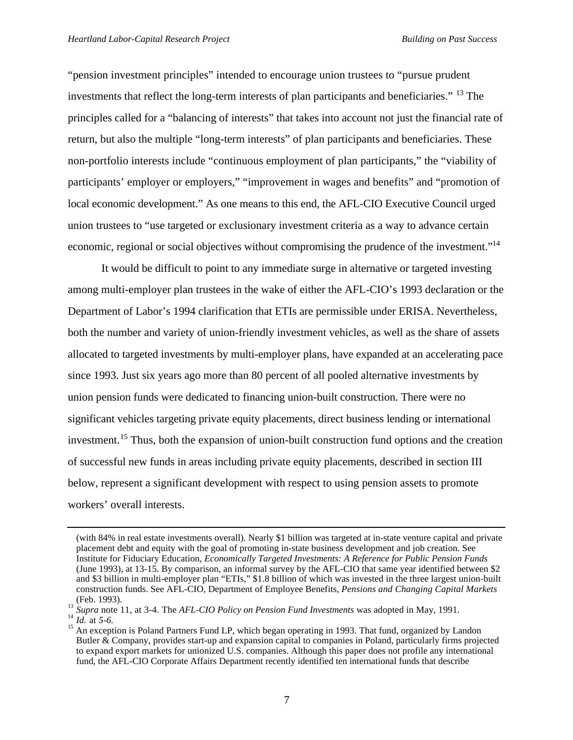"pension investment principles" intended to encourage union trustees to "pursue prudent investments that reflect the long-term interests of plan participants and beneficiaries." [13] The principles called for a "balancing of interests" that takes into account not just the financial rate of return, but also the multiple "long-term interests" of plan participants and beneficiaries. These non-portfolio interests include "continuous employment of plan participants," the "viability of participants' employer or employers," "improvement in wages and benefits" and "promotion of local economic development." As one means to this end, the AFL-CIO Executive Council urged union trustees to "use targeted or exclusionary investment criteria as a way to advance certain economic, regional or social objectives without compromising the prudence of the investment."[14]

It would be difficult to point to any immediate surge in alternative or targeted investing among multi-employer plan trustees in the wake of either the AFL-CIO's 1993 declaration or the Department of Labor's 1994 clarification that ETIs are permissible under ERISA. Nevertheless, both the number and variety of union-friendly investment vehicles, as well as the share of assets allocated to targeted investments by multi-employer plans, have expanded at an accelerating pace since 1993. Just six years ago more than 80 percent of all pooled alternative investments by union pension funds were dedicated to financing union-built construction. There were no significant vehicles targeting private equity placements, direct business lending or international investment.[15] Thus, both the expansion of union-built construction fund options and the creation of successful new funds in areas including private equity placements, described in section III below, represent a significant development with respect to using pension assets to promote workers' overall interests.

---

(with 84% in real estate investments overall). Nearly $1 billion was targeted at in-state venture capital and private placement debt and equity with the goal of promoting in-state business development and job creation. See Institute for Fiduciary Education, *Economically Targeted Investments: A Reference for Public Pension Funds* (June 1993), at 13-15. By comparison, an informal survey by the AFL-CIO that same year identified between $2 and $3 billion in multi-employer plan "ETIs," $1.8 billion of which was invested in the three largest union-built construction funds. See AFL-CIO, Department of Employee Benefits, *Pensions and Changing Capital Markets* (Feb. 1993).

[13] *Supra* note 11, at 3-4. The *AFL-CIO Policy on Pension Fund Investments* was adopted in May, 1991.

[14] *Id.* at *5-6.*

[15] An exception is Poland Partners Fund LP, which began operating in 1993. That fund, organized by Landon Butler & Company, provides start-up and expansion capital to companies in Poland, particularly firms projected to expand export markets for unionized U.S. companies. Although this paper does not profile any international fund, the AFL-CIO Corporate Affairs Department recently identified ten international funds that describe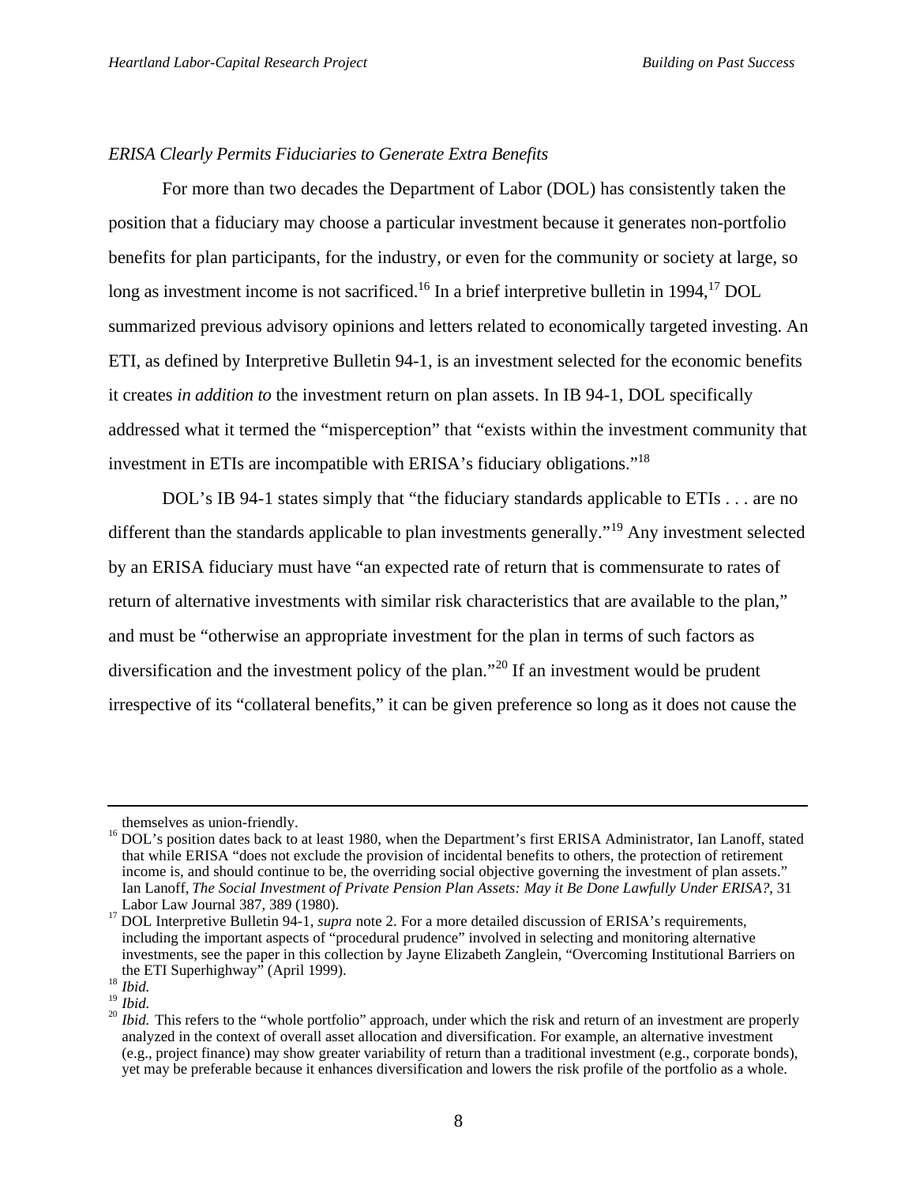*ERISA Clearly Permits Fiduciaries to Generate Extra Benefits*

For more than two decades the Department of Labor (DOL) has consistently taken the position that a fiduciary may choose a particular investment because it generates non-portfolio benefits for plan participants, for the industry, or even for the community or society at large, so long as investment income is not sacrificed.[16] In a brief interpretive bulletin in 1994,[17] DOL summarized previous advisory opinions and letters related to economically targeted investing. An ETI, as defined by Interpretive Bulletin 94-1, is an investment selected for the economic benefits it creates *in addition to* the investment return on plan assets. In IB 94-1, DOL specifically addressed what it termed the "misperception" that "exists within the investment community that investment in ETIs are incompatible with ERISA's fiduciary obligations."[18]

DOL's IB 94-1 states simply that "the fiduciary standards applicable to ETIs . . . are no different than the standards applicable to plan investments generally."[19] Any investment selected by an ERISA fiduciary must have "an expected rate of return that is commensurate to rates of return of alternative investments with similar risk characteristics that are available to the plan," and must be "otherwise an appropriate investment for the plan in terms of such factors as diversification and the investment policy of the plan."[20] If an investment would be prudent irrespective of its "collateral benefits," it can be given preference so long as it does not cause the

---

themselves as union-friendly.

[16] DOL's position dates back to at least 1980, when the Department's first ERISA Administrator, Ian Lanoff, stated that while ERISA "does not exclude the provision of incidental benefits to others, the protection of retirement income is, and should continue to be, the overriding social objective governing the investment of plan assets." Ian Lanoff, *The Social Investment of Private Pension Plan Assets: May it Be Done Lawfully Under ERISA?*, 31 Labor Law Journal 387, 389 (1980).

[17] DOL Interpretive Bulletin 94-1, *supra* note 2. For a more detailed discussion of ERISA's requirements, including the important aspects of "procedural prudence" involved in selecting and monitoring alternative investments, see the paper in this collection by Jayne Elizabeth Zanglein, "Overcoming Institutional Barriers on the ETI Superhighway" (April 1999).

[18] *Ibid.*

[19] *Ibid.*

[20] *Ibid.* This refers to the "whole portfolio" approach, under which the risk and return of an investment are properly analyzed in the context of overall asset allocation and diversification. For example, an alternative investment (e.g., project finance) may show greater variability of return than a traditional investment (e.g., corporate bonds), yet may be preferable because it enhances diversification and lowers the risk profile of the portfolio as a whole.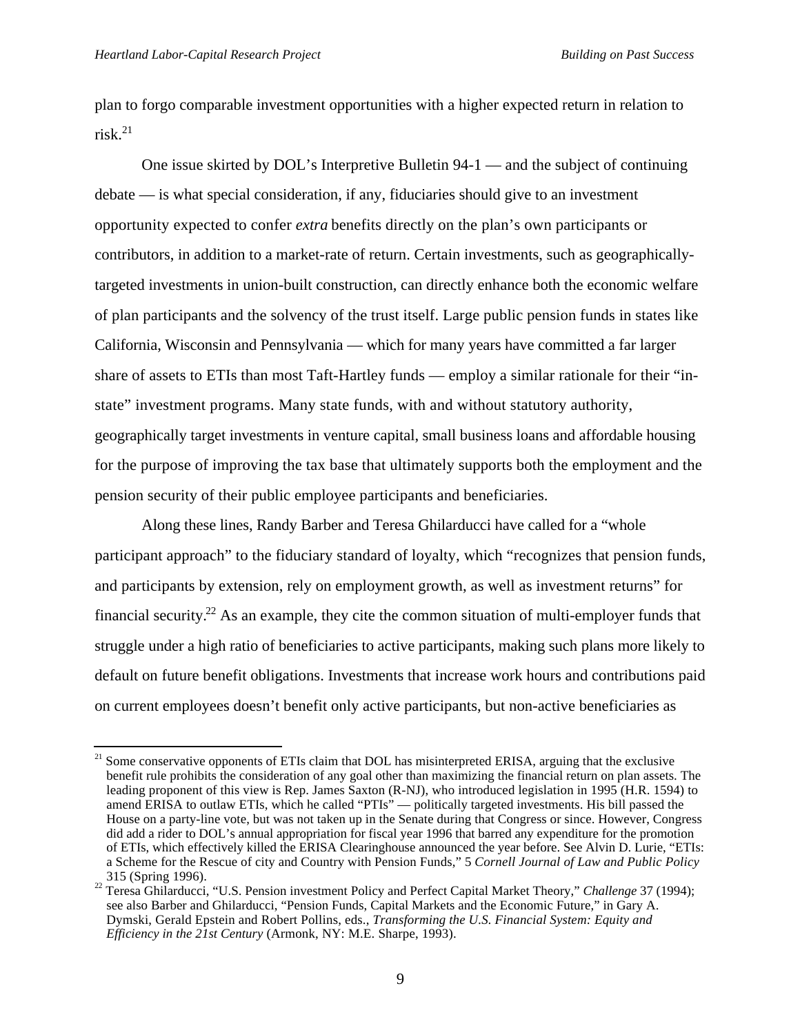plan to forgo comparable investment opportunities with a higher expected return in relation to risk.[21]

One issue skirted by DOL's Interpretive Bulletin 94-1 — and the subject of continuing debate — is what special consideration, if any, fiduciaries should give to an investment opportunity expected to confer *extra* benefits directly on the plan's own participants or contributors, in addition to a market-rate of return. Certain investments, such as geographically-targeted investments in union-built construction, can directly enhance both the economic welfare of plan participants and the solvency of the trust itself. Large public pension funds in states like California, Wisconsin and Pennsylvania — which for many years have committed a far larger share of assets to ETIs than most Taft-Hartley funds — employ a similar rationale for their "in-state" investment programs. Many state funds, with and without statutory authority, geographically target investments in venture capital, small business loans and affordable housing for the purpose of improving the tax base that ultimately supports both the employment and the pension security of their public employee participants and beneficiaries.

Along these lines, Randy Barber and Teresa Ghilarducci have called for a "whole participant approach" to the fiduciary standard of loyalty, which "recognizes that pension funds, and participants by extension, rely on employment growth, as well as investment returns" for financial security.[22] As an example, they cite the common situation of multi-employer funds that struggle under a high ratio of beneficiaries to active participants, making such plans more likely to default on future benefit obligations. Investments that increase work hours and contributions paid on current employees doesn't benefit only active participants, but non-active beneficiaries as

---

[21] Some conservative opponents of ETIs claim that DOL has misinterpreted ERISA, arguing that the exclusive benefit rule prohibits the consideration of any goal other than maximizing the financial return on plan assets. The leading proponent of this view is Rep. James Saxton (R-NJ), who introduced legislation in 1995 (H.R. 1594) to amend ERISA to outlaw ETIs, which he called "PTIs" — politically targeted investments. His bill passed the House on a party-line vote, but was not taken up in the Senate during that Congress or since. However, Congress did add a rider to DOL's annual appropriation for fiscal year 1996 that barred any expenditure for the promotion of ETIs, which effectively killed the ERISA Clearinghouse announced the year before. See Alvin D. Lurie, "ETIs: a Scheme for the Rescue of city and Country with Pension Funds," 5 *Cornell Journal of Law and Public Policy* 315 (Spring 1996).

[22] Teresa Ghilarducci, "U.S. Pension investment Policy and Perfect Capital Market Theory," *Challenge* 37 (1994); see also Barber and Ghilarducci, "Pension Funds, Capital Markets and the Economic Future," in Gary A. Dymski, Gerald Epstein and Robert Pollins, eds., *Transforming the U.S. Financial System: Equity and Efficiency in the 21st Century* (Armonk, NY: M.E. Sharpe, 1993).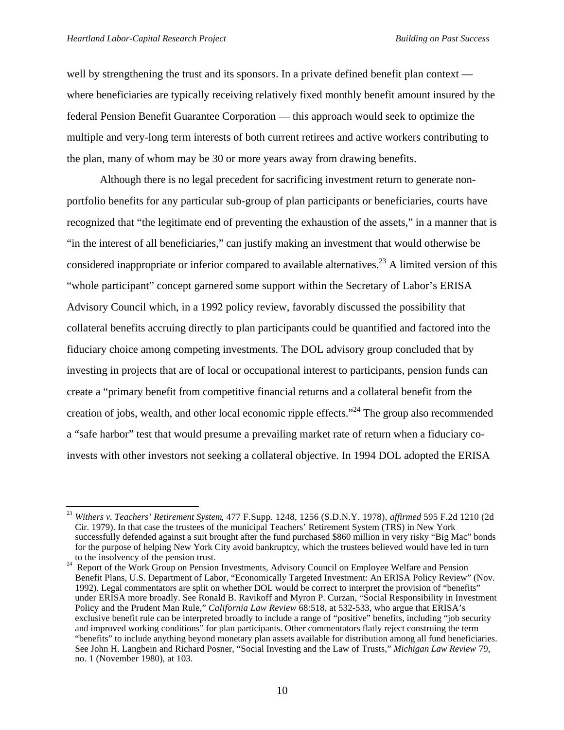well by strengthening the trust and its sponsors. In a private defined benefit plan context — where beneficiaries are typically receiving relatively fixed monthly benefit amount insured by the federal Pension Benefit Guarantee Corporation — this approach would seek to optimize the multiple and very-long term interests of both current retirees and active workers contributing to the plan, many of whom may be 30 or more years away from drawing benefits.

Although there is no legal precedent for sacrificing investment return to generate non-portfolio benefits for any particular sub-group of plan participants or beneficiaries, courts have recognized that "the legitimate end of preventing the exhaustion of the assets," in a manner that is "in the interest of all beneficiaries," can justify making an investment that would otherwise be considered inappropriate or inferior compared to available alternatives.[23] A limited version of this "whole participant" concept garnered some support within the Secretary of Labor's ERISA Advisory Council which, in a 1992 policy review, favorably discussed the possibility that collateral benefits accruing directly to plan participants could be quantified and factored into the fiduciary choice among competing investments. The DOL advisory group concluded that by investing in projects that are of local or occupational interest to participants, pension funds can create a "primary benefit from competitive financial returns and a collateral benefit from the creation of jobs, wealth, and other local economic ripple effects."[24] The group also recommended a "safe harbor" test that would presume a prevailing market rate of return when a fiduciary co-invests with other investors not seeking a collateral objective. In 1994 DOL adopted the ERISA

---

[23] *Withers v. Teachers' Retirement System*, 477 F.Supp. 1248, 1256 (S.D.N.Y. 1978), *affirmed* 595 F.2d 1210 (2d Cir. 1979). In that case the trustees of the municipal Teachers' Retirement System (TRS) in New York successfully defended against a suit brought after the fund purchased $860 million in very risky "Big Mac" bonds for the purpose of helping New York City avoid bankruptcy, which the trustees believed would have led in turn to the insolvency of the pension trust.

[24] Report of the Work Group on Pension Investments, Advisory Council on Employee Welfare and Pension Benefit Plans, U.S. Department of Labor, "Economically Targeted Investment: An ERISA Policy Review" (Nov. 1992). Legal commentators are split on whether DOL would be correct to interpret the provision of "benefits" under ERISA more broadly. See Ronald B. Ravikoff and Myron P. Curzan, "Social Responsibility in Investment Policy and the Prudent Man Rule," *California Law Review* 68:518, at 532-533, who argue that ERISA's exclusive benefit rule can be interpreted broadly to include a range of "positive" benefits, including "job security and improved working conditions" for plan participants. Other commentators flatly reject construing the term "benefits" to include anything beyond monetary plan assets available for distribution among all fund beneficiaries. See John H. Langbein and Richard Posner, "Social Investing and the Law of Trusts," *Michigan Law Review* 79, no. 1 (November 1980), at 103.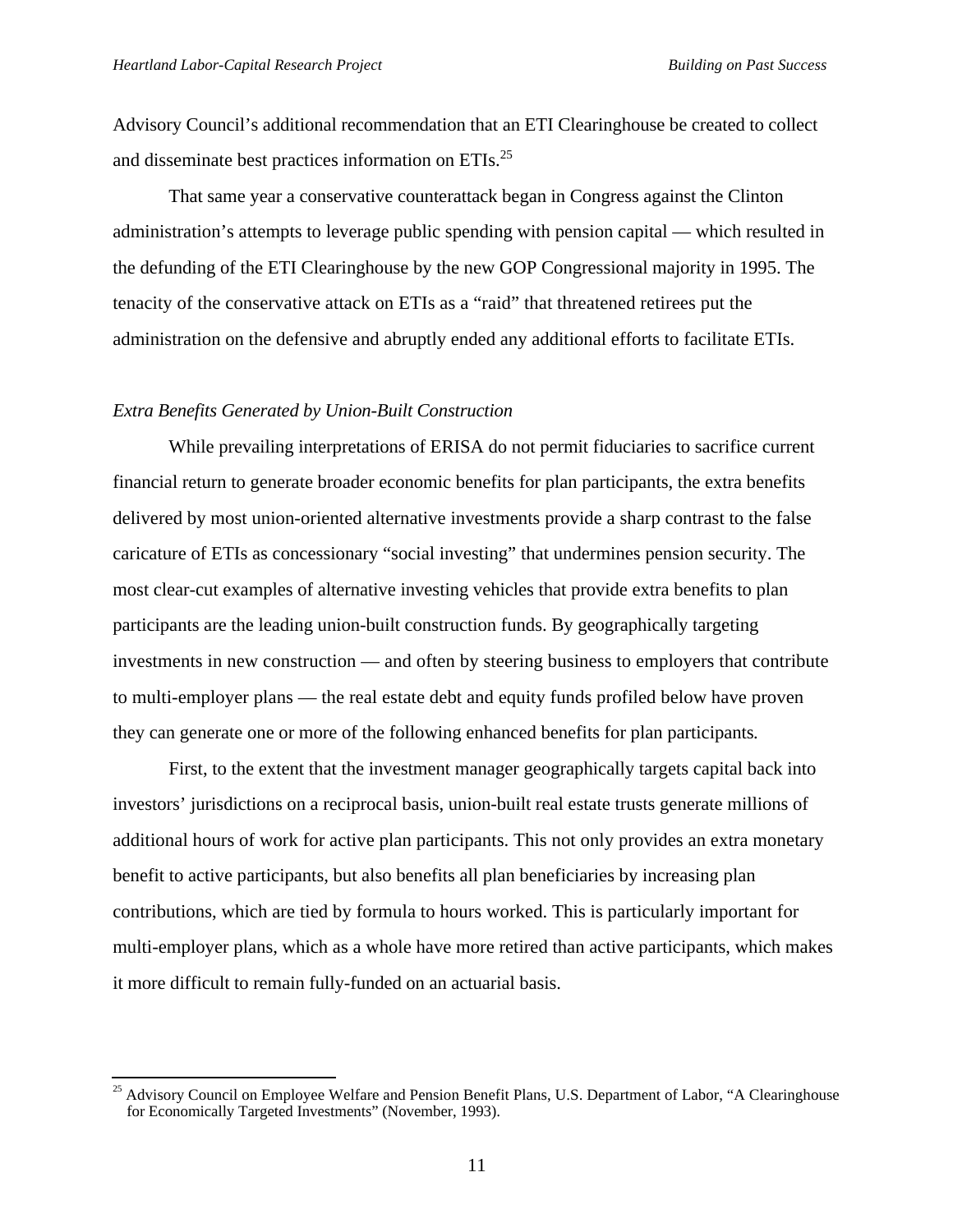Advisory Council's additional recommendation that an ETI Clearinghouse be created to collect and disseminate best practices information on ETIs.[25]

That same year a conservative counterattack began in Congress against the Clinton administration's attempts to leverage public spending with pension capital — which resulted in the defunding of the ETI Clearinghouse by the new GOP Congressional majority in 1995. The tenacity of the conservative attack on ETIs as a "raid" that threatened retirees put the administration on the defensive and abruptly ended any additional efforts to facilitate ETIs.

*Extra Benefits Generated by Union-Built Construction*

While prevailing interpretations of ERISA do not permit fiduciaries to sacrifice current financial return to generate broader economic benefits for plan participants, the extra benefits delivered by most union-oriented alternative investments provide a sharp contrast to the false caricature of ETIs as concessionary "social investing" that undermines pension security. The most clear-cut examples of alternative investing vehicles that provide extra benefits to plan participants are the leading union-built construction funds. By geographically targeting investments in new construction — and often by steering business to employers that contribute to multi-employer plans — the real estate debt and equity funds profiled below have proven they can generate one or more of the following enhanced benefits for plan participants.

First, to the extent that the investment manager geographically targets capital back into investors' jurisdictions on a reciprocal basis, union-built real estate trusts generate millions of additional hours of work for active plan participants. This not only provides an extra monetary benefit to active participants, but also benefits all plan beneficiaries by increasing plan contributions, which are tied by formula to hours worked. This is particularly important for multi-employer plans, which as a whole have more retired than active participants, which makes it more difficult to remain fully-funded on an actuarial basis.

[25] Advisory Council on Employee Welfare and Pension Benefit Plans, U.S. Department of Labor, "A Clearinghouse for Economically Targeted Investments" (November, 1993).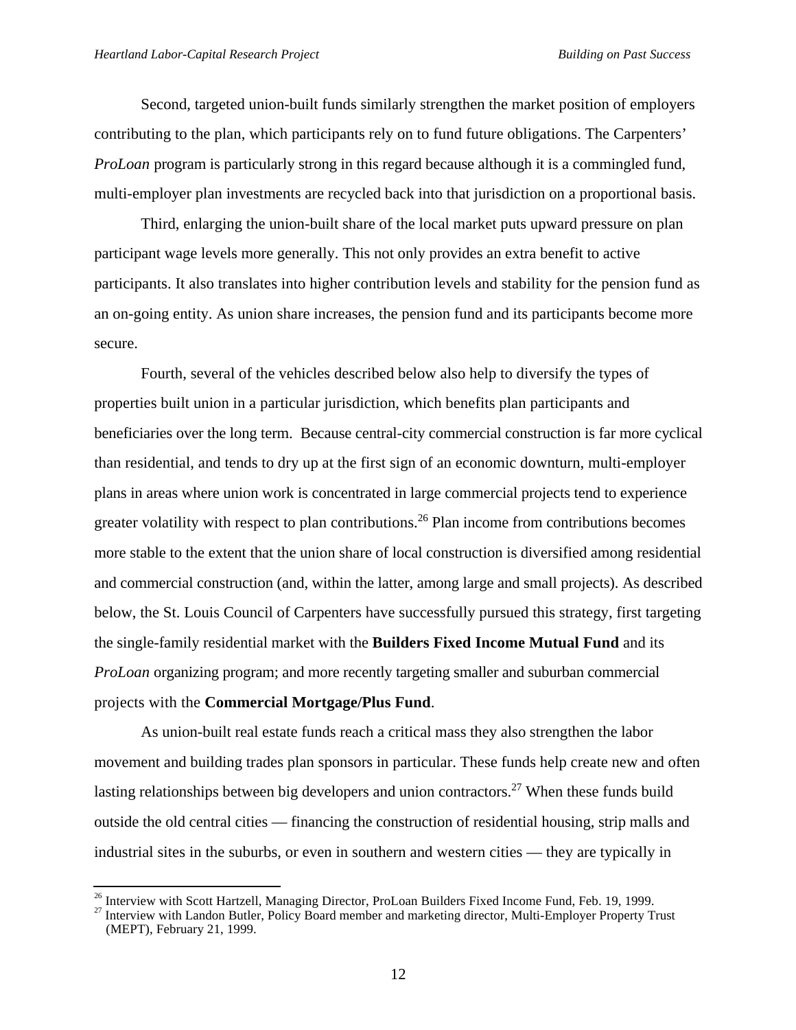Second, targeted union-built funds similarly strengthen the market position of employers contributing to the plan, which participants rely on to fund future obligations. The Carpenters' *ProLoan* program is particularly strong in this regard because although it is a commingled fund, multi-employer plan investments are recycled back into that jurisdiction on a proportional basis.

Third, enlarging the union-built share of the local market puts upward pressure on plan participant wage levels more generally. This not only provides an extra benefit to active participants. It also translates into higher contribution levels and stability for the pension fund as an on-going entity. As union share increases, the pension fund and its participants become more secure.

Fourth, several of the vehicles described below also help to diversify the types of properties built union in a particular jurisdiction, which benefits plan participants and beneficiaries over the long term. Because central-city commercial construction is far more cyclical than residential, and tends to dry up at the first sign of an economic downturn, multi-employer plans in areas where union work is concentrated in large commercial projects tend to experience greater volatility with respect to plan contributions.[26] Plan income from contributions becomes more stable to the extent that the union share of local construction is diversified among residential and commercial construction (and, within the latter, among large and small projects). As described below, the St. Louis Council of Carpenters have successfully pursued this strategy, first targeting the single-family residential market with the **Builders Fixed Income Mutual Fund** and its *ProLoan* organizing program; and more recently targeting smaller and suburban commercial projects with the **Commercial Mortgage/Plus Fund**.

As union-built real estate funds reach a critical mass they also strengthen the labor movement and building trades plan sponsors in particular. These funds help create new and often lasting relationships between big developers and union contractors.[27] When these funds build outside the old central cities — financing the construction of residential housing, strip malls and industrial sites in the suburbs, or even in southern and western cities — they are typically in

---

[26] Interview with Scott Hartzell, Managing Director, ProLoan Builders Fixed Income Fund, Feb. 19, 1999.

[27] Interview with Landon Butler, Policy Board member and marketing director, Multi-Employer Property Trust (MEPT), February 21, 1999.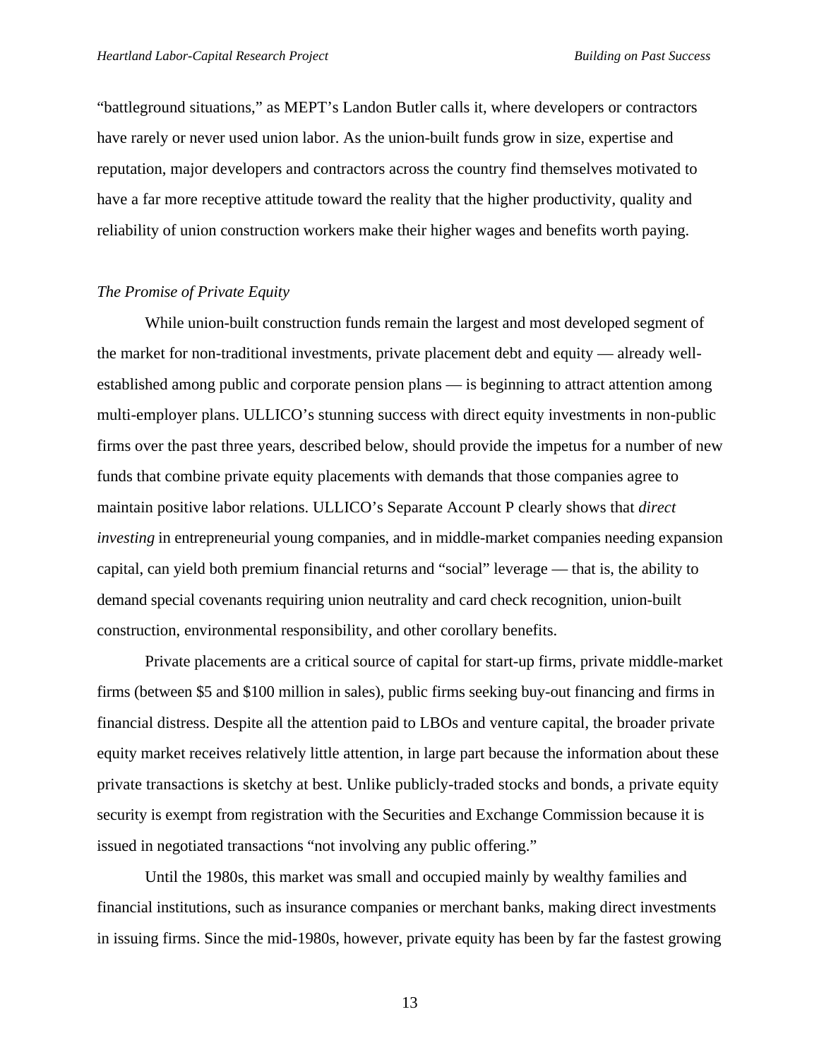"battleground situations," as MEPT's Landon Butler calls it, where developers or contractors have rarely or never used union labor. As the union-built funds grow in size, expertise and reputation, major developers and contractors across the country find themselves motivated to have a far more receptive attitude toward the reality that the higher productivity, quality and reliability of union construction workers make their higher wages and benefits worth paying.

*The Promise of Private Equity*

While union-built construction funds remain the largest and most developed segment of the market for non-traditional investments, private placement debt and equity — already well-established among public and corporate pension plans — is beginning to attract attention among multi-employer plans. ULLICO's stunning success with direct equity investments in non-public firms over the past three years, described below, should provide the impetus for a number of new funds that combine private equity placements with demands that those companies agree to maintain positive labor relations. ULLICO's Separate Account P clearly shows that *direct investing* in entrepreneurial young companies, and in middle-market companies needing expansion capital, can yield both premium financial returns and "social" leverage — that is, the ability to demand special covenants requiring union neutrality and card check recognition, union-built construction, environmental responsibility, and other corollary benefits.

Private placements are a critical source of capital for start-up firms, private middle-market firms (between $5 and $100 million in sales), public firms seeking buy-out financing and firms in financial distress. Despite all the attention paid to LBOs and venture capital, the broader private equity market receives relatively little attention, in large part because the information about these private transactions is sketchy at best. Unlike publicly-traded stocks and bonds, a private equity security is exempt from registration with the Securities and Exchange Commission because it is issued in negotiated transactions "not involving any public offering."

Until the 1980s, this market was small and occupied mainly by wealthy families and financial institutions, such as insurance companies or merchant banks, making direct investments in issuing firms. Since the mid-1980s, however, private equity has been by far the fastest growing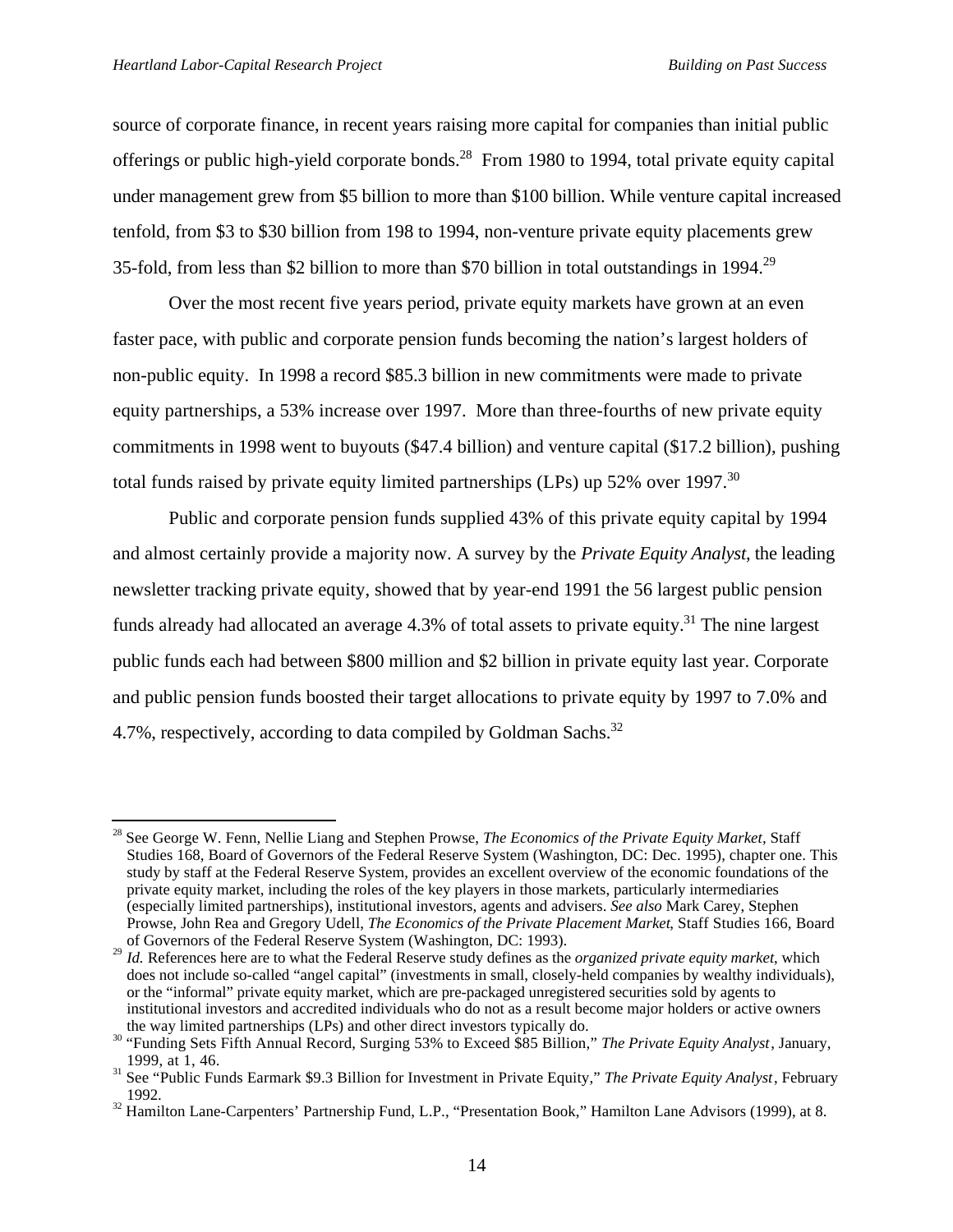source of corporate finance, in recent years raising more capital for companies than initial public offerings or public high-yield corporate bonds.[28] From 1980 to 1994, total private equity capital under management grew from $5 billion to more than $100 billion. While venture capital increased tenfold, from $3 to $30 billion from 198 to 1994, non-venture private equity placements grew 35-fold, from less than $2 billion to more than $70 billion in total outstandings in 1994.[29]

Over the most recent five years period, private equity markets have grown at an even faster pace, with public and corporate pension funds becoming the nation's largest holders of non-public equity. In 1998 a record $85.3 billion in new commitments were made to private equity partnerships, a 53% increase over 1997. More than three-fourths of new private equity commitments in 1998 went to buyouts ($47.4 billion) and venture capital ($17.2 billion), pushing total funds raised by private equity limited partnerships (LPs) up 52% over 1997.[30]

Public and corporate pension funds supplied 43% of this private equity capital by 1994 and almost certainly provide a majority now. A survey by the *Private Equity Analyst*, the leading newsletter tracking private equity, showed that by year-end 1991 the 56 largest public pension funds already had allocated an average 4.3% of total assets to private equity.[31] The nine largest public funds each had between $800 million and $2 billion in private equity last year. Corporate and public pension funds boosted their target allocations to private equity by 1997 to 7.0% and 4.7%, respectively, according to data compiled by Goldman Sachs.[32]

---

[28] See George W. Fenn, Nellie Liang and Stephen Prowse, *The Economics of the Private Equity Market*, Staff Studies 168, Board of Governors of the Federal Reserve System (Washington, DC: Dec. 1995), chapter one. This study by staff at the Federal Reserve System, provides an excellent overview of the economic foundations of the private equity market, including the roles of the key players in those markets, particularly intermediaries (especially limited partnerships), institutional investors, agents and advisers. *See also* Mark Carey, Stephen Prowse, John Rea and Gregory Udell, *The Economics of the Private Placement Market*, Staff Studies 166, Board of Governors of the Federal Reserve System (Washington, DC: 1993).

[29] *Id.* References here are to what the Federal Reserve study defines as the *organized private equity market*, which does not include so-called "angel capital" (investments in small, closely-held companies by wealthy individuals), or the "informal" private equity market, which are pre-packaged unregistered securities sold by agents to institutional investors and accredited individuals who do not as a result become major holders or active owners the way limited partnerships (LPs) and other direct investors typically do.

[30] "Funding Sets Fifth Annual Record, Surging 53% to Exceed $85 Billion," *The Private Equity Analyst*, January, 1999, at 1, 46.

[31] See "Public Funds Earmark $9.3 Billion for Investment in Private Equity," *The Private Equity Analyst*, February 1992.

[32] Hamilton Lane-Carpenters' Partnership Fund, L.P., "Presentation Book," Hamilton Lane Advisors (1999), at 8.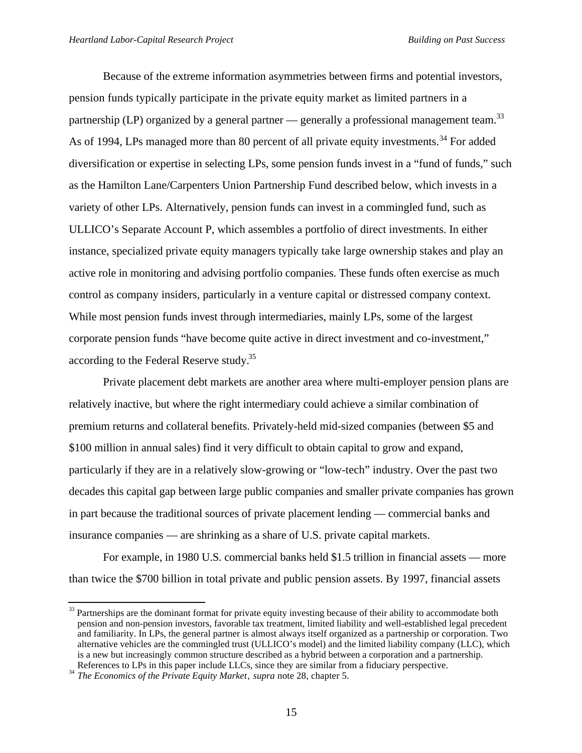Because of the extreme information asymmetries between firms and potential investors, pension funds typically participate in the private equity market as limited partners in a partnership (LP) organized by a general partner — generally a professional management team.[33] As of 1994, LPs managed more than 80 percent of all private equity investments.[34] For added diversification or expertise in selecting LPs, some pension funds invest in a "fund of funds," such as the Hamilton Lane/Carpenters Union Partnership Fund described below, which invests in a variety of other LPs. Alternatively, pension funds can invest in a commingled fund, such as ULLICO's Separate Account P, which assembles a portfolio of direct investments. In either instance, specialized private equity managers typically take large ownership stakes and play an active role in monitoring and advising portfolio companies. These funds often exercise as much control as company insiders, particularly in a venture capital or distressed company context. While most pension funds invest through intermediaries, mainly LPs, some of the largest corporate pension funds "have become quite active in direct investment and co-investment," according to the Federal Reserve study.[35]

Private placement debt markets are another area where multi-employer pension plans are relatively inactive, but where the right intermediary could achieve a similar combination of premium returns and collateral benefits. Privately-held mid-sized companies (between $5 and $100 million in annual sales) find it very difficult to obtain capital to grow and expand, particularly if they are in a relatively slow-growing or "low-tech" industry. Over the past two decades this capital gap between large public companies and smaller private companies has grown in part because the traditional sources of private placement lending — commercial banks and insurance companies — are shrinking as a share of U.S. private capital markets.

For example, in 1980 U.S. commercial banks held $1.5 trillion in financial assets — more than twice the $700 billion in total private and public pension assets. By 1997, financial assets

---

[33] Partnerships are the dominant format for private equity investing because of their ability to accommodate both pension and non-pension investors, favorable tax treatment, limited liability and well-established legal precedent and familiarity. In LPs, the general partner is almost always itself organized as a partnership or corporation. Two alternative vehicles are the commingled trust (ULLICO's model) and the limited liability company (LLC), which is a new but increasingly common structure described as a hybrid between a corporation and a partnership. References to LPs in this paper include LLCs, since they are similar from a fiduciary perspective.

[34] *The Economics of the Private Equity Market*, *supra* note 28, chapter 5.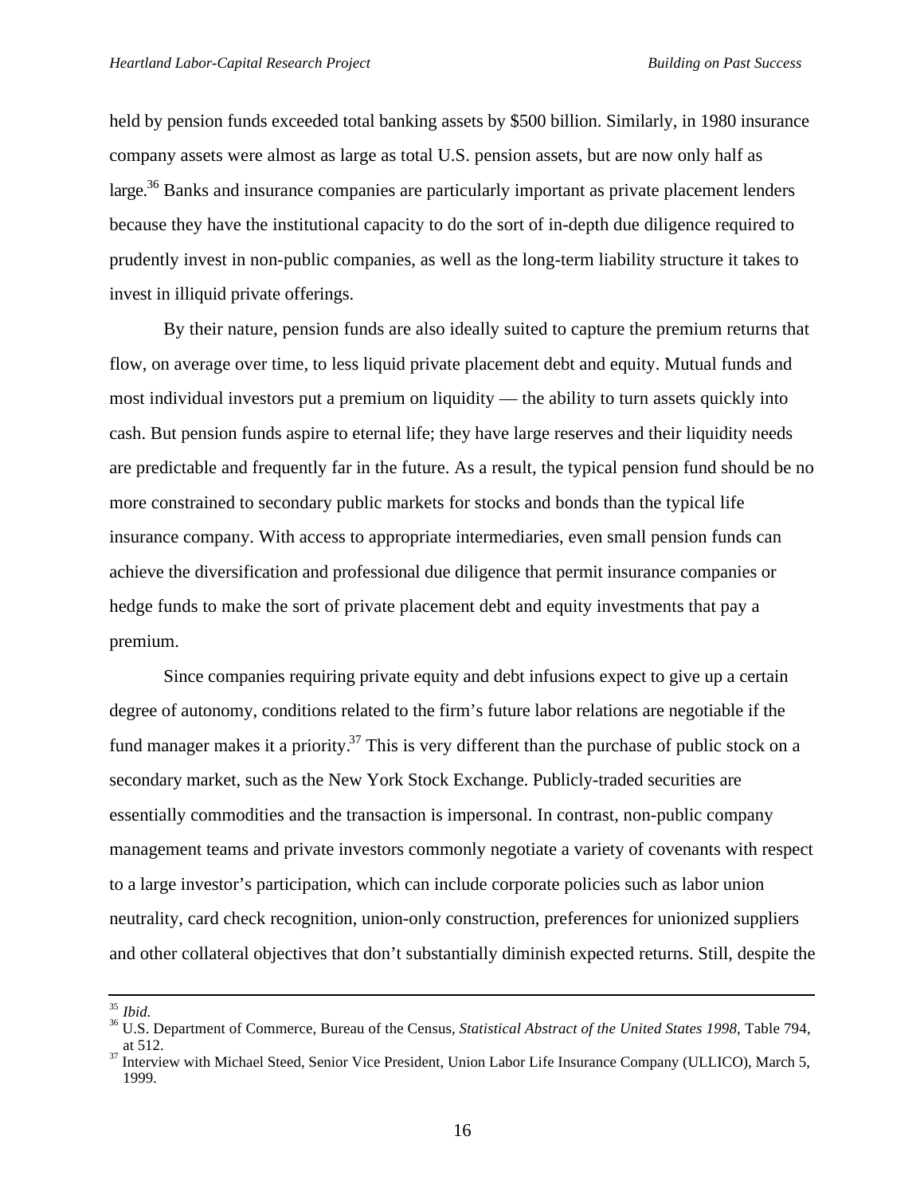held by pension funds exceeded total banking assets by $500 billion. Similarly, in 1980 insurance company assets were almost as large as total U.S. pension assets, but are now only half as large.[36] Banks and insurance companies are particularly important as private placement lenders because they have the institutional capacity to do the sort of in-depth due diligence required to prudently invest in non-public companies, as well as the long-term liability structure it takes to invest in illiquid private offerings.

By their nature, pension funds are also ideally suited to capture the premium returns that flow, on average over time, to less liquid private placement debt and equity. Mutual funds and most individual investors put a premium on liquidity — the ability to turn assets quickly into cash. But pension funds aspire to eternal life; they have large reserves and their liquidity needs are predictable and frequently far in the future. As a result, the typical pension fund should be no more constrained to secondary public markets for stocks and bonds than the typical life insurance company. With access to appropriate intermediaries, even small pension funds can achieve the diversification and professional due diligence that permit insurance companies or hedge funds to make the sort of private placement debt and equity investments that pay a premium.

Since companies requiring private equity and debt infusions expect to give up a certain degree of autonomy, conditions related to the firm's future labor relations are negotiable if the fund manager makes it a priority.[37] This is very different than the purchase of public stock on a secondary market, such as the New York Stock Exchange. Publicly-traded securities are essentially commodities and the transaction is impersonal. In contrast, non-public company management teams and private investors commonly negotiate a variety of covenants with respect to a large investor's participation, which can include corporate policies such as labor union neutrality, card check recognition, union-only construction, preferences for unionized suppliers and other collateral objectives that don't substantially diminish expected returns. Still, despite the

---

[35] *Ibid.*

[36] U.S. Department of Commerce, Bureau of the Census, *Statistical Abstract of the United States 1998*, Table 794, at 512.

[37] Interview with Michael Steed, Senior Vice President, Union Labor Life Insurance Company (ULLICO), March 5, 1999.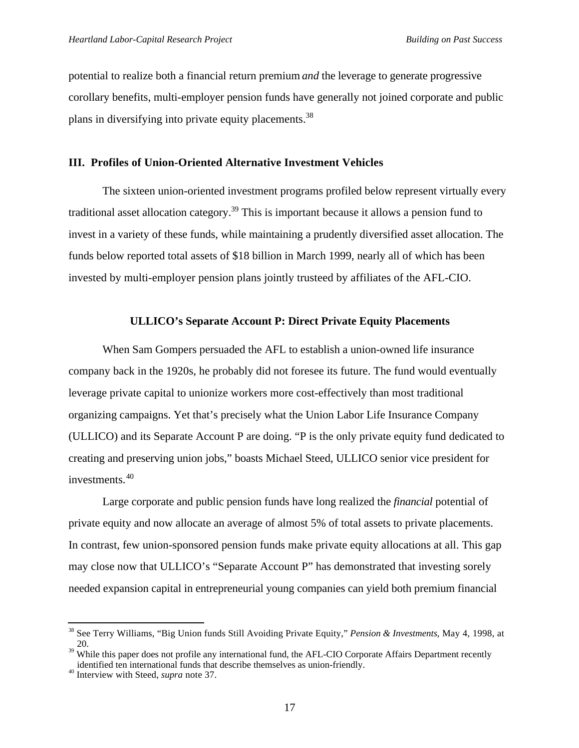potential to realize both a financial return premium *and* the leverage to generate progressive corollary benefits, multi-employer pension funds have generally not joined corporate and public plans in diversifying into private equity placements.[38]

## III. Profiles of Union-Oriented Alternative Investment Vehicles

The sixteen union-oriented investment programs profiled below represent virtually every traditional asset allocation category.[39] This is important because it allows a pension fund to invest in a variety of these funds, while maintaining a prudently diversified asset allocation. The funds below reported total assets of $18 billion in March 1999, nearly all of which has been invested by multi-employer pension plans jointly trusteed by affiliates of the AFL-CIO.

### ULLICO's Separate Account P: Direct Private Equity Placements

When Sam Gompers persuaded the AFL to establish a union-owned life insurance company back in the 1920s, he probably did not foresee its future. The fund would eventually leverage private capital to unionize workers more cost-effectively than most traditional organizing campaigns. Yet that's precisely what the Union Labor Life Insurance Company (ULLICO) and its Separate Account P are doing. "P is the only private equity fund dedicated to creating and preserving union jobs," boasts Michael Steed, ULLICO senior vice president for investments.[40]

Large corporate and public pension funds have long realized the *financial* potential of private equity and now allocate an average of almost 5% of total assets to private placements. In contrast, few union-sponsored pension funds make private equity allocations at all. This gap may close now that ULLICO's "Separate Account P" has demonstrated that investing sorely needed expansion capital in entrepreneurial young companies can yield both premium financial

---

[38] See Terry Williams, "Big Union funds Still Avoiding Private Equity," *Pension & Investments*, May 4, 1998, at 20.

[39] While this paper does not profile any international fund, the AFL-CIO Corporate Affairs Department recently identified ten international funds that describe themselves as union-friendly.

[40] Interview with Steed, *supra* note 37.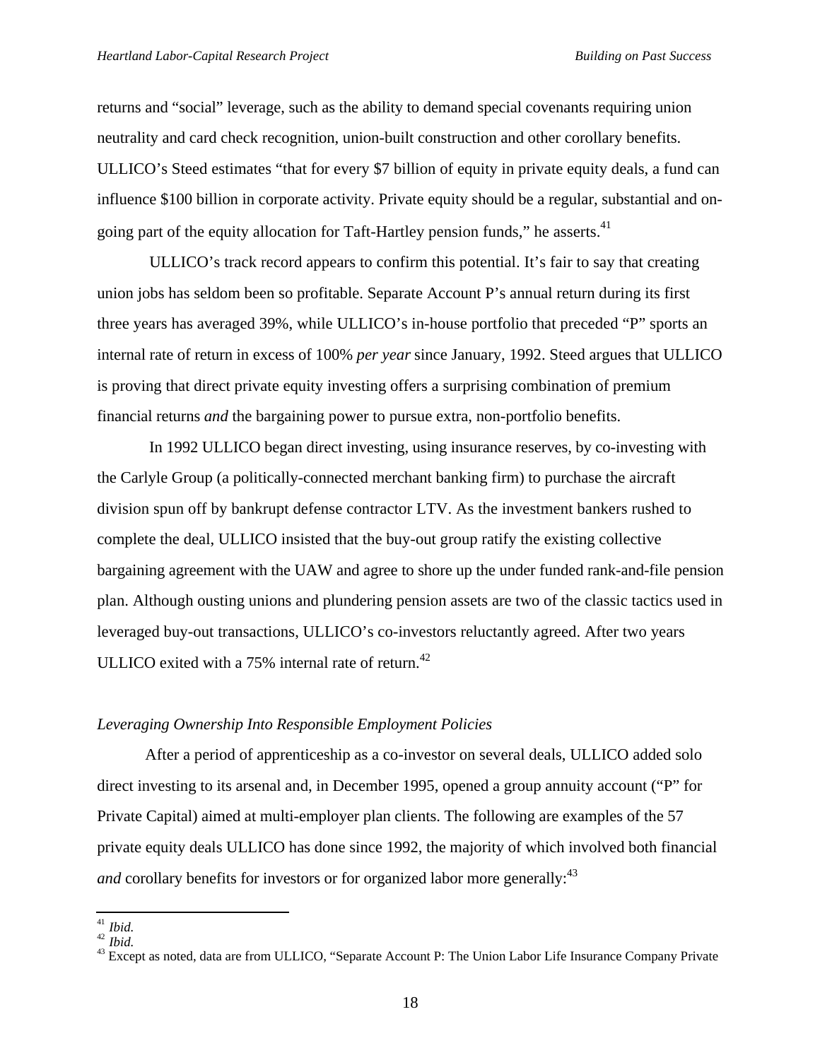returns and "social" leverage, such as the ability to demand special covenants requiring union neutrality and card check recognition, union-built construction and other corollary benefits. ULLICO's Steed estimates "that for every $7 billion of equity in private equity deals, a fund can influence $100 billion in corporate activity. Private equity should be a regular, substantial and on-going part of the equity allocation for Taft-Hartley pension funds," he asserts.[41]

ULLICO's track record appears to confirm this potential. It's fair to say that creating union jobs has seldom been so profitable. Separate Account P's annual return during its first three years has averaged 39%, while ULLICO's in-house portfolio that preceded "P" sports an internal rate of return in excess of 100% *per year* since January, 1992. Steed argues that ULLICO is proving that direct private equity investing offers a surprising combination of premium financial returns *and* the bargaining power to pursue extra, non-portfolio benefits.

In 1992 ULLICO began direct investing, using insurance reserves, by co-investing with the Carlyle Group (a politically-connected merchant banking firm) to purchase the aircraft division spun off by bankrupt defense contractor LTV. As the investment bankers rushed to complete the deal, ULLICO insisted that the buy-out group ratify the existing collective bargaining agreement with the UAW and agree to shore up the under funded rank-and-file pension plan. Although ousting unions and plundering pension assets are two of the classic tactics used in leveraged buy-out transactions, ULLICO's co-investors reluctantly agreed. After two years ULLICO exited with a 75% internal rate of return.[42]

*Leveraging Ownership Into Responsible Employment Policies*

After a period of apprenticeship as a co-investor on several deals, ULLICO added solo direct investing to its arsenal and, in December 1995, opened a group annuity account ("P" for Private Capital) aimed at multi-employer plan clients. The following are examples of the 57 private equity deals ULLICO has done since 1992, the majority of which involved both financial *and* corollary benefits for investors or for organized labor more generally:[43]

---

[41] *Ibid.*

[42] *Ibid.*

[43] Except as noted, data are from ULLICO, "Separate Account P: The Union Labor Life Insurance Company Private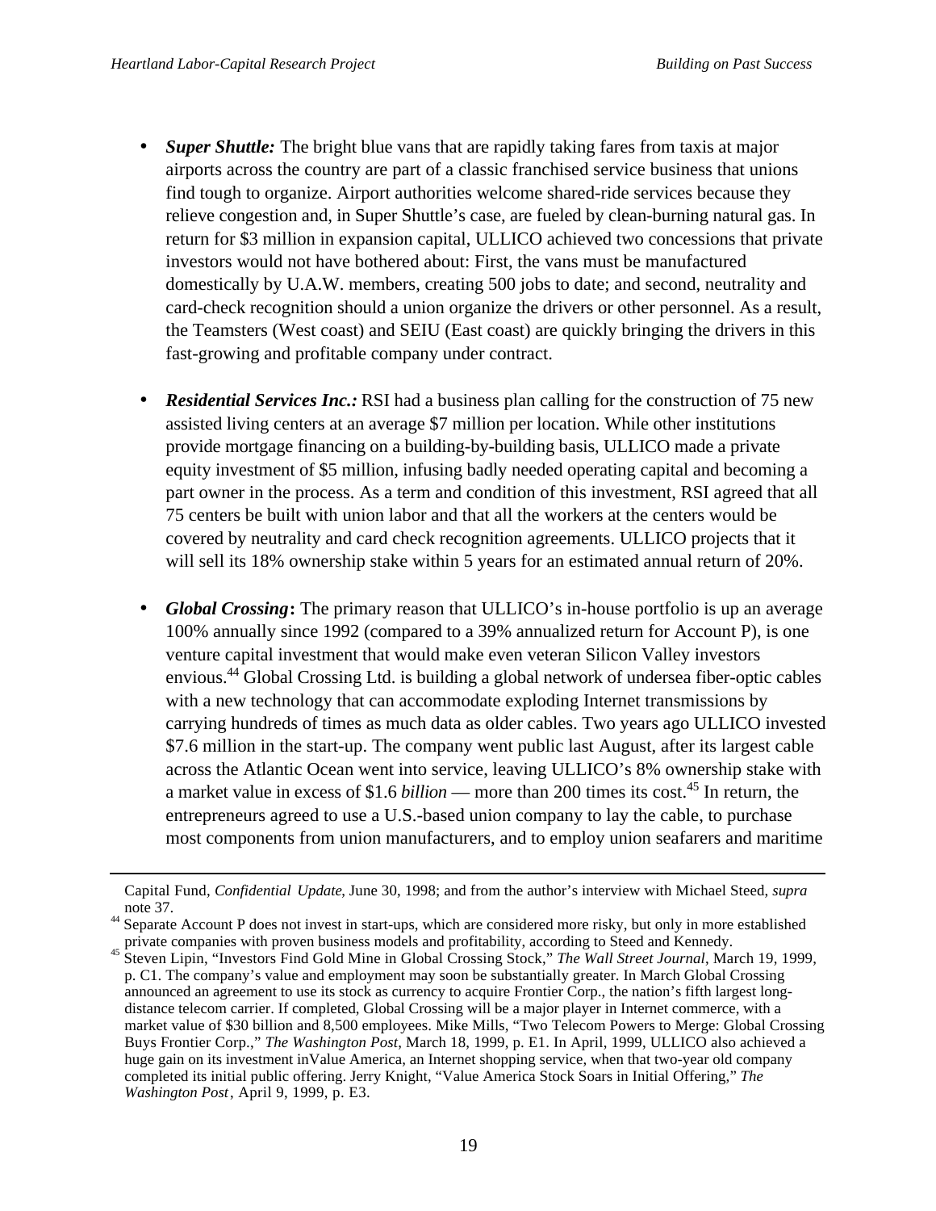- ***Super Shuttle:*** The bright blue vans that are rapidly taking fares from taxis at major airports across the country are part of a classic franchised service business that unions find tough to organize. Airport authorities welcome shared-ride services because they relieve congestion and, in Super Shuttle's case, are fueled by clean-burning natural gas. In return for $3 million in expansion capital, ULLICO achieved two concessions that private investors would not have bothered about: First, the vans must be manufactured domestically by U.A.W. members, creating 500 jobs to date; and second, neutrality and card-check recognition should a union organize the drivers or other personnel. As a result, the Teamsters (West coast) and SEIU (East coast) are quickly bringing the drivers in this fast-growing and profitable company under contract.

- ***Residential Services Inc.:*** RSI had a business plan calling for the construction of 75 new assisted living centers at an average $7 million per location. While other institutions provide mortgage financing on a building-by-building basis, ULLICO made a private equity investment of $5 million, infusing badly needed operating capital and becoming a part owner in the process. As a term and condition of this investment, RSI agreed that all 75 centers be built with union labor and that all the workers at the centers would be covered by neutrality and card check recognition agreements. ULLICO projects that it will sell its 18% ownership stake within 5 years for an estimated annual return of 20%.

- ***Global Crossing*:** The primary reason that ULLICO's in-house portfolio is up an average 100% annually since 1992 (compared to a 39% annualized return for Account P), is one venture capital investment that would make even veteran Silicon Valley investors envious.[44] Global Crossing Ltd. is building a global network of undersea fiber-optic cables with a new technology that can accommodate exploding Internet transmissions by carrying hundreds of times as much data as older cables. Two years ago ULLICO invested $7.6 million in the start-up. The company went public last August, after its largest cable across the Atlantic Ocean went into service, leaving ULLICO's 8% ownership stake with a market value in excess of $1.6 *billion* — more than 200 times its cost.[45] In return, the entrepreneurs agreed to use a U.S.-based union company to lay the cable, to purchase most components from union manufacturers, and to employ union seafarers and maritime

---

Capital Fund, *Confidential Update*, June 30, 1998; and from the author's interview with Michael Steed, *supra* note 37.

[44] Separate Account P does not invest in start-ups, which are considered more risky, but only in more established private companies with proven business models and profitability, according to Steed and Kennedy.

[45] Steven Lipin, "Investors Find Gold Mine in Global Crossing Stock," *The Wall Street Journal*, March 19, 1999, p. C1. The company's value and employment may soon be substantially greater. In March Global Crossing announced an agreement to use its stock as currency to acquire Frontier Corp., the nation's fifth largest long-distance telecom carrier. If completed, Global Crossing will be a major player in Internet commerce, with a market value of $30 billion and 8,500 employees. Mike Mills, "Two Telecom Powers to Merge: Global Crossing Buys Frontier Corp.," *The Washington Post*, March 18, 1999, p. E1. In April, 1999, ULLICO also achieved a huge gain on its investment inValue America, an Internet shopping service, when that two-year old company completed its initial public offering. Jerry Knight, "Value America Stock Soars in Initial Offering," *The Washington Post*, April 9, 1999, p. E3.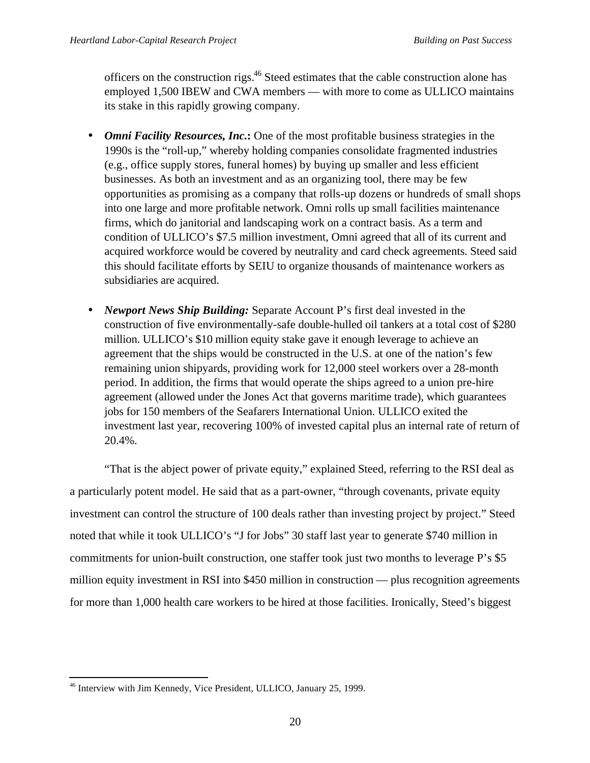officers on the construction rigs.[46] Steed estimates that the cable construction alone has employed 1,500 IBEW and CWA members — with more to come as ULLICO maintains its stake in this rapidly growing company.

- ***Omni Facility Resources, Inc.*****:** One of the most profitable business strategies in the 1990s is the "roll-up," whereby holding companies consolidate fragmented industries (e.g., office supply stores, funeral homes) by buying up smaller and less efficient businesses. As both an investment and as an organizing tool, there may be few opportunities as promising as a company that rolls-up dozens or hundreds of small shops into one large and more profitable network. Omni rolls up small facilities maintenance firms, which do janitorial and landscaping work on a contract basis. As a term and condition of ULLICO's $7.5 million investment, Omni agreed that all of its current and acquired workforce would be covered by neutrality and card check agreements. Steed said this should facilitate efforts by SEIU to organize thousands of maintenance workers as subsidiaries are acquired.

- ***Newport News Ship Building:*** Separate Account P's first deal invested in the construction of five environmentally-safe double-hulled oil tankers at a total cost of $280 million. ULLICO's $10 million equity stake gave it enough leverage to achieve an agreement that the ships would be constructed in the U.S. at one of the nation's few remaining union shipyards, providing work for 12,000 steel workers over a 28-month period. In addition, the firms that would operate the ships agreed to a union pre-hire agreement (allowed under the Jones Act that governs maritime trade), which guarantees jobs for 150 members of the Seafarers International Union. ULLICO exited the investment last year, recovering 100% of invested capital plus an internal rate of return of 20.4%.

"That is the abject power of private equity," explained Steed, referring to the RSI deal as a particularly potent model. He said that as a part-owner, "through covenants, private equity investment can control the structure of 100 deals rather than investing project by project." Steed noted that while it took ULLICO's "J for Jobs" 30 staff last year to generate $740 million in commitments for union-built construction, one staffer took just two months to leverage P's $5 million equity investment in RSI into $450 million in construction — plus recognition agreements for more than 1,000 health care workers to be hired at those facilities. Ironically, Steed's biggest

[46] Interview with Jim Kennedy, Vice President, ULLICO, January 25, 1999.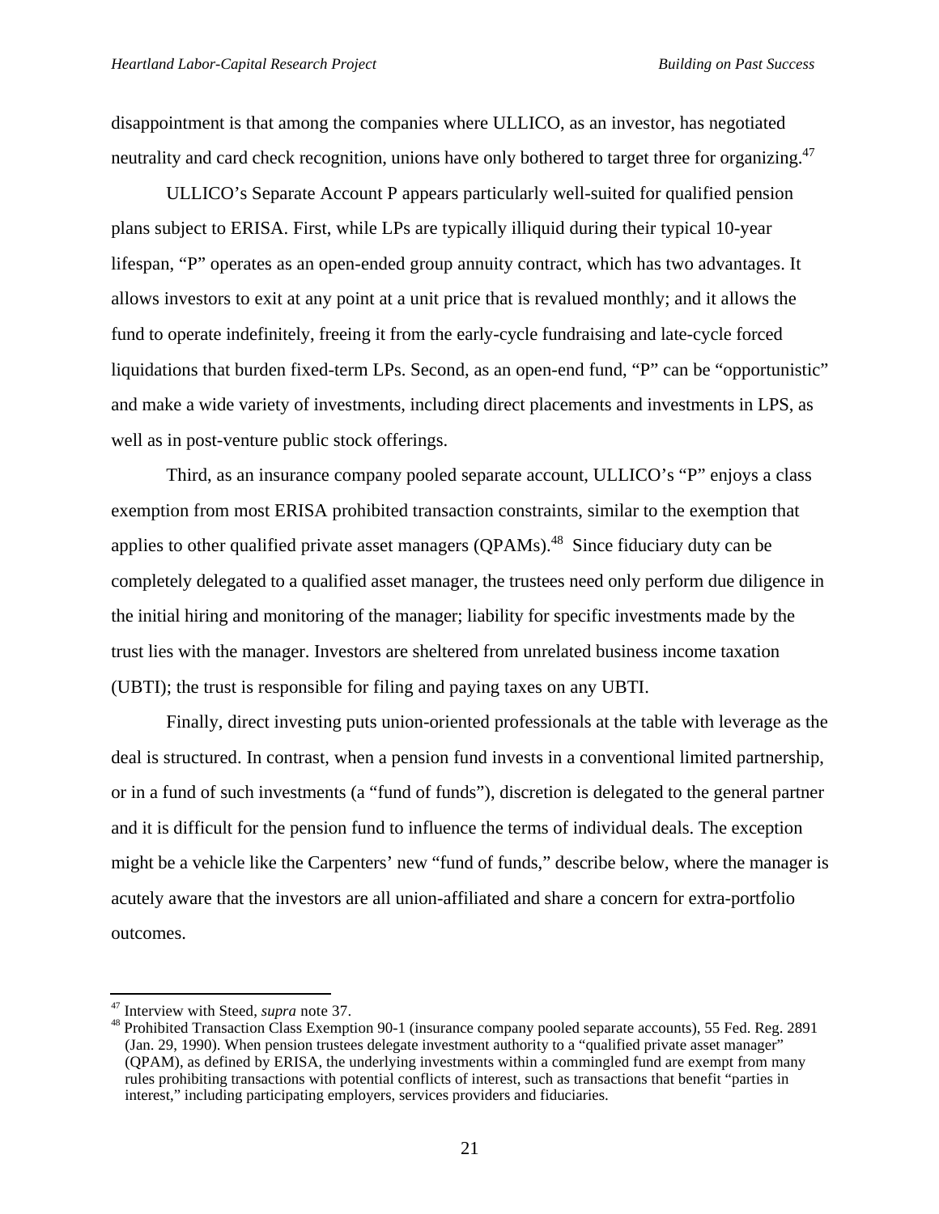disappointment is that among the companies where ULLICO, as an investor, has negotiated neutrality and card check recognition, unions have only bothered to target three for organizing.[47]

ULLICO's Separate Account P appears particularly well-suited for qualified pension plans subject to ERISA. First, while LPs are typically illiquid during their typical 10-year lifespan, "P" operates as an open-ended group annuity contract, which has two advantages. It allows investors to exit at any point at a unit price that is revalued monthly; and it allows the fund to operate indefinitely, freeing it from the early-cycle fundraising and late-cycle forced liquidations that burden fixed-term LPs. Second, as an open-end fund, "P" can be "opportunistic" and make a wide variety of investments, including direct placements and investments in LPS, as well as in post-venture public stock offerings.

Third, as an insurance company pooled separate account, ULLICO's "P" enjoys a class exemption from most ERISA prohibited transaction constraints, similar to the exemption that applies to other qualified private asset managers (QPAMs).[48] Since fiduciary duty can be completely delegated to a qualified asset manager, the trustees need only perform due diligence in the initial hiring and monitoring of the manager; liability for specific investments made by the trust lies with the manager. Investors are sheltered from unrelated business income taxation (UBTI); the trust is responsible for filing and paying taxes on any UBTI.

Finally, direct investing puts union-oriented professionals at the table with leverage as the deal is structured. In contrast, when a pension fund invests in a conventional limited partnership, or in a fund of such investments (a "fund of funds"), discretion is delegated to the general partner and it is difficult for the pension fund to influence the terms of individual deals. The exception might be a vehicle like the Carpenters' new "fund of funds," describe below, where the manager is acutely aware that the investors are all union-affiliated and share a concern for extra-portfolio outcomes.

---

[47] Interview with Steed, *supra* note 37.

[48] Prohibited Transaction Class Exemption 90-1 (insurance company pooled separate accounts), 55 Fed. Reg. 2891 (Jan. 29, 1990). When pension trustees delegate investment authority to a "qualified private asset manager" (QPAM), as defined by ERISA, the underlying investments within a commingled fund are exempt from many rules prohibiting transactions with potential conflicts of interest, such as transactions that benefit "parties in interest," including participating employers, services providers and fiduciaries.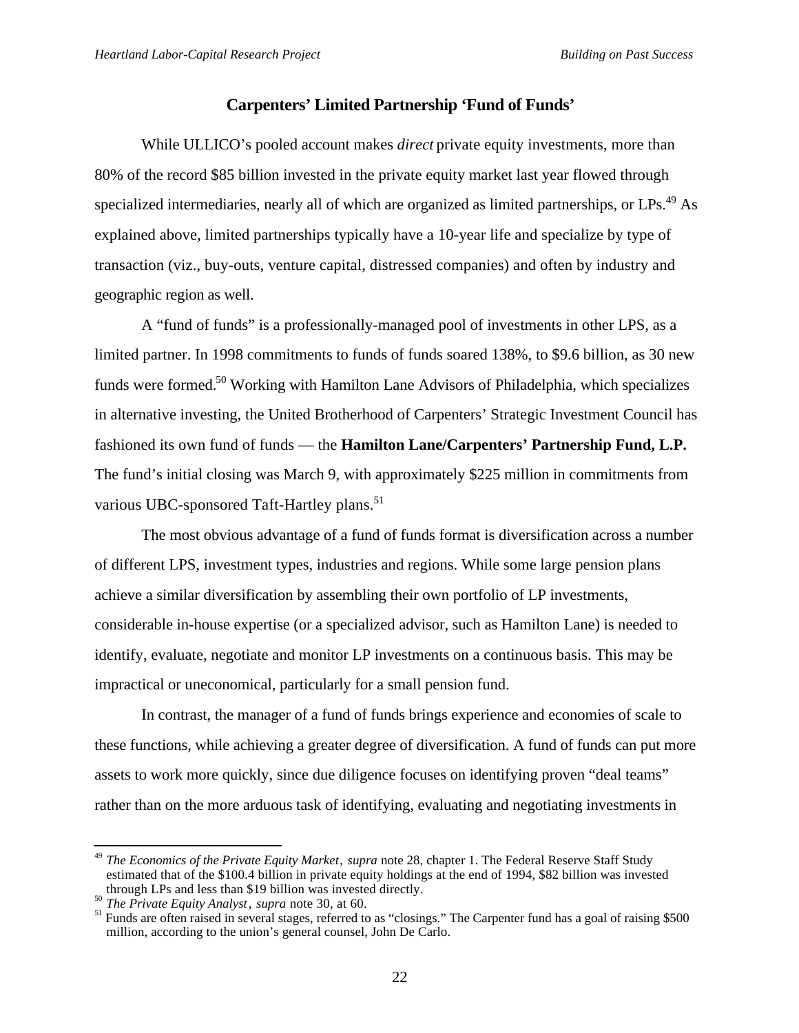## Carpenters' Limited Partnership 'Fund of Funds'

While ULLICO's pooled account makes *direct* private equity investments, more than 80% of the record $85 billion invested in the private equity market last year flowed through specialized intermediaries, nearly all of which are organized as limited partnerships, or LPs.[49] As explained above, limited partnerships typically have a 10-year life and specialize by type of transaction (viz., buy-outs, venture capital, distressed companies) and often by industry and geographic region as well.

A "fund of funds" is a professionally-managed pool of investments in other LPS, as a limited partner. In 1998 commitments to funds of funds soared 138%, to $9.6 billion, as 30 new funds were formed.[50] Working with Hamilton Lane Advisors of Philadelphia, which specializes in alternative investing, the United Brotherhood of Carpenters' Strategic Investment Council has fashioned its own fund of funds — the **Hamilton Lane/Carpenters' Partnership Fund, L.P.** The fund's initial closing was March 9, with approximately $225 million in commitments from various UBC-sponsored Taft-Hartley plans.[51]

The most obvious advantage of a fund of funds format is diversification across a number of different LPS, investment types, industries and regions. While some large pension plans achieve a similar diversification by assembling their own portfolio of LP investments, considerable in-house expertise (or a specialized advisor, such as Hamilton Lane) is needed to identify, evaluate, negotiate and monitor LP investments on a continuous basis. This may be impractical or uneconomical, particularly for a small pension fund.

In contrast, the manager of a fund of funds brings experience and economies of scale to these functions, while achieving a greater degree of diversification. A fund of funds can put more assets to work more quickly, since due diligence focuses on identifying proven "deal teams" rather than on the more arduous task of identifying, evaluating and negotiating investments in

---

[49] *The Economics of the Private Equity Market*, *supra* note 28, chapter 1. The Federal Reserve Staff Study estimated that of the $100.4 billion in private equity holdings at the end of 1994, $82 billion was invested through LPs and less than $19 billion was invested directly.

[50] *The Private Equity Analyst*, *supra* note 30, at 60.

[51] Funds are often raised in several stages, referred to as "closings." The Carpenter fund has a goal of raising $500 million, according to the union's general counsel, John De Carlo.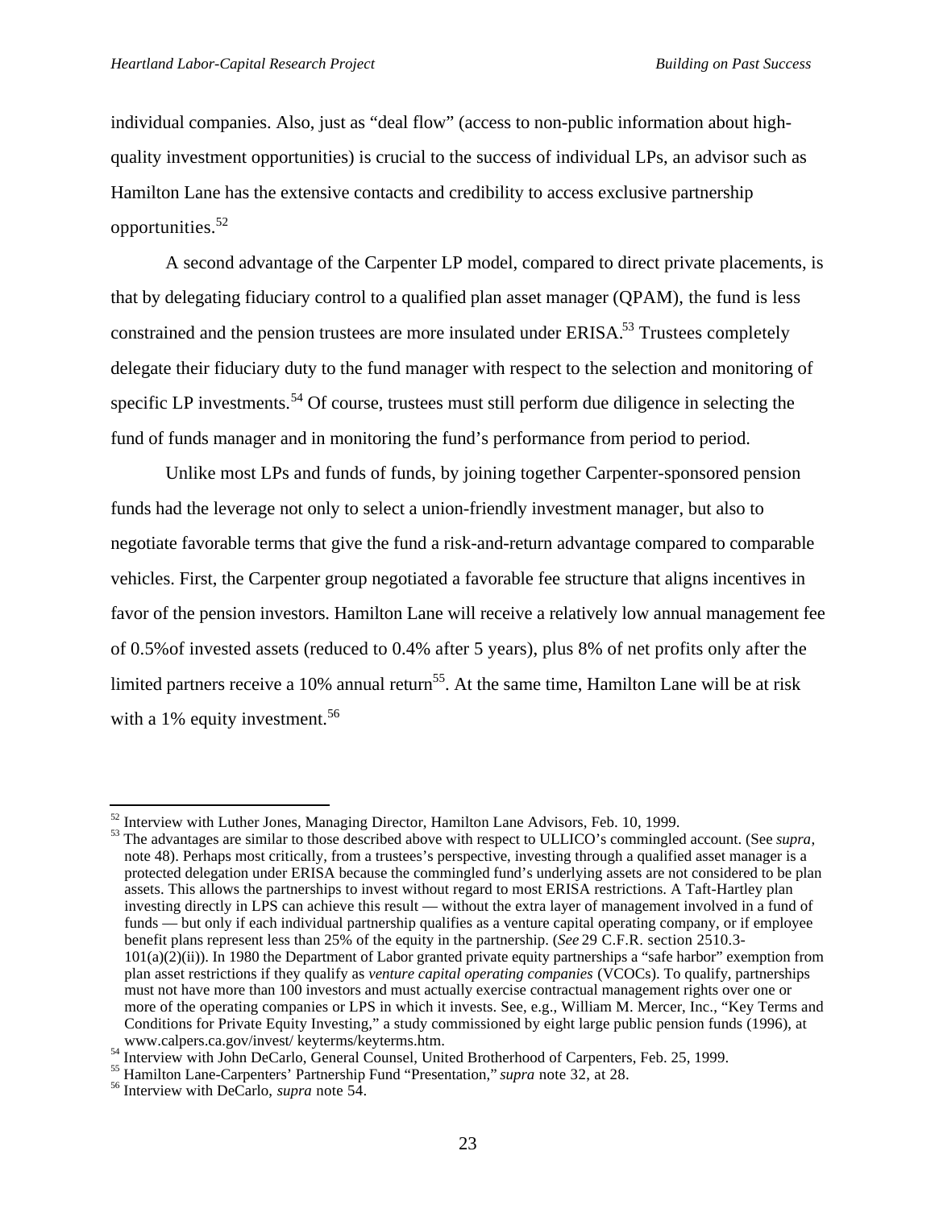individual companies. Also, just as "deal flow" (access to non-public information about high-quality investment opportunities) is crucial to the success of individual LPs, an advisor such as Hamilton Lane has the extensive contacts and credibility to access exclusive partnership opportunities.[52]

A second advantage of the Carpenter LP model, compared to direct private placements, is that by delegating fiduciary control to a qualified plan asset manager (QPAM), the fund is less constrained and the pension trustees are more insulated under ERISA.[53] Trustees completely delegate their fiduciary duty to the fund manager with respect to the selection and monitoring of specific LP investments.[54] Of course, trustees must still perform due diligence in selecting the fund of funds manager and in monitoring the fund's performance from period to period.

Unlike most LPs and funds of funds, by joining together Carpenter-sponsored pension funds had the leverage not only to select a union-friendly investment manager, but also to negotiate favorable terms that give the fund a risk-and-return advantage compared to comparable vehicles. First, the Carpenter group negotiated a favorable fee structure that aligns incentives in favor of the pension investors. Hamilton Lane will receive a relatively low annual management fee of 0.5%of invested assets (reduced to 0.4% after 5 years), plus 8% of net profits only after the limited partners receive a 10% annual return[55]. At the same time, Hamilton Lane will be at risk with a 1% equity investment.[56]

---

[52] Interview with Luther Jones, Managing Director, Hamilton Lane Advisors, Feb. 10, 1999.

[53] The advantages are similar to those described above with respect to ULLICO's commingled account. (See *supra*, note 48). Perhaps most critically, from a trustees's perspective, investing through a qualified asset manager is a protected delegation under ERISA because the commingled fund's underlying assets are not considered to be plan assets. This allows the partnerships to invest without regard to most ERISA restrictions. A Taft-Hartley plan investing directly in LPS can achieve this result — without the extra layer of management involved in a fund of funds — but only if each individual partnership qualifies as a venture capital operating company, or if employee benefit plans represent less than 25% of the equity in the partnership. (*See* 29 C.F.R. section 2510.3-101(a)(2)(ii)). In 1980 the Department of Labor granted private equity partnerships a "safe harbor" exemption from plan asset restrictions if they qualify as *venture capital operating companies* (VCOCs). To qualify, partnerships must not have more than 100 investors and must actually exercise contractual management rights over one or more of the operating companies or LPS in which it invests. See, e.g., William M. Mercer, Inc., "Key Terms and Conditions for Private Equity Investing," a study commissioned by eight large public pension funds (1996), at www.calpers.ca.gov/invest/ keyterms/keyterms.htm.

[54] Interview with John DeCarlo, General Counsel, United Brotherhood of Carpenters, Feb. 25, 1999.

[55] Hamilton Lane-Carpenters' Partnership Fund "Presentation," *supra* note 32, at 28.

[56] Interview with DeCarlo, *supra* note 54.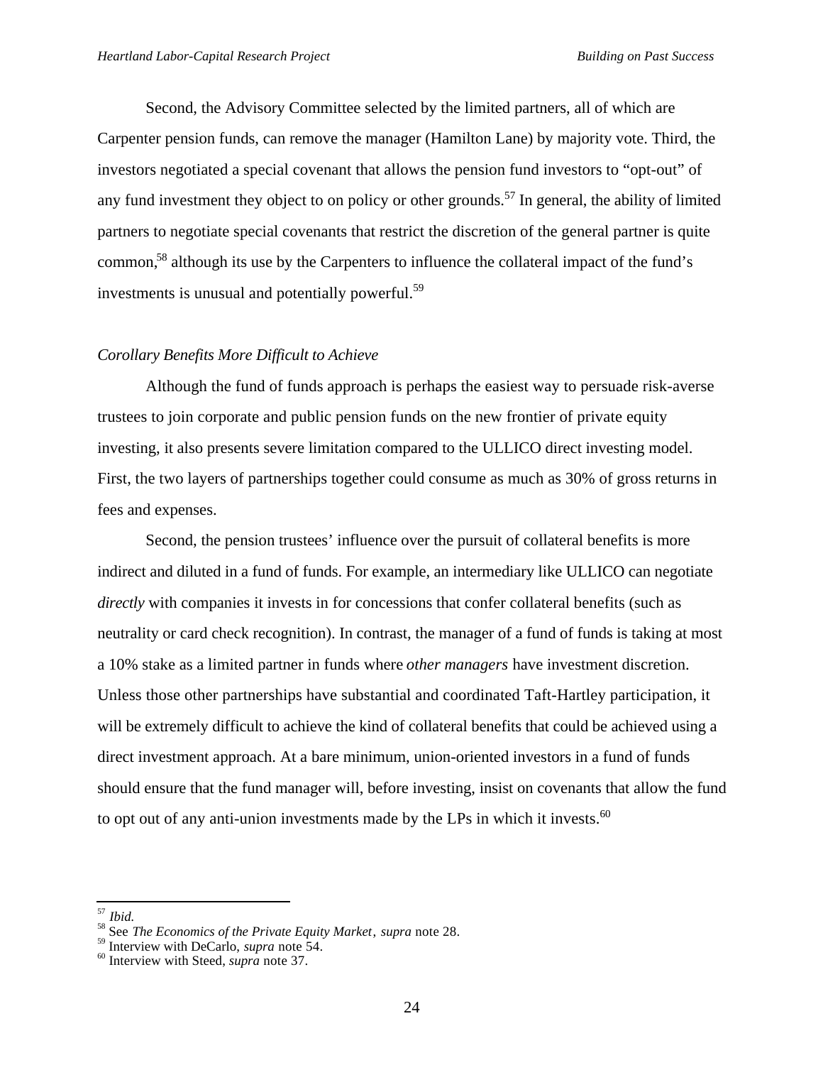Second, the Advisory Committee selected by the limited partners, all of which are Carpenter pension funds, can remove the manager (Hamilton Lane) by majority vote. Third, the investors negotiated a special covenant that allows the pension fund investors to "opt-out" of any fund investment they object to on policy or other grounds.[57] In general, the ability of limited partners to negotiate special covenants that restrict the discretion of the general partner is quite common,[58] although its use by the Carpenters to influence the collateral impact of the fund's investments is unusual and potentially powerful.[59]

*Corollary Benefits More Difficult to Achieve*

Although the fund of funds approach is perhaps the easiest way to persuade risk-averse trustees to join corporate and public pension funds on the new frontier of private equity investing, it also presents severe limitation compared to the ULLICO direct investing model. First, the two layers of partnerships together could consume as much as 30% of gross returns in fees and expenses.

Second, the pension trustees' influence over the pursuit of collateral benefits is more indirect and diluted in a fund of funds. For example, an intermediary like ULLICO can negotiate *directly* with companies it invests in for concessions that confer collateral benefits (such as neutrality or card check recognition). In contrast, the manager of a fund of funds is taking at most a 10% stake as a limited partner in funds where *other managers* have investment discretion. Unless those other partnerships have substantial and coordinated Taft-Hartley participation, it will be extremely difficult to achieve the kind of collateral benefits that could be achieved using a direct investment approach. At a bare minimum, union-oriented investors in a fund of funds should ensure that the fund manager will, before investing, insist on covenants that allow the fund to opt out of any anti-union investments made by the LPs in which it invests.[60]

---

[57] *Ibid.*

[58] See *The Economics of the Private Equity Market*, *supra* note 28.

[59] Interview with DeCarlo, *supra* note 54.

[60] Interview with Steed, *supra* note 37.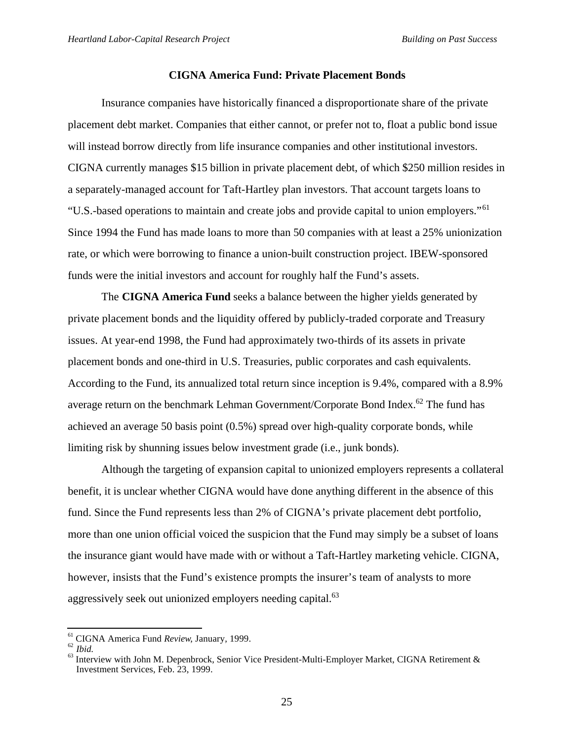## CIGNA America Fund: Private Placement Bonds

Insurance companies have historically financed a disproportionate share of the private placement debt market. Companies that either cannot, or prefer not to, float a public bond issue will instead borrow directly from life insurance companies and other institutional investors. CIGNA currently manages $15 billion in private placement debt, of which $250 million resides in a separately-managed account for Taft-Hartley plan investors. That account targets loans to "U.S.-based operations to maintain and create jobs and provide capital to union employers."[61] Since 1994 the Fund has made loans to more than 50 companies with at least a 25% unionization rate, or which were borrowing to finance a union-built construction project. IBEW-sponsored funds were the initial investors and account for roughly half the Fund's assets.

The **CIGNA America Fund** seeks a balance between the higher yields generated by private placement bonds and the liquidity offered by publicly-traded corporate and Treasury issues. At year-end 1998, the Fund had approximately two-thirds of its assets in private placement bonds and one-third in U.S. Treasuries, public corporates and cash equivalents. According to the Fund, its annualized total return since inception is 9.4%, compared with a 8.9% average return on the benchmark Lehman Government/Corporate Bond Index.[62] The fund has achieved an average 50 basis point (0.5%) spread over high-quality corporate bonds, while limiting risk by shunning issues below investment grade (i.e., junk bonds).

Although the targeting of expansion capital to unionized employers represents a collateral benefit, it is unclear whether CIGNA would have done anything different in the absence of this fund. Since the Fund represents less than 2% of CIGNA's private placement debt portfolio, more than one union official voiced the suspicion that the Fund may simply be a subset of loans the insurance giant would have made with or without a Taft-Hartley marketing vehicle. CIGNA, however, insists that the Fund's existence prompts the insurer's team of analysts to more aggressively seek out unionized employers needing capital.[63]

---

[61] CIGNA America Fund *Review*, January, 1999.
[62] *Ibid.*
[63] Interview with John M. Depenbrock, Senior Vice President-Multi-Employer Market, CIGNA Retirement & Investment Services, Feb. 23, 1999.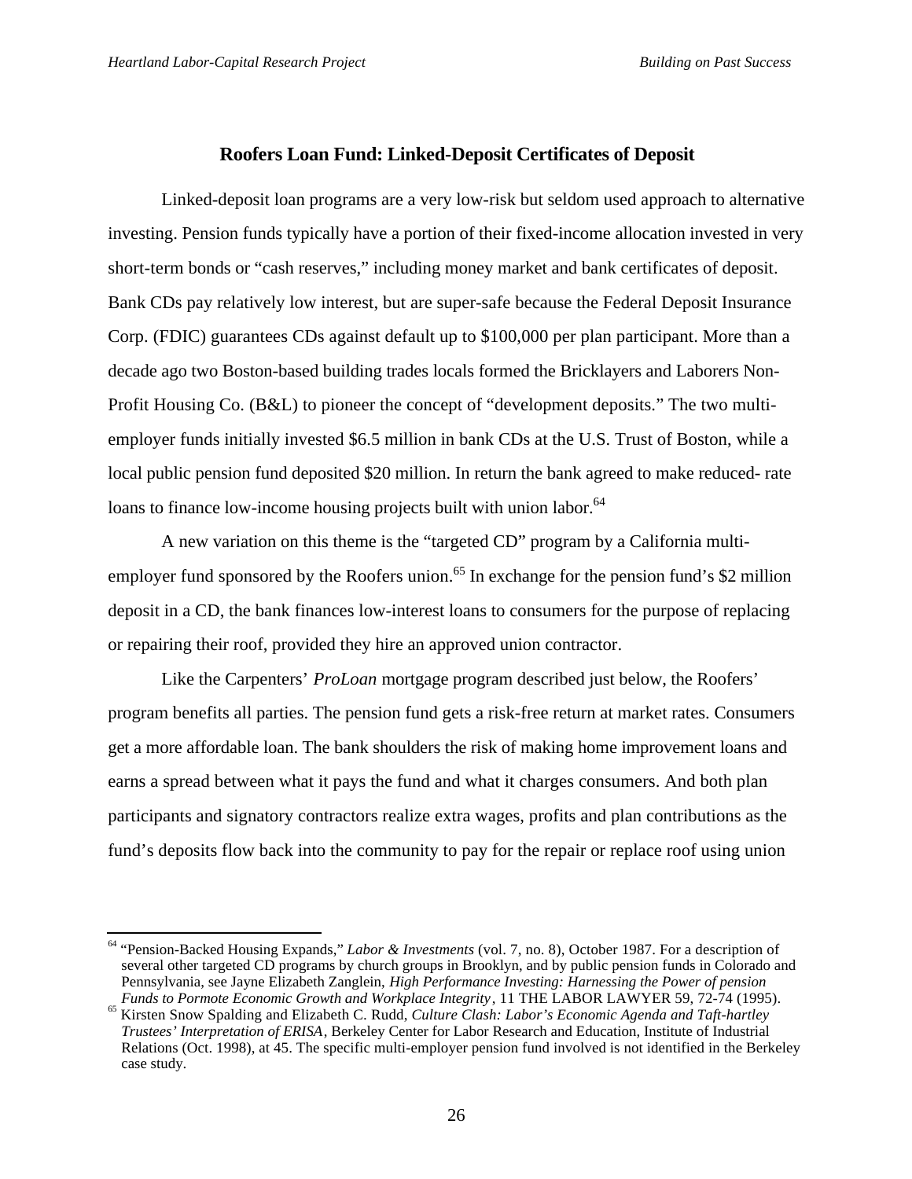## Roofers Loan Fund: Linked-Deposit Certificates of Deposit

Linked-deposit loan programs are a very low-risk but seldom used approach to alternative investing. Pension funds typically have a portion of their fixed-income allocation invested in very short-term bonds or "cash reserves," including money market and bank certificates of deposit. Bank CDs pay relatively low interest, but are super-safe because the Federal Deposit Insurance Corp. (FDIC) guarantees CDs against default up to $100,000 per plan participant. More than a decade ago two Boston-based building trades locals formed the Bricklayers and Laborers Non-Profit Housing Co. (B&L) to pioneer the concept of "development deposits." The two multi-employer funds initially invested $6.5 million in bank CDs at the U.S. Trust of Boston, while a local public pension fund deposited $20 million. In return the bank agreed to make reduced- rate loans to finance low-income housing projects built with union labor.[64]

A new variation on this theme is the "targeted CD" program by a California multi-employer fund sponsored by the Roofers union.[65] In exchange for the pension fund's $2 million deposit in a CD, the bank finances low-interest loans to consumers for the purpose of replacing or repairing their roof, provided they hire an approved union contractor.

Like the Carpenters' *ProLoan* mortgage program described just below, the Roofers' program benefits all parties. The pension fund gets a risk-free return at market rates. Consumers get a more affordable loan. The bank shoulders the risk of making home improvement loans and earns a spread between what it pays the fund and what it charges consumers. And both plan participants and signatory contractors realize extra wages, profits and plan contributions as the fund's deposits flow back into the community to pay for the repair or replace roof using union

---

[64] "Pension-Backed Housing Expands," *Labor & Investments* (vol. 7, no. 8), October 1987. For a description of several other targeted CD programs by church groups in Brooklyn, and by public pension funds in Colorado and Pennsylvania, see Jayne Elizabeth Zanglein, *High Performance Investing: Harnessing the Power of pension Funds to Pormote Economic Growth and Workplace Integrity*, 11 THE LABOR LAWYER 59, 72-74 (1995).

[65] Kirsten Snow Spalding and Elizabeth C. Rudd, *Culture Clash: Labor's Economic Agenda and Taft-hartley Trustees' Interpretation of ERISA*, Berkeley Center for Labor Research and Education, Institute of Industrial Relations (Oct. 1998), at 45. The specific multi-employer pension fund involved is not identified in the Berkeley case study.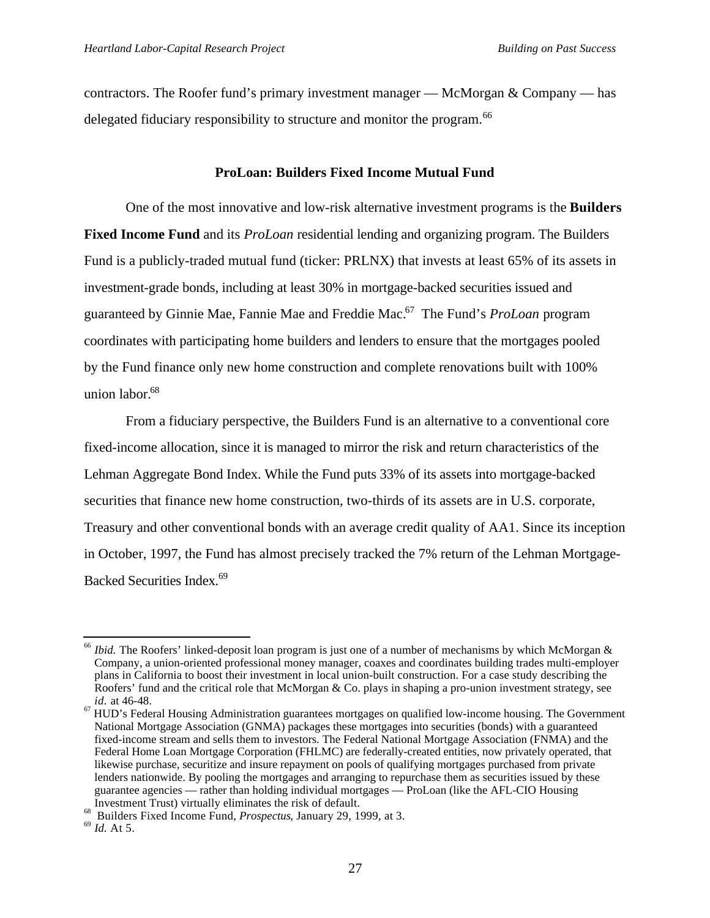contractors. The Roofer fund's primary investment manager — McMorgan & Company — has delegated fiduciary responsibility to structure and monitor the program.[66]

### ProLoan: Builders Fixed Income Mutual Fund

One of the most innovative and low-risk alternative investment programs is the **Builders Fixed Income Fund** and its *ProLoan* residential lending and organizing program. The Builders Fund is a publicly-traded mutual fund (ticker: PRLNX) that invests at least 65% of its assets in investment-grade bonds, including at least 30% in mortgage-backed securities issued and guaranteed by Ginnie Mae, Fannie Mae and Freddie Mac.[67] The Fund's *ProLoan* program coordinates with participating home builders and lenders to ensure that the mortgages pooled by the Fund finance only new home construction and complete renovations built with 100% union labor.[68]

From a fiduciary perspective, the Builders Fund is an alternative to a conventional core fixed-income allocation, since it is managed to mirror the risk and return characteristics of the Lehman Aggregate Bond Index. While the Fund puts 33% of its assets into mortgage-backed securities that finance new home construction, two-thirds of its assets are in U.S. corporate, Treasury and other conventional bonds with an average credit quality of AA1. Since its inception in October, 1997, the Fund has almost precisely tracked the 7% return of the Lehman Mortgage-Backed Securities Index.[69]

---

[66] *Ibid.* The Roofers' linked-deposit loan program is just one of a number of mechanisms by which McMorgan & Company, a union-oriented professional money manager, coaxes and coordinates building trades multi-employer plans in California to boost their investment in local union-built construction. For a case study describing the Roofers' fund and the critical role that McMorgan & Co. plays in shaping a pro-union investment strategy, see *id.* at 46-48.

[67] HUD's Federal Housing Administration guarantees mortgages on qualified low-income housing. The Government National Mortgage Association (GNMA) packages these mortgages into securities (bonds) with a guaranteed fixed-income stream and sells them to investors. The Federal National Mortgage Association (FNMA) and the Federal Home Loan Mortgage Corporation (FHLMC) are federally-created entities, now privately operated, that likewise purchase, securitize and insure repayment on pools of qualifying mortgages purchased from private lenders nationwide. By pooling the mortgages and arranging to repurchase them as securities issued by these guarantee agencies — rather than holding individual mortgages — ProLoan (like the AFL-CIO Housing Investment Trust) virtually eliminates the risk of default.

[68] Builders Fixed Income Fund, *Prospectus*, January 29, 1999, at 3.

[69] *Id.* At 5.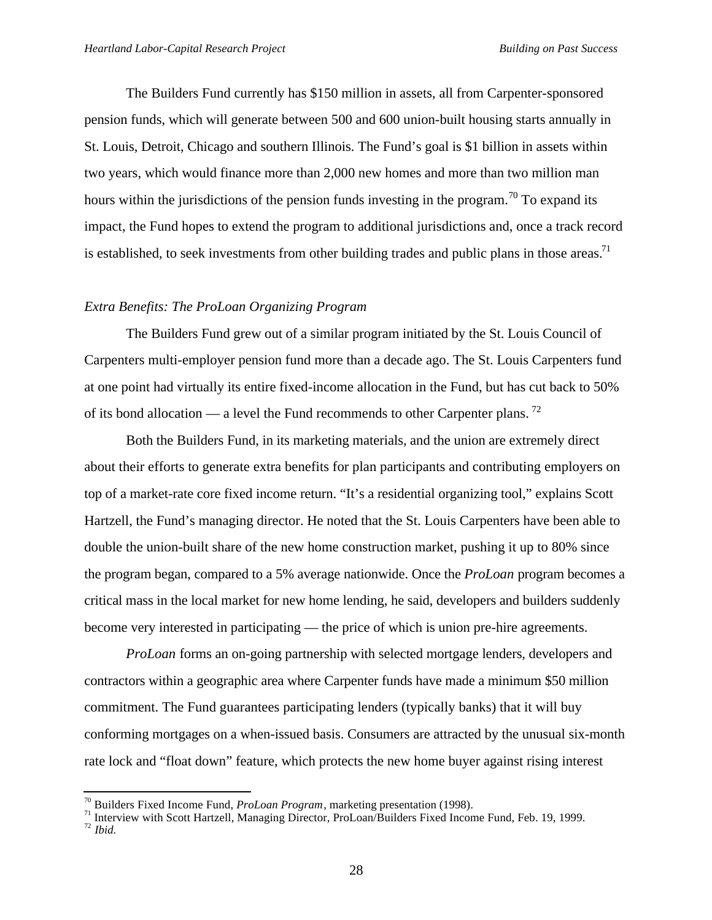The Builders Fund currently has $150 million in assets, all from Carpenter-sponsored pension funds, which will generate between 500 and 600 union-built housing starts annually in St. Louis, Detroit, Chicago and southern Illinois. The Fund's goal is $1 billion in assets within two years, which would finance more than 2,000 new homes and more than two million man hours within the jurisdictions of the pension funds investing in the program.[70] To expand its impact, the Fund hopes to extend the program to additional jurisdictions and, once a track record is established, to seek investments from other building trades and public plans in those areas.[71]

### *Extra Benefits: The ProLoan Organizing Program*

The Builders Fund grew out of a similar program initiated by the St. Louis Council of Carpenters multi-employer pension fund more than a decade ago. The St. Louis Carpenters fund at one point had virtually its entire fixed-income allocation in the Fund, but has cut back to 50% of its bond allocation — a level the Fund recommends to other Carpenter plans.[72]

Both the Builders Fund, in its marketing materials, and the union are extremely direct about their efforts to generate extra benefits for plan participants and contributing employers on top of a market-rate core fixed income return. "It's a residential organizing tool," explains Scott Hartzell, the Fund's managing director. He noted that the St. Louis Carpenters have been able to double the union-built share of the new home construction market, pushing it up to 80% since the program began, compared to a 5% average nationwide. Once the *ProLoan* program becomes a critical mass in the local market for new home lending, he said, developers and builders suddenly become very interested in participating — the price of which is union pre-hire agreements.

*ProLoan* forms an on-going partnership with selected mortgage lenders, developers and contractors within a geographic area where Carpenter funds have made a minimum $50 million commitment. The Fund guarantees participating lenders (typically banks) that it will buy conforming mortgages on a when-issued basis. Consumers are attracted by the unusual six-month rate lock and "float down" feature, which protects the new home buyer against rising interest

---

[70] Builders Fixed Income Fund, *ProLoan Program*, marketing presentation (1998).

[71] Interview with Scott Hartzell, Managing Director, ProLoan/Builders Fixed Income Fund, Feb. 19, 1999.

[72] *Ibid.*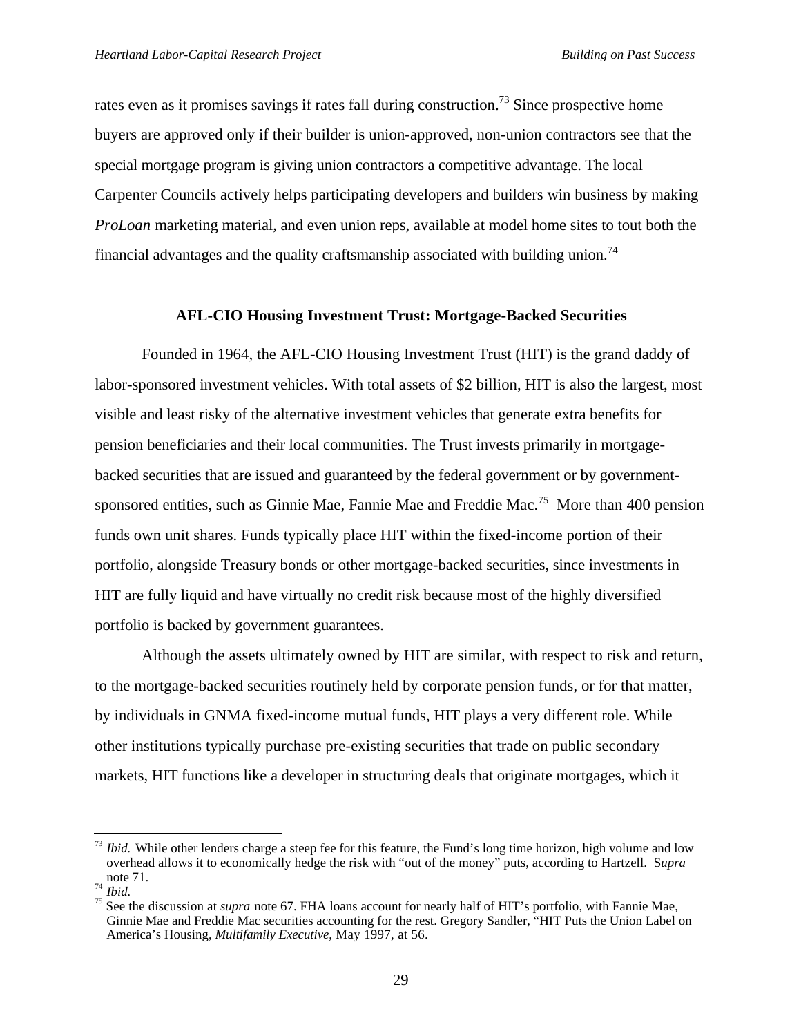rates even as it promises savings if rates fall during construction.[73] Since prospective home buyers are approved only if their builder is union-approved, non-union contractors see that the special mortgage program is giving union contractors a competitive advantage. The local Carpenter Councils actively helps participating developers and builders win business by making *ProLoan* marketing material, and even union reps, available at model home sites to tout both the financial advantages and the quality craftsmanship associated with building union.[74]

### AFL-CIO Housing Investment Trust: Mortgage-Backed Securities

Founded in 1964, the AFL-CIO Housing Investment Trust (HIT) is the grand daddy of labor-sponsored investment vehicles. With total assets of $2 billion, HIT is also the largest, most visible and least risky of the alternative investment vehicles that generate extra benefits for pension beneficiaries and their local communities. The Trust invests primarily in mortgage-backed securities that are issued and guaranteed by the federal government or by government-sponsored entities, such as Ginnie Mae, Fannie Mae and Freddie Mac.[75] More than 400 pension funds own unit shares. Funds typically place HIT within the fixed-income portion of their portfolio, alongside Treasury bonds or other mortgage-backed securities, since investments in HIT are fully liquid and have virtually no credit risk because most of the highly diversified portfolio is backed by government guarantees.

Although the assets ultimately owned by HIT are similar, with respect to risk and return, to the mortgage-backed securities routinely held by corporate pension funds, or for that matter, by individuals in GNMA fixed-income mutual funds, HIT plays a very different role. While other institutions typically purchase pre-existing securities that trade on public secondary markets, HIT functions like a developer in structuring deals that originate mortgages, which it

---

[73] *Ibid.* While other lenders charge a steep fee for this feature, the Fund's long time horizon, high volume and low overhead allows it to economically hedge the risk with "out of the money" puts, according to Hartzell. S*upra* note 71.

[74] *Ibid.*

[75] See the discussion at *supra* note 67. FHA loans account for nearly half of HIT's portfolio, with Fannie Mae, Ginnie Mae and Freddie Mac securities accounting for the rest. Gregory Sandler, "HIT Puts the Union Label on America's Housing, *Multifamily Executive*, May 1997, at 56.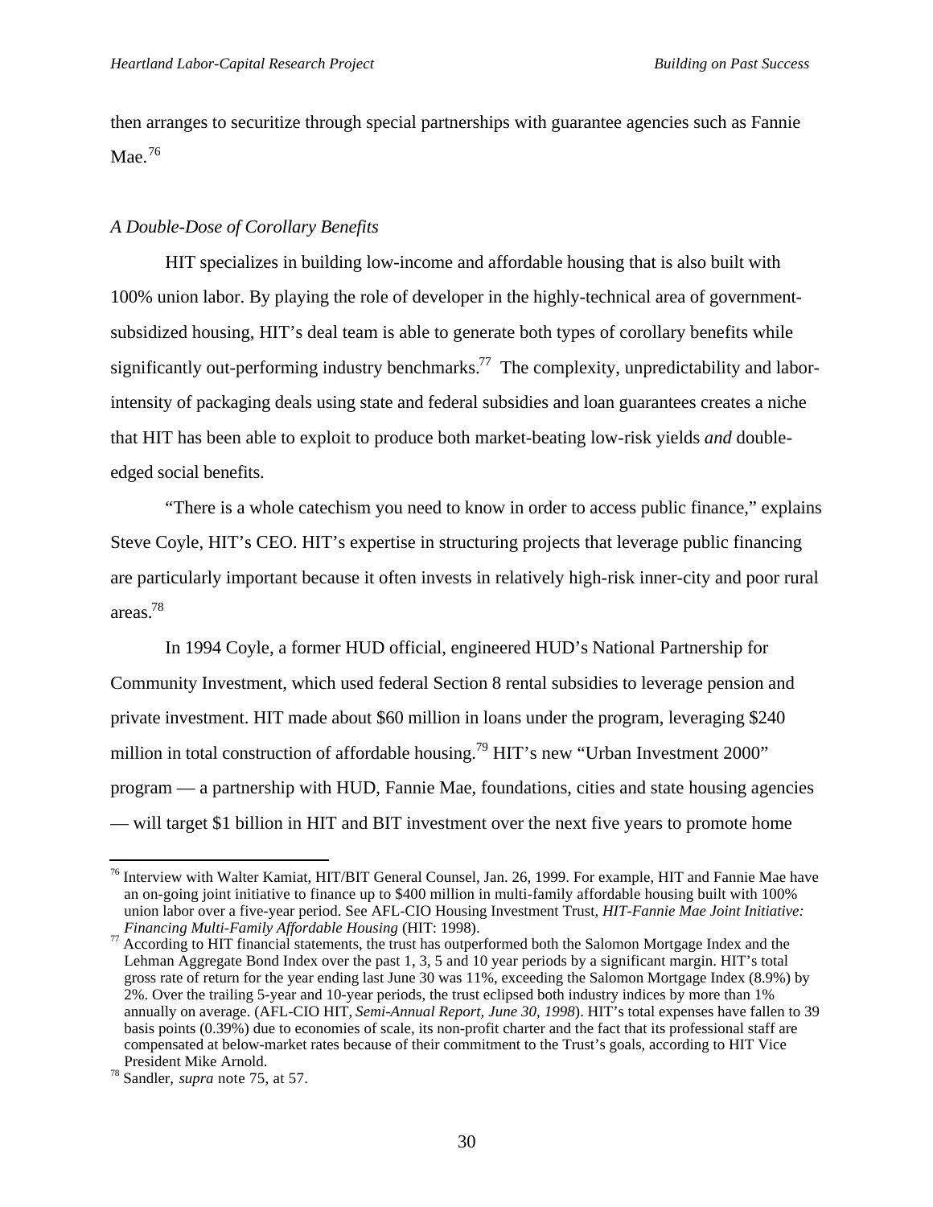then arranges to securitize through special partnerships with guarantee agencies such as Fannie Mae.[76]

*A Double-Dose of Corollary Benefits*

HIT specializes in building low-income and affordable housing that is also built with 100% union labor. By playing the role of developer in the highly-technical area of government-subsidized housing, HIT's deal team is able to generate both types of corollary benefits while significantly out-performing industry benchmarks.[77] The complexity, unpredictability and labor-intensity of packaging deals using state and federal subsidies and loan guarantees creates a niche that HIT has been able to exploit to produce both market-beating low-risk yields *and* double-edged social benefits.

"There is a whole catechism you need to know in order to access public finance," explains Steve Coyle, HIT's CEO. HIT's expertise in structuring projects that leverage public financing are particularly important because it often invests in relatively high-risk inner-city and poor rural areas.[78]

In 1994 Coyle, a former HUD official, engineered HUD's National Partnership for Community Investment, which used federal Section 8 rental subsidies to leverage pension and private investment. HIT made about $60 million in loans under the program, leveraging $240 million in total construction of affordable housing.[79] HIT's new "Urban Investment 2000" program — a partnership with HUD, Fannie Mae, foundations, cities and state housing agencies — will target $1 billion in HIT and BIT investment over the next five years to promote home

---

[76] Interview with Walter Kamiat, HIT/BIT General Counsel, Jan. 26, 1999. For example, HIT and Fannie Mae have an on-going joint initiative to finance up to $400 million in multi-family affordable housing built with 100% union labor over a five-year period. See AFL-CIO Housing Investment Trust, *HIT-Fannie Mae Joint Initiative: Financing Multi-Family Affordable Housing* (HIT: 1998).

[77] According to HIT financial statements, the trust has outperformed both the Salomon Mortgage Index and the Lehman Aggregate Bond Index over the past 1, 3, 5 and 10 year periods by a significant margin. HIT's total gross rate of return for the year ending last June 30 was 11%, exceeding the Salomon Mortgage Index (8.9%) by 2%. Over the trailing 5-year and 10-year periods, the trust eclipsed both industry indices by more than 1% annually on average. (AFL-CIO HIT, *Semi-Annual Report, June 30, 1998*). HIT's total expenses have fallen to 39 basis points (0.39%) due to economies of scale, its non-profit charter and the fact that its professional staff are compensated at below-market rates because of their commitment to the Trust's goals, according to HIT Vice President Mike Arnold.

[78] Sandler, *supra* note 75, at 57.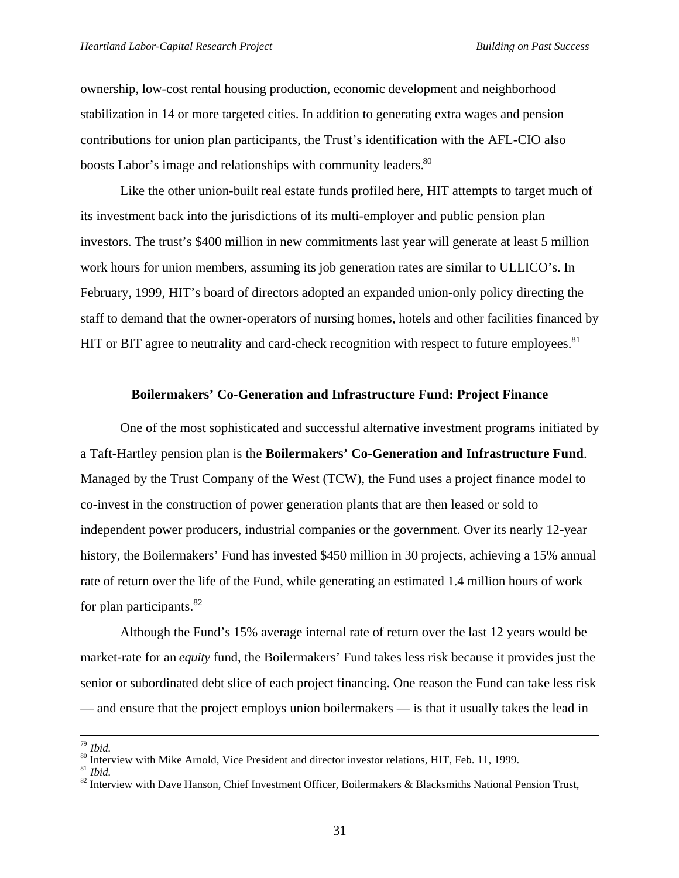ownership, low-cost rental housing production, economic development and neighborhood stabilization in 14 or more targeted cities. In addition to generating extra wages and pension contributions for union plan participants, the Trust's identification with the AFL-CIO also boosts Labor's image and relationships with community leaders.[80]

Like the other union-built real estate funds profiled here, HIT attempts to target much of its investment back into the jurisdictions of its multi-employer and public pension plan investors. The trust's $400 million in new commitments last year will generate at least 5 million work hours for union members, assuming its job generation rates are similar to ULLICO's. In February, 1999, HIT's board of directors adopted an expanded union-only policy directing the staff to demand that the owner-operators of nursing homes, hotels and other facilities financed by HIT or BIT agree to neutrality and card-check recognition with respect to future employees.[81]

### Boilermakers' Co-Generation and Infrastructure Fund: Project Finance

One of the most sophisticated and successful alternative investment programs initiated by a Taft-Hartley pension plan is the **Boilermakers' Co-Generation and Infrastructure Fund**. Managed by the Trust Company of the West (TCW), the Fund uses a project finance model to co-invest in the construction of power generation plants that are then leased or sold to independent power producers, industrial companies or the government. Over its nearly 12-year history, the Boilermakers' Fund has invested $450 million in 30 projects, achieving a 15% annual rate of return over the life of the Fund, while generating an estimated 1.4 million hours of work for plan participants.[82]

Although the Fund's 15% average internal rate of return over the last 12 years would be market-rate for an *equity* fund, the Boilermakers' Fund takes less risk because it provides just the senior or subordinated debt slice of each project financing. One reason the Fund can take less risk — and ensure that the project employs union boilermakers — is that it usually takes the lead in

---

[79] *Ibid.*
[80] Interview with Mike Arnold, Vice President and director investor relations, HIT, Feb. 11, 1999.
[81] *Ibid.*
[82] Interview with Dave Hanson, Chief Investment Officer, Boilermakers & Blacksmiths National Pension Trust,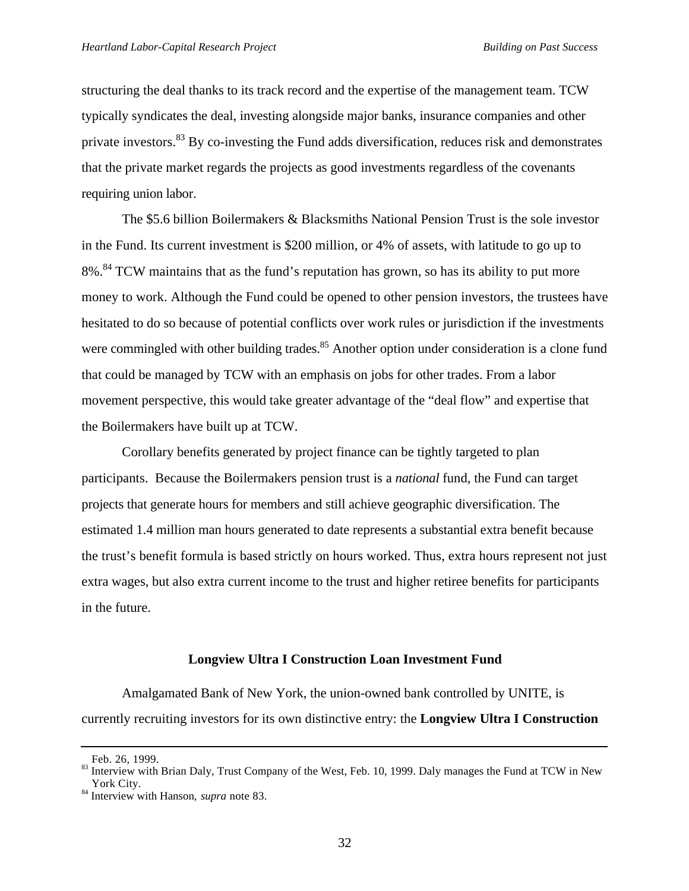structuring the deal thanks to its track record and the expertise of the management team. TCW typically syndicates the deal, investing alongside major banks, insurance companies and other private investors.[83] By co-investing the Fund adds diversification, reduces risk and demonstrates that the private market regards the projects as good investments regardless of the covenants requiring union labor.

The $5.6 billion Boilermakers & Blacksmiths National Pension Trust is the sole investor in the Fund. Its current investment is $200 million, or 4% of assets, with latitude to go up to 8%.[84] TCW maintains that as the fund's reputation has grown, so has its ability to put more money to work. Although the Fund could be opened to other pension investors, the trustees have hesitated to do so because of potential conflicts over work rules or jurisdiction if the investments were commingled with other building trades.[85] Another option under consideration is a clone fund that could be managed by TCW with an emphasis on jobs for other trades. From a labor movement perspective, this would take greater advantage of the "deal flow" and expertise that the Boilermakers have built up at TCW.

Corollary benefits generated by project finance can be tightly targeted to plan participants. Because the Boilermakers pension trust is a *national* fund, the Fund can target projects that generate hours for members and still achieve geographic diversification. The estimated 1.4 million man hours generated to date represents a substantial extra benefit because the trust's benefit formula is based strictly on hours worked. Thus, extra hours represent not just extra wages, but also extra current income to the trust and higher retiree benefits for participants in the future.

### Longview Ultra I Construction Loan Investment Fund

Amalgamated Bank of New York, the union-owned bank controlled by UNITE, is currently recruiting investors for its own distinctive entry: the **Longview Ultra I Construction**

---

Feb. 26, 1999.

[83] Interview with Brian Daly, Trust Company of the West, Feb. 10, 1999. Daly manages the Fund at TCW in New York City.

[84] Interview with Hanson, *supra* note 83.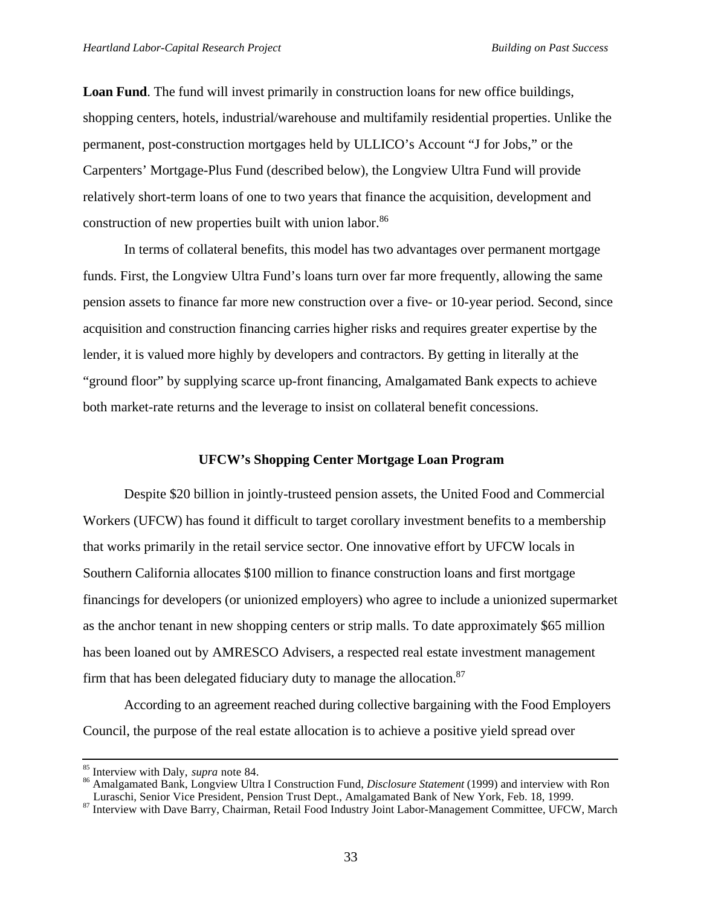**Loan Fund**. The fund will invest primarily in construction loans for new office buildings, shopping centers, hotels, industrial/warehouse and multifamily residential properties. Unlike the permanent, post-construction mortgages held by ULLICO's Account "J for Jobs," or the Carpenters' Mortgage-Plus Fund (described below), the Longview Ultra Fund will provide relatively short-term loans of one to two years that finance the acquisition, development and construction of new properties built with union labor.[86]

In terms of collateral benefits, this model has two advantages over permanent mortgage funds. First, the Longview Ultra Fund's loans turn over far more frequently, allowing the same pension assets to finance far more new construction over a five- or 10-year period. Second, since acquisition and construction financing carries higher risks and requires greater expertise by the lender, it is valued more highly by developers and contractors. By getting in literally at the "ground floor" by supplying scarce up-front financing, Amalgamated Bank expects to achieve both market-rate returns and the leverage to insist on collateral benefit concessions.

### UFCW's Shopping Center Mortgage Loan Program

Despite $20 billion in jointly-trusteed pension assets, the United Food and Commercial Workers (UFCW) has found it difficult to target corollary investment benefits to a membership that works primarily in the retail service sector. One innovative effort by UFCW locals in Southern California allocates $100 million to finance construction loans and first mortgage financings for developers (or unionized employers) who agree to include a unionized supermarket as the anchor tenant in new shopping centers or strip malls. To date approximately $65 million has been loaned out by AMRESCO Advisers, a respected real estate investment management firm that has been delegated fiduciary duty to manage the allocation.[87]

According to an agreement reached during collective bargaining with the Food Employers Council, the purpose of the real estate allocation is to achieve a positive yield spread over

---

[85] Interview with Daly, *supra* note 84.

[86] Amalgamated Bank, Longview Ultra I Construction Fund, *Disclosure Statement* (1999) and interview with Ron Luraschi, Senior Vice President, Pension Trust Dept., Amalgamated Bank of New York, Feb. 18, 1999.

[87] Interview with Dave Barry, Chairman, Retail Food Industry Joint Labor-Management Committee, UFCW, March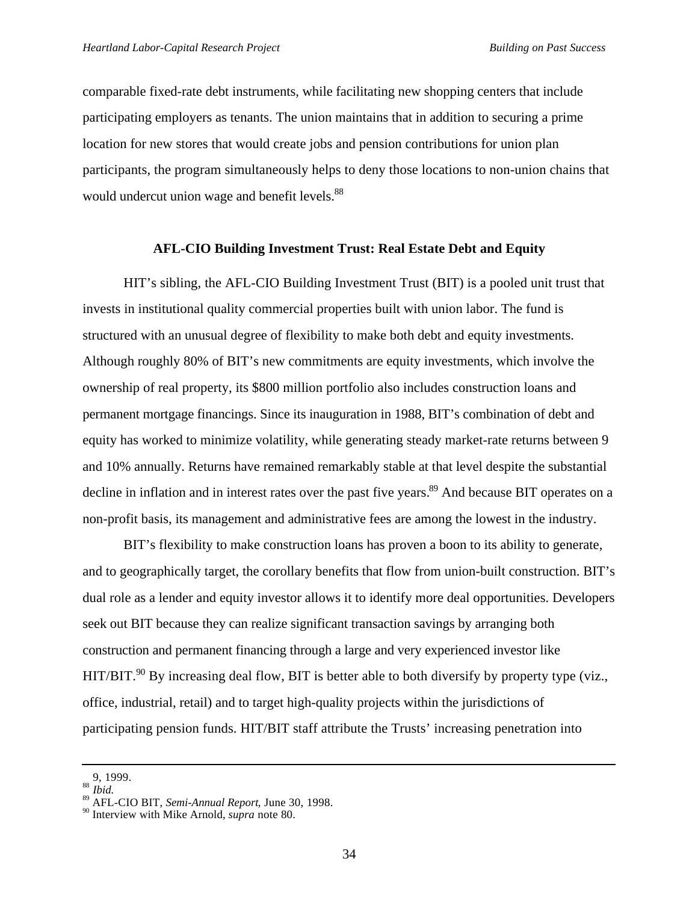comparable fixed-rate debt instruments, while facilitating new shopping centers that include participating employers as tenants. The union maintains that in addition to securing a prime location for new stores that would create jobs and pension contributions for union plan participants, the program simultaneously helps to deny those locations to non-union chains that would undercut union wage and benefit levels.[88]

### AFL-CIO Building Investment Trust: Real Estate Debt and Equity

HIT's sibling, the AFL-CIO Building Investment Trust (BIT) is a pooled unit trust that invests in institutional quality commercial properties built with union labor. The fund is structured with an unusual degree of flexibility to make both debt and equity investments. Although roughly 80% of BIT's new commitments are equity investments, which involve the ownership of real property, its $800 million portfolio also includes construction loans and permanent mortgage financings. Since its inauguration in 1988, BIT's combination of debt and equity has worked to minimize volatility, while generating steady market-rate returns between 9 and 10% annually. Returns have remained remarkably stable at that level despite the substantial decline in inflation and in interest rates over the past five years.[89] And because BIT operates on a non-profit basis, its management and administrative fees are among the lowest in the industry.

BIT's flexibility to make construction loans has proven a boon to its ability to generate, and to geographically target, the corollary benefits that flow from union-built construction. BIT's dual role as a lender and equity investor allows it to identify more deal opportunities. Developers seek out BIT because they can realize significant transaction savings by arranging both construction and permanent financing through a large and very experienced investor like HIT/BIT.[90] By increasing deal flow, BIT is better able to both diversify by property type (viz., office, industrial, retail) and to target high-quality projects within the jurisdictions of participating pension funds. HIT/BIT staff attribute the Trusts' increasing penetration into

---

9, 1999.

[88] *Ibid.*

[89] AFL-CIO BIT, *Semi-Annual Report*, June 30, 1998.

[90] Interview with Mike Arnold, *supra* note 80.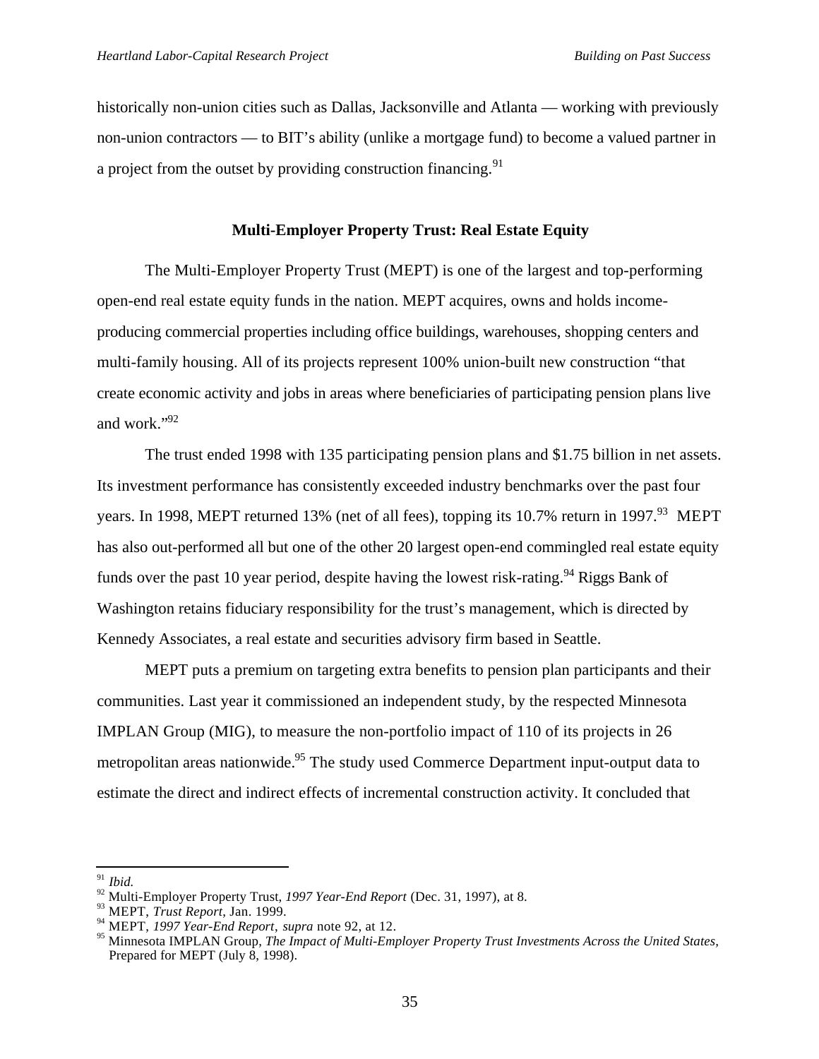historically non-union cities such as Dallas, Jacksonville and Atlanta — working with previously non-union contractors — to BIT's ability (unlike a mortgage fund) to become a valued partner in a project from the outset by providing construction financing.[91]

### Multi-Employer Property Trust: Real Estate Equity

The Multi-Employer Property Trust (MEPT) is one of the largest and top-performing open-end real estate equity funds in the nation. MEPT acquires, owns and holds income-producing commercial properties including office buildings, warehouses, shopping centers and multi-family housing. All of its projects represent 100% union-built new construction "that create economic activity and jobs in areas where beneficiaries of participating pension plans live and work."[92]

The trust ended 1998 with 135 participating pension plans and $1.75 billion in net assets. Its investment performance has consistently exceeded industry benchmarks over the past four years. In 1998, MEPT returned 13% (net of all fees), topping its 10.7% return in 1997.[93] MEPT has also out-performed all but one of the other 20 largest open-end commingled real estate equity funds over the past 10 year period, despite having the lowest risk-rating.[94] Riggs Bank of Washington retains fiduciary responsibility for the trust's management, which is directed by Kennedy Associates, a real estate and securities advisory firm based in Seattle.

MEPT puts a premium on targeting extra benefits to pension plan participants and their communities. Last year it commissioned an independent study, by the respected Minnesota IMPLAN Group (MIG), to measure the non-portfolio impact of 110 of its projects in 26 metropolitan areas nationwide.[95] The study used Commerce Department input-output data to estimate the direct and indirect effects of incremental construction activity. It concluded that

---

[91] *Ibid.*
[92] Multi-Employer Property Trust, *1997 Year-End Report* (Dec. 31, 1997), at 8.
[93] MEPT, *Trust Report*, Jan. 1999.
[94] MEPT, *1997 Year-End Report*, *supra* note 92, at 12.
[95] Minnesota IMPLAN Group, *The Impact of Multi-Employer Property Trust Investments Across the United States,* Prepared for MEPT (July 8, 1998).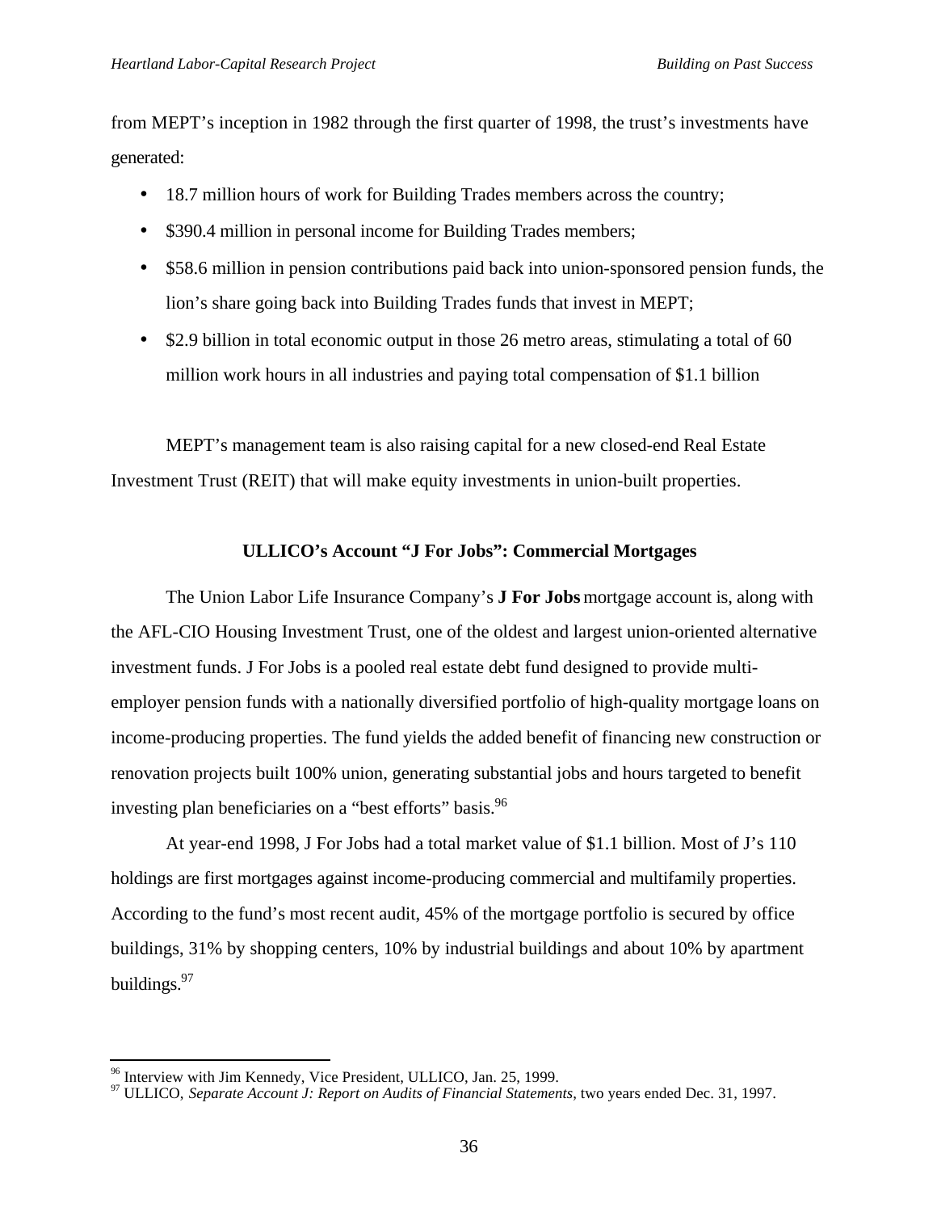from MEPT's inception in 1982 through the first quarter of 1998, the trust's investments have generated:

- 18.7 million hours of work for Building Trades members across the country;
- $390.4 million in personal income for Building Trades members;
- $58.6 million in pension contributions paid back into union-sponsored pension funds, the lion's share going back into Building Trades funds that invest in MEPT;
- $2.9 billion in total economic output in those 26 metro areas, stimulating a total of 60 million work hours in all industries and paying total compensation of $1.1 billion

MEPT's management team is also raising capital for a new closed-end Real Estate Investment Trust (REIT) that will make equity investments in union-built properties.

### ULLICO's Account "J For Jobs": Commercial Mortgages

The Union Labor Life Insurance Company's **J For Jobs** mortgage account is, along with the AFL-CIO Housing Investment Trust, one of the oldest and largest union-oriented alternative investment funds. J For Jobs is a pooled real estate debt fund designed to provide multi-employer pension funds with a nationally diversified portfolio of high-quality mortgage loans on income-producing properties. The fund yields the added benefit of financing new construction or renovation projects built 100% union, generating substantial jobs and hours targeted to benefit investing plan beneficiaries on a "best efforts" basis.[96]

At year-end 1998, J For Jobs had a total market value of $1.1 billion. Most of J's 110 holdings are first mortgages against income-producing commercial and multifamily properties. According to the fund's most recent audit, 45% of the mortgage portfolio is secured by office buildings, 31% by shopping centers, 10% by industrial buildings and about 10% by apartment buildings.[97]

---

[96] Interview with Jim Kennedy, Vice President, ULLICO, Jan. 25, 1999.

[97] ULLICO, *Separate Account J: Report on Audits of Financial Statements*, two years ended Dec. 31, 1997.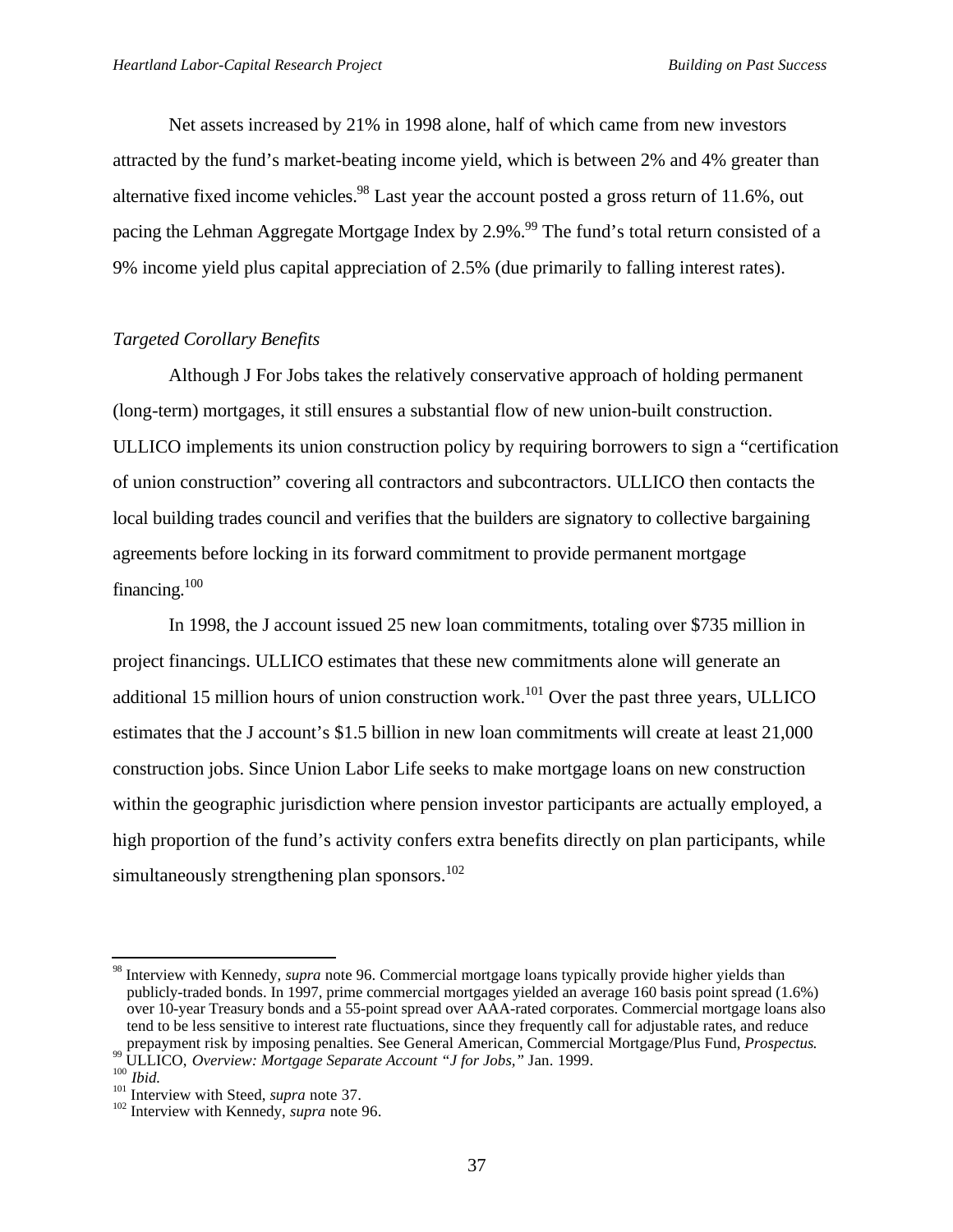Net assets increased by 21% in 1998 alone, half of which came from new investors attracted by the fund's market-beating income yield, which is between 2% and 4% greater than alternative fixed income vehicles.[98] Last year the account posted a gross return of 11.6%, out pacing the Lehman Aggregate Mortgage Index by 2.9%.[99] The fund's total return consisted of a 9% income yield plus capital appreciation of 2.5% (due primarily to falling interest rates).

*Targeted Corollary Benefits*

Although J For Jobs takes the relatively conservative approach of holding permanent (long-term) mortgages, it still ensures a substantial flow of new union-built construction. ULLICO implements its union construction policy by requiring borrowers to sign a "certification of union construction" covering all contractors and subcontractors. ULLICO then contacts the local building trades council and verifies that the builders are signatory to collective bargaining agreements before locking in its forward commitment to provide permanent mortgage financing.[100]

In 1998, the J account issued 25 new loan commitments, totaling over $735 million in project financings. ULLICO estimates that these new commitments alone will generate an additional 15 million hours of union construction work.[101] Over the past three years, ULLICO estimates that the J account's $1.5 billion in new loan commitments will create at least 21,000 construction jobs. Since Union Labor Life seeks to make mortgage loans on new construction within the geographic jurisdiction where pension investor participants are actually employed, a high proportion of the fund's activity confers extra benefits directly on plan participants, while simultaneously strengthening plan sponsors.[102]

---

[98] Interview with Kennedy, *supra* note 96. Commercial mortgage loans typically provide higher yields than publicly-traded bonds. In 1997, prime commercial mortgages yielded an average 160 basis point spread (1.6%) over 10-year Treasury bonds and a 55-point spread over AAA-rated corporates. Commercial mortgage loans also tend to be less sensitive to interest rate fluctuations, since they frequently call for adjustable rates, and reduce prepayment risk by imposing penalties. See General American, Commercial Mortgage/Plus Fund, *Prospectus.*

[99] ULLICO, *Overview: Mortgage Separate Account "J for Jobs,"* Jan. 1999.

[100] *Ibid.*

[101] Interview with Steed, *supra* note 37.

[102] Interview with Kennedy, *supra* note 96.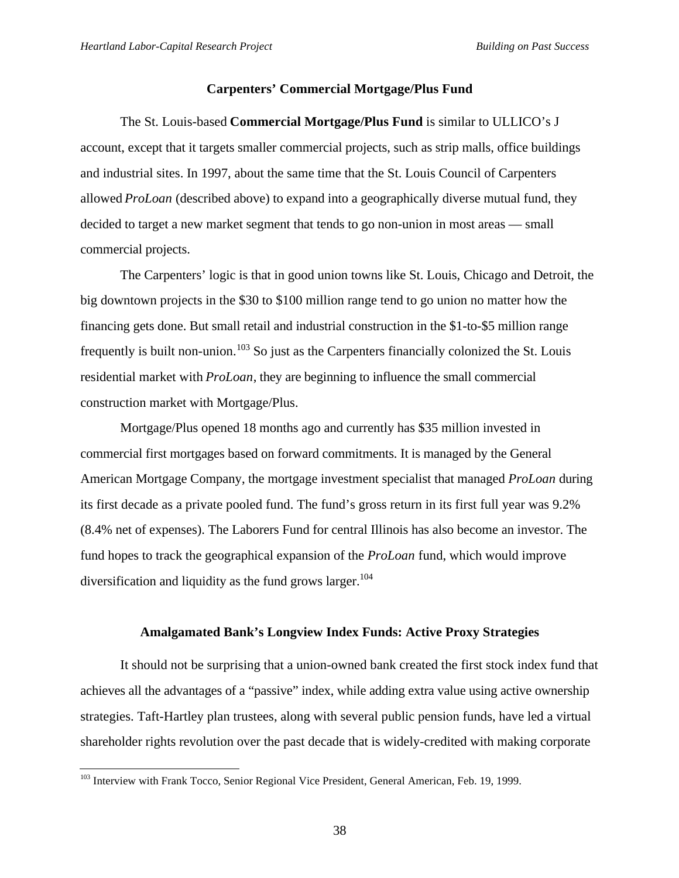### Carpenters' Commercial Mortgage/Plus Fund

The St. Louis-based **Commercial Mortgage/Plus Fund** is similar to ULLICO's J account, except that it targets smaller commercial projects, such as strip malls, office buildings and industrial sites. In 1997, about the same time that the St. Louis Council of Carpenters allowed *ProLoan* (described above) to expand into a geographically diverse mutual fund, they decided to target a new market segment that tends to go non-union in most areas — small commercial projects.

The Carpenters' logic is that in good union towns like St. Louis, Chicago and Detroit, the big downtown projects in the $30 to $100 million range tend to go union no matter how the financing gets done. But small retail and industrial construction in the $1-to-$5 million range frequently is built non-union.[103] So just as the Carpenters financially colonized the St. Louis residential market with *ProLoan*, they are beginning to influence the small commercial construction market with Mortgage/Plus.

Mortgage/Plus opened 18 months ago and currently has $35 million invested in commercial first mortgages based on forward commitments. It is managed by the General American Mortgage Company, the mortgage investment specialist that managed *ProLoan* during its first decade as a private pooled fund. The fund's gross return in its first full year was 9.2% (8.4% net of expenses). The Laborers Fund for central Illinois has also become an investor. The fund hopes to track the geographical expansion of the *ProLoan* fund, which would improve diversification and liquidity as the fund grows larger.[104]

### Amalgamated Bank's Longview Index Funds: Active Proxy Strategies

It should not be surprising that a union-owned bank created the first stock index fund that achieves all the advantages of a "passive" index, while adding extra value using active ownership strategies. Taft-Hartley plan trustees, along with several public pension funds, have led a virtual shareholder rights revolution over the past decade that is widely-credited with making corporate

[103] Interview with Frank Tocco, Senior Regional Vice President, General American, Feb. 19, 1999.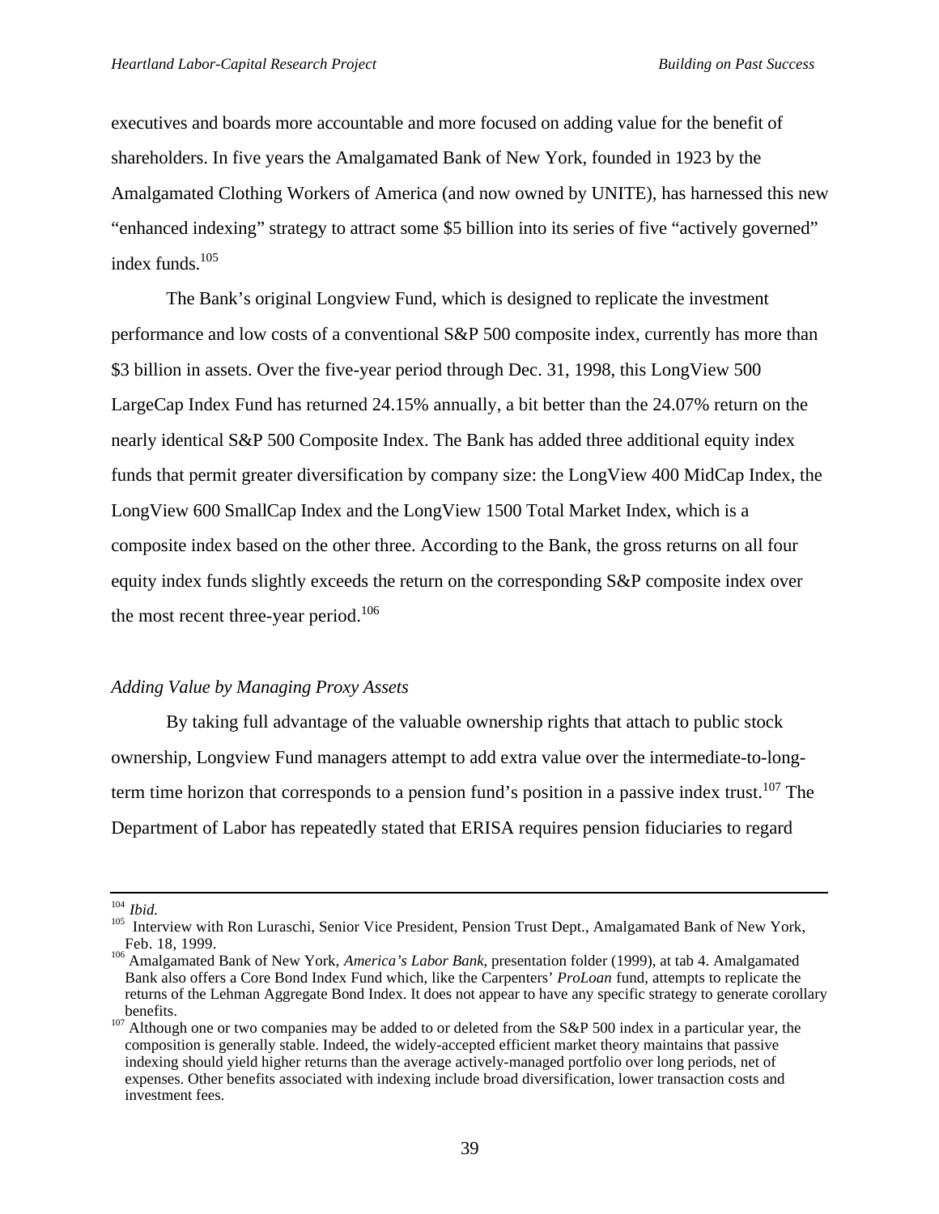executives and boards more accountable and more focused on adding value for the benefit of shareholders. In five years the Amalgamated Bank of New York, founded in 1923 by the Amalgamated Clothing Workers of America (and now owned by UNITE), has harnessed this new "enhanced indexing" strategy to attract some $5 billion into its series of five "actively governed" index funds.[105]

The Bank's original Longview Fund, which is designed to replicate the investment performance and low costs of a conventional S&P 500 composite index, currently has more than $3 billion in assets. Over the five-year period through Dec. 31, 1998, this LongView 500 LargeCap Index Fund has returned 24.15% annually, a bit better than the 24.07% return on the nearly identical S&P 500 Composite Index. The Bank has added three additional equity index funds that permit greater diversification by company size: the LongView 400 MidCap Index, the LongView 600 SmallCap Index and the LongView 1500 Total Market Index, which is a composite index based on the other three. According to the Bank, the gross returns on all four equity index funds slightly exceeds the return on the corresponding S&P composite index over the most recent three-year period.[106]

*Adding Value by Managing Proxy Assets*

By taking full advantage of the valuable ownership rights that attach to public stock ownership, Longview Fund managers attempt to add extra value over the intermediate-to-long-term time horizon that corresponds to a pension fund's position in a passive index trust.[107] The Department of Labor has repeatedly stated that ERISA requires pension fiduciaries to regard

---

[104] *Ibid.*

[105] Interview with Ron Luraschi, Senior Vice President, Pension Trust Dept., Amalgamated Bank of New York, Feb. 18, 1999.

[106] Amalgamated Bank of New York, *America's Labor Bank*, presentation folder (1999), at tab 4. Amalgamated Bank also offers a Core Bond Index Fund which, like the Carpenters' *ProLoan* fund, attempts to replicate the returns of the Lehman Aggregate Bond Index. It does not appear to have any specific strategy to generate corollary benefits.

[107] Although one or two companies may be added to or deleted from the S&P 500 index in a particular year, the composition is generally stable. Indeed, the widely-accepted efficient market theory maintains that passive indexing should yield higher returns than the average actively-managed portfolio over long periods, net of expenses. Other benefits associated with indexing include broad diversification, lower transaction costs and investment fees.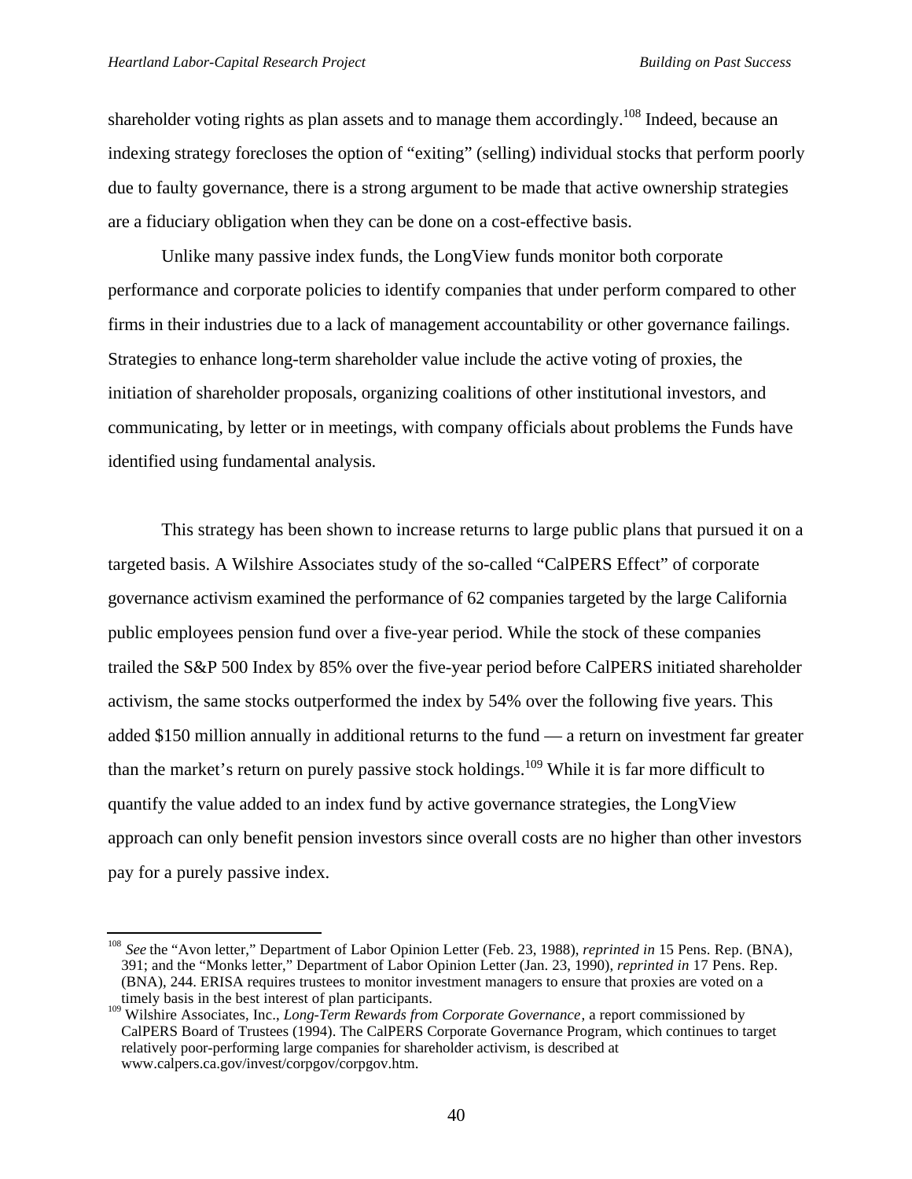shareholder voting rights as plan assets and to manage them accordingly.[108] Indeed, because an indexing strategy forecloses the option of "exiting" (selling) individual stocks that perform poorly due to faulty governance, there is a strong argument to be made that active ownership strategies are a fiduciary obligation when they can be done on a cost-effective basis.

Unlike many passive index funds, the LongView funds monitor both corporate performance and corporate policies to identify companies that under perform compared to other firms in their industries due to a lack of management accountability or other governance failings. Strategies to enhance long-term shareholder value include the active voting of proxies, the initiation of shareholder proposals, organizing coalitions of other institutional investors, and communicating, by letter or in meetings, with company officials about problems the Funds have identified using fundamental analysis.

This strategy has been shown to increase returns to large public plans that pursued it on a targeted basis. A Wilshire Associates study of the so-called "CalPERS Effect" of corporate governance activism examined the performance of 62 companies targeted by the large California public employees pension fund over a five-year period. While the stock of these companies trailed the S&P 500 Index by 85% over the five-year period before CalPERS initiated shareholder activism, the same stocks outperformed the index by 54% over the following five years. This added $150 million annually in additional returns to the fund — a return on investment far greater than the market's return on purely passive stock holdings.[109] While it is far more difficult to quantify the value added to an index fund by active governance strategies, the LongView approach can only benefit pension investors since overall costs are no higher than other investors pay for a purely passive index.

---

[108] *See* the "Avon letter," Department of Labor Opinion Letter (Feb. 23, 1988), *reprinted in* 15 Pens. Rep. (BNA), 391; and the "Monks letter," Department of Labor Opinion Letter (Jan. 23, 1990), *reprinted in* 17 Pens. Rep. (BNA), 244. ERISA requires trustees to monitor investment managers to ensure that proxies are voted on a timely basis in the best interest of plan participants.

[109] Wilshire Associates, Inc., *Long-Term Rewards from Corporate Governance*, a report commissioned by CalPERS Board of Trustees (1994). The CalPERS Corporate Governance Program, which continues to target relatively poor-performing large companies for shareholder activism, is described at www.calpers.ca.gov/invest/corpgov/corpgov.htm.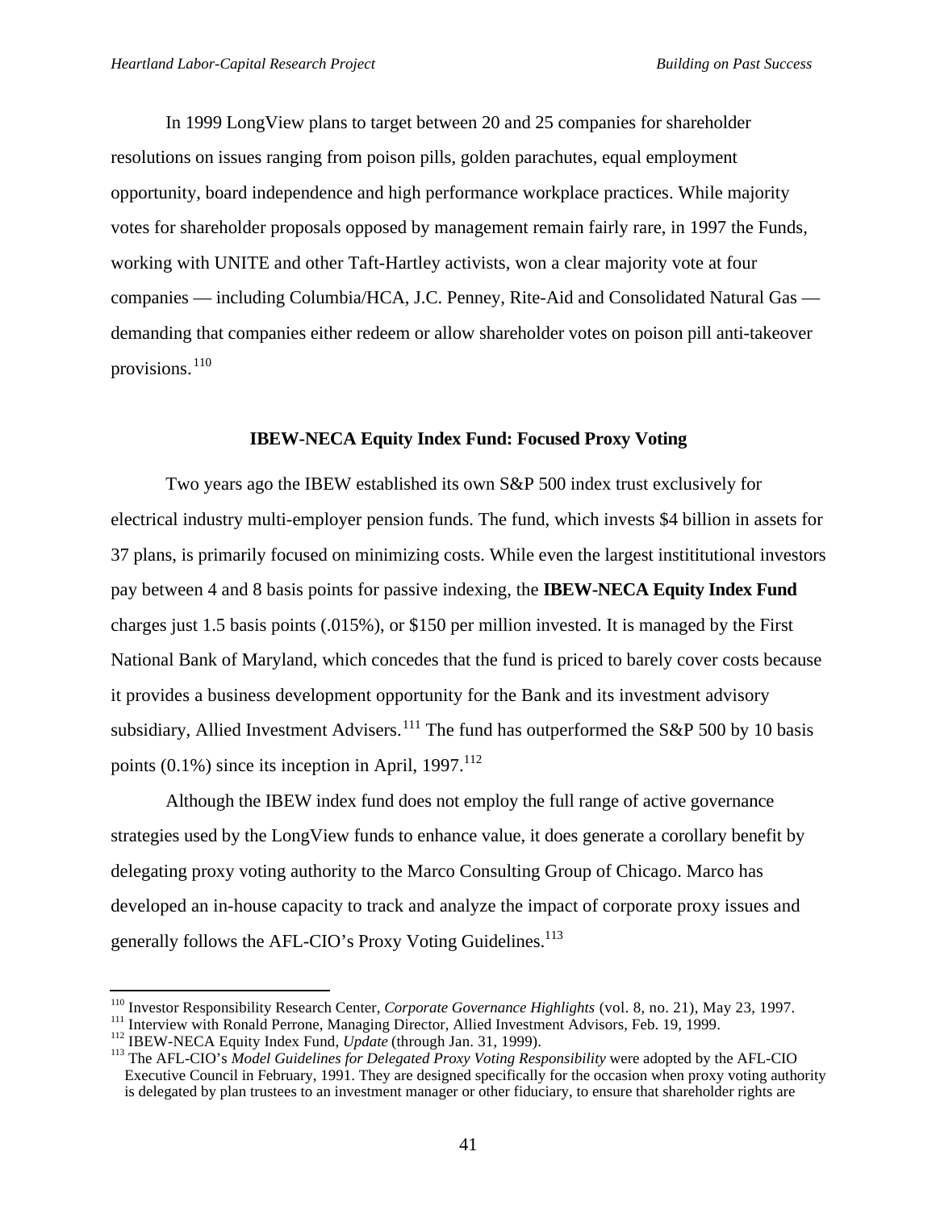In 1999 LongView plans to target between 20 and 25 companies for shareholder resolutions on issues ranging from poison pills, golden parachutes, equal employment opportunity, board independence and high performance workplace practices. While majority votes for shareholder proposals opposed by management remain fairly rare, in 1997 the Funds, working with UNITE and other Taft-Hartley activists, won a clear majority vote at four companies — including Columbia/HCA, J.C. Penney, Rite-Aid and Consolidated Natural Gas — demanding that companies either redeem or allow shareholder votes on poison pill anti-takeover provisions.[110]

### IBEW-NECA Equity Index Fund: Focused Proxy Voting

Two years ago the IBEW established its own S&P 500 index trust exclusively for electrical industry multi-employer pension funds. The fund, which invests $4 billion in assets for 37 plans, is primarily focused on minimizing costs. While even the largest instititutional investors pay between 4 and 8 basis points for passive indexing, the **IBEW-NECA Equity Index Fund** charges just 1.5 basis points (.015%), or $150 per million invested. It is managed by the First National Bank of Maryland, which concedes that the fund is priced to barely cover costs because it provides a business development opportunity for the Bank and its investment advisory subsidiary, Allied Investment Advisers.[111] The fund has outperformed the S&P 500 by 10 basis points (0.1%) since its inception in April, 1997.[112]

Although the IBEW index fund does not employ the full range of active governance strategies used by the LongView funds to enhance value, it does generate a corollary benefit by delegating proxy voting authority to the Marco Consulting Group of Chicago. Marco has developed an in-house capacity to track and analyze the impact of corporate proxy issues and generally follows the AFL-CIO's Proxy Voting Guidelines.[113]

---

[110] Investor Responsibility Research Center, *Corporate Governance Highlights* (vol. 8, no. 21), May 23, 1997.

[111] Interview with Ronald Perrone, Managing Director, Allied Investment Advisors, Feb. 19, 1999.

[112] IBEW-NECA Equity Index Fund, *Update* (through Jan. 31, 1999).

[113] The AFL-CIO's *Model Guidelines for Delegated Proxy Voting Responsibility* were adopted by the AFL-CIO Executive Council in February, 1991. They are designed specifically for the occasion when proxy voting authority is delegated by plan trustees to an investment manager or other fiduciary, to ensure that shareholder rights are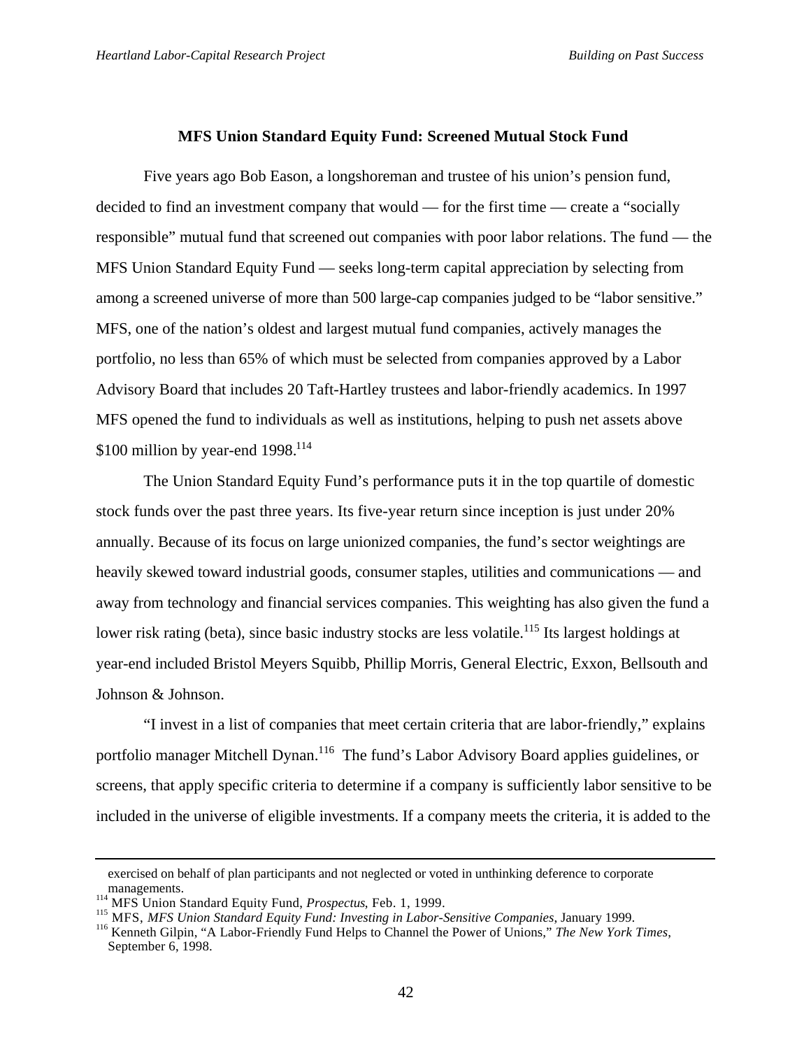### MFS Union Standard Equity Fund: Screened Mutual Stock Fund

Five years ago Bob Eason, a longshoreman and trustee of his union's pension fund, decided to find an investment company that would — for the first time — create a "socially responsible" mutual fund that screened out companies with poor labor relations. The fund — the MFS Union Standard Equity Fund — seeks long-term capital appreciation by selecting from among a screened universe of more than 500 large-cap companies judged to be "labor sensitive." MFS, one of the nation's oldest and largest mutual fund companies, actively manages the portfolio, no less than 65% of which must be selected from companies approved by a Labor Advisory Board that includes 20 Taft-Hartley trustees and labor-friendly academics. In 1997 MFS opened the fund to individuals as well as institutions, helping to push net assets above $100 million by year-end 1998.[114]

The Union Standard Equity Fund's performance puts it in the top quartile of domestic stock funds over the past three years. Its five-year return since inception is just under 20% annually. Because of its focus on large unionized companies, the fund's sector weightings are heavily skewed toward industrial goods, consumer staples, utilities and communications — and away from technology and financial services companies. This weighting has also given the fund a lower risk rating (beta), since basic industry stocks are less volatile.[115] Its largest holdings at year-end included Bristol Meyers Squibb, Phillip Morris, General Electric, Exxon, Bellsouth and Johnson & Johnson.

"I invest in a list of companies that meet certain criteria that are labor-friendly," explains portfolio manager Mitchell Dynan.[116] The fund's Labor Advisory Board applies guidelines, or screens, that apply specific criteria to determine if a company is sufficiently labor sensitive to be included in the universe of eligible investments. If a company meets the criteria, it is added to the

---

exercised on behalf of plan participants and not neglected or voted in unthinking deference to corporate managements.

[114] MFS Union Standard Equity Fund, *Prospectus*, Feb. 1, 1999.

[115] MFS, *MFS Union Standard Equity Fund: Investing in Labor-Sensitive Companies*, January 1999.

[116] Kenneth Gilpin, "A Labor-Friendly Fund Helps to Channel the Power of Unions," *The New York Times*, September 6, 1998.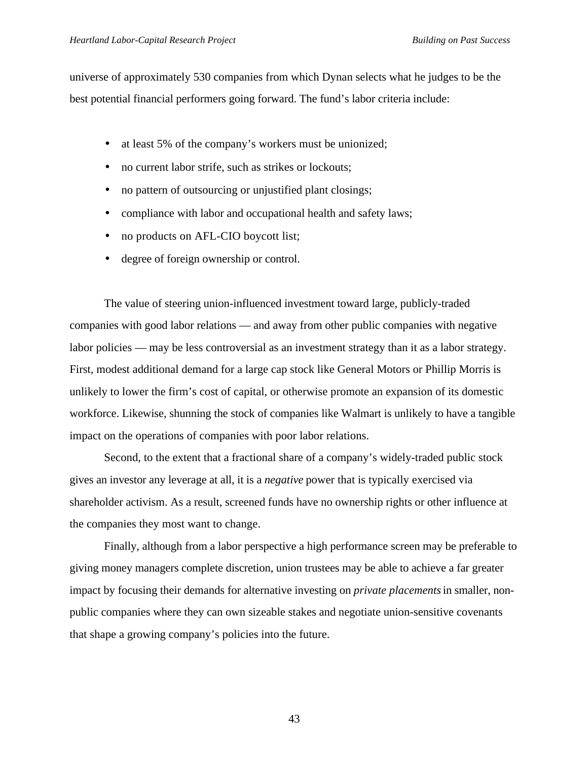universe of approximately 530 companies from which Dynan selects what he judges to be the best potential financial performers going forward. The fund's labor criteria include:

- at least 5% of the company's workers must be unionized;
- no current labor strife, such as strikes or lockouts;
- no pattern of outsourcing or unjustified plant closings;
- compliance with labor and occupational health and safety laws;
- no products on AFL-CIO boycott list;
- degree of foreign ownership or control.

The value of steering union-influenced investment toward large, publicly-traded companies with good labor relations — and away from other public companies with negative labor policies — may be less controversial as an investment strategy than it as a labor strategy. First, modest additional demand for a large cap stock like General Motors or Phillip Morris is unlikely to lower the firm's cost of capital, or otherwise promote an expansion of its domestic workforce. Likewise, shunning the stock of companies like Walmart is unlikely to have a tangible impact on the operations of companies with poor labor relations.

Second, to the extent that a fractional share of a company's widely-traded public stock gives an investor any leverage at all, it is a *negative* power that is typically exercised via shareholder activism. As a result, screened funds have no ownership rights or other influence at the companies they most want to change.

Finally, although from a labor perspective a high performance screen may be preferable to giving money managers complete discretion, union trustees may be able to achieve a far greater impact by focusing their demands for alternative investing on *private placements* in smaller, non-public companies where they can own sizeable stakes and negotiate union-sensitive covenants that shape a growing company's policies into the future.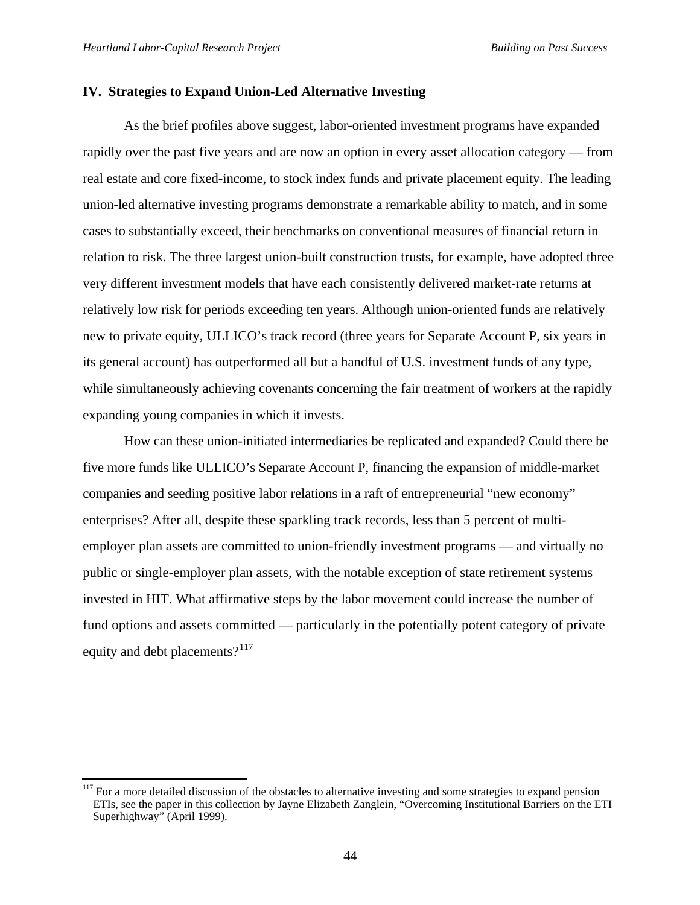## IV. Strategies to Expand Union-Led Alternative Investing

As the brief profiles above suggest, labor-oriented investment programs have expanded rapidly over the past five years and are now an option in every asset allocation category — from real estate and core fixed-income, to stock index funds and private placement equity. The leading union-led alternative investing programs demonstrate a remarkable ability to match, and in some cases to substantially exceed, their benchmarks on conventional measures of financial return in relation to risk. The three largest union-built construction trusts, for example, have adopted three very different investment models that have each consistently delivered market-rate returns at relatively low risk for periods exceeding ten years. Although union-oriented funds are relatively new to private equity, ULLICO's track record (three years for Separate Account P, six years in its general account) has outperformed all but a handful of U.S. investment funds of any type, while simultaneously achieving covenants concerning the fair treatment of workers at the rapidly expanding young companies in which it invests.

How can these union-initiated intermediaries be replicated and expanded? Could there be five more funds like ULLICO's Separate Account P, financing the expansion of middle-market companies and seeding positive labor relations in a raft of entrepreneurial "new economy" enterprises? After all, despite these sparkling track records, less than 5 percent of multi-employer plan assets are committed to union-friendly investment programs — and virtually no public or single-employer plan assets, with the notable exception of state retirement systems invested in HIT. What affirmative steps by the labor movement could increase the number of fund options and assets committed — particularly in the potentially potent category of private equity and debt placements?[117]

[117] For a more detailed discussion of the obstacles to alternative investing and some strategies to expand pension ETIs, see the paper in this collection by Jayne Elizabeth Zanglein, "Overcoming Institutional Barriers on the ETI Superhighway" (April 1999).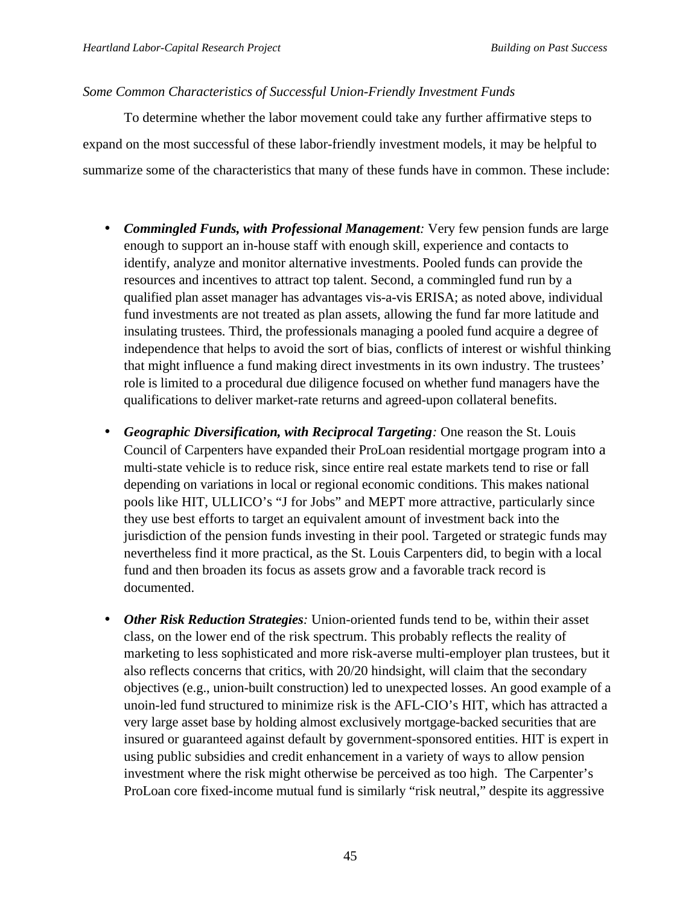*Some Common Characteristics of Successful Union-Friendly Investment Funds*

To determine whether the labor movement could take any further affirmative steps to expand on the most successful of these labor-friendly investment models, it may be helpful to summarize some of the characteristics that many of these funds have in common. These include:

- ***Commingled Funds, with Professional Management**:* Very few pension funds are large enough to support an in-house staff with enough skill, experience and contacts to identify, analyze and monitor alternative investments. Pooled funds can provide the resources and incentives to attract top talent. Second, a commingled fund run by a qualified plan asset manager has advantages vis-a-vis ERISA; as noted above, individual fund investments are not treated as plan assets, allowing the fund far more latitude and insulating trustees. Third, the professionals managing a pooled fund acquire a degree of independence that helps to avoid the sort of bias, conflicts of interest or wishful thinking that might influence a fund making direct investments in its own industry. The trustees' role is limited to a procedural due diligence focused on whether fund managers have the qualifications to deliver market-rate returns and agreed-upon collateral benefits.

- ***Geographic Diversification, with Reciprocal Targeting**:* One reason the St. Louis Council of Carpenters have expanded their ProLoan residential mortgage program into a multi-state vehicle is to reduce risk, since entire real estate markets tend to rise or fall depending on variations in local or regional economic conditions. This makes national pools like HIT, ULLICO's "J for Jobs" and MEPT more attractive, particularly since they use best efforts to target an equivalent amount of investment back into the jurisdiction of the pension funds investing in their pool. Targeted or strategic funds may nevertheless find it more practical, as the St. Louis Carpenters did, to begin with a local fund and then broaden its focus as assets grow and a favorable track record is documented.

- ***Other Risk Reduction Strategies**:* Union-oriented funds tend to be, within their asset class, on the lower end of the risk spectrum. This probably reflects the reality of marketing to less sophisticated and more risk-averse multi-employer plan trustees, but it also reflects concerns that critics, with 20/20 hindsight, will claim that the secondary objectives (e.g., union-built construction) led to unexpected losses. An good example of a unoin-led fund structured to minimize risk is the AFL-CIO's HIT, which has attracted a very large asset base by holding almost exclusively mortgage-backed securities that are insured or guaranteed against default by government-sponsored entities. HIT is expert in using public subsidies and credit enhancement in a variety of ways to allow pension investment where the risk might otherwise be perceived as too high. The Carpenter's ProLoan core fixed-income mutual fund is similarly "risk neutral," despite its aggressive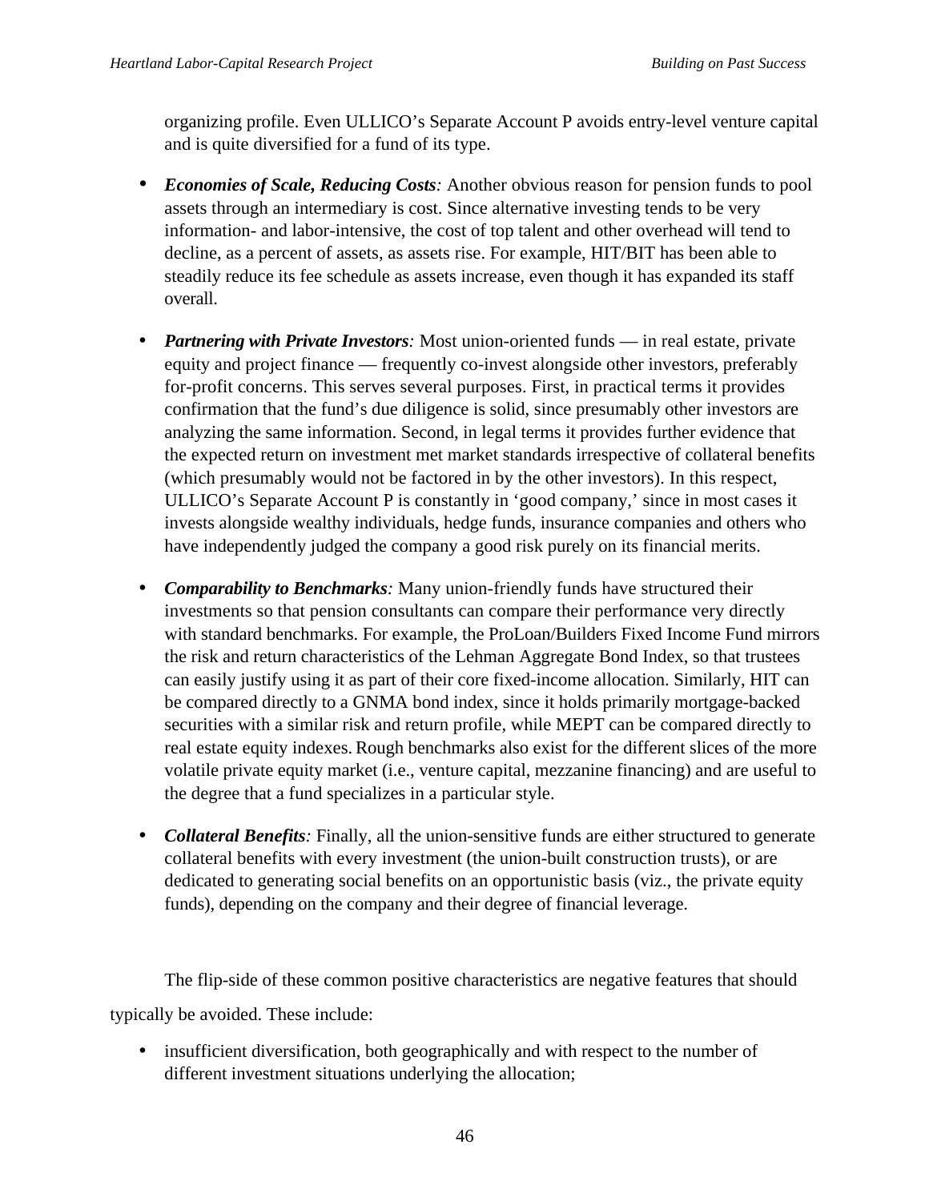organizing profile. Even ULLICO's Separate Account P avoids entry-level venture capital and is quite diversified for a fund of its type.

- ***Economies of Scale, Reducing Costs**:* Another obvious reason for pension funds to pool assets through an intermediary is cost. Since alternative investing tends to be very information- and labor-intensive, the cost of top talent and other overhead will tend to decline, as a percent of assets, as assets rise. For example, HIT/BIT has been able to steadily reduce its fee schedule as assets increase, even though it has expanded its staff overall.

- ***Partnering with Private Investors**:* Most union-oriented funds — in real estate, private equity and project finance — frequently co-invest alongside other investors, preferably for-profit concerns. This serves several purposes. First, in practical terms it provides confirmation that the fund's due diligence is solid, since presumably other investors are analyzing the same information. Second, in legal terms it provides further evidence that the expected return on investment met market standards irrespective of collateral benefits (which presumably would not be factored in by the other investors). In this respect, ULLICO's Separate Account P is constantly in 'good company,' since in most cases it invests alongside wealthy individuals, hedge funds, insurance companies and others who have independently judged the company a good risk purely on its financial merits.

- ***Comparability to Benchmarks**:* Many union-friendly funds have structured their investments so that pension consultants can compare their performance very directly with standard benchmarks. For example, the ProLoan/Builders Fixed Income Fund mirrors the risk and return characteristics of the Lehman Aggregate Bond Index, so that trustees can easily justify using it as part of their core fixed-income allocation. Similarly, HIT can be compared directly to a GNMA bond index, since it holds primarily mortgage-backed securities with a similar risk and return profile, while MEPT can be compared directly to real estate equity indexes. Rough benchmarks also exist for the different slices of the more volatile private equity market (i.e., venture capital, mezzanine financing) and are useful to the degree that a fund specializes in a particular style.

- ***Collateral Benefits**:* Finally, all the union-sensitive funds are either structured to generate collateral benefits with every investment (the union-built construction trusts), or are dedicated to generating social benefits on an opportunistic basis (viz., the private equity funds), depending on the company and their degree of financial leverage.

The flip-side of these common positive characteristics are negative features that should typically be avoided. These include:

- insufficient diversification, both geographically and with respect to the number of different investment situations underlying the allocation;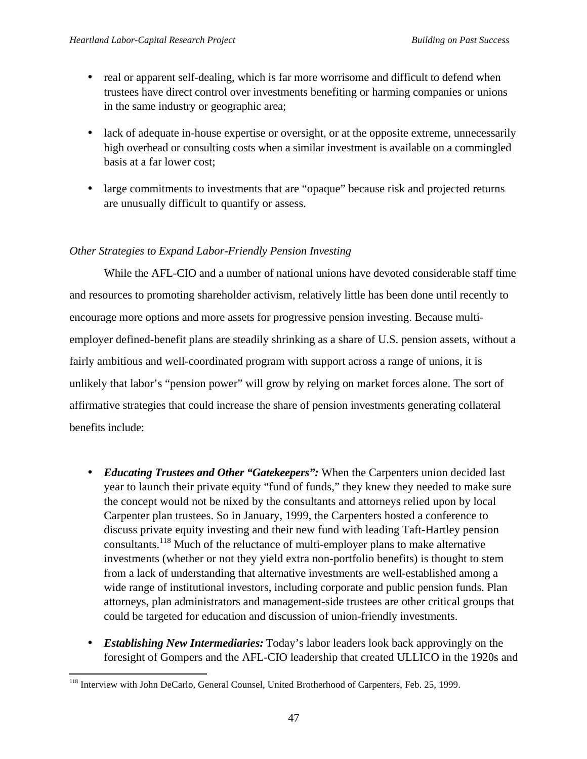- real or apparent self-dealing, which is far more worrisome and difficult to defend when trustees have direct control over investments benefiting or harming companies or unions in the same industry or geographic area;

- lack of adequate in-house expertise or oversight, or at the opposite extreme, unnecessarily high overhead or consulting costs when a similar investment is available on a commingled basis at a far lower cost;

- large commitments to investments that are "opaque" because risk and projected returns are unusually difficult to quantify or assess.

*Other Strategies to Expand Labor-Friendly Pension Investing*

While the AFL-CIO and a number of national unions have devoted considerable staff time and resources to promoting shareholder activism, relatively little has been done until recently to encourage more options and more assets for progressive pension investing. Because multi-employer defined-benefit plans are steadily shrinking as a share of U.S. pension assets, without a fairly ambitious and well-coordinated program with support across a range of unions, it is unlikely that labor's "pension power" will grow by relying on market forces alone. The sort of affirmative strategies that could increase the share of pension investments generating collateral benefits include:

- ***Educating Trustees and Other "Gatekeepers":*** When the Carpenters union decided last year to launch their private equity "fund of funds," they knew they needed to make sure the concept would not be nixed by the consultants and attorneys relied upon by local Carpenter plan trustees. So in January, 1999, the Carpenters hosted a conference to discuss private equity investing and their new fund with leading Taft-Hartley pension consultants.[118] Much of the reluctance of multi-employer plans to make alternative investments (whether or not they yield extra non-portfolio benefits) is thought to stem from a lack of understanding that alternative investments are well-established among a wide range of institutional investors, including corporate and public pension funds. Plan attorneys, plan administrators and management-side trustees are other critical groups that could be targeted for education and discussion of union-friendly investments.

- ***Establishing New Intermediaries:*** Today's labor leaders look back approvingly on the foresight of Gompers and the AFL-CIO leadership that created ULLICO in the 1920s and

[118] Interview with John DeCarlo, General Counsel, United Brotherhood of Carpenters, Feb. 25, 1999.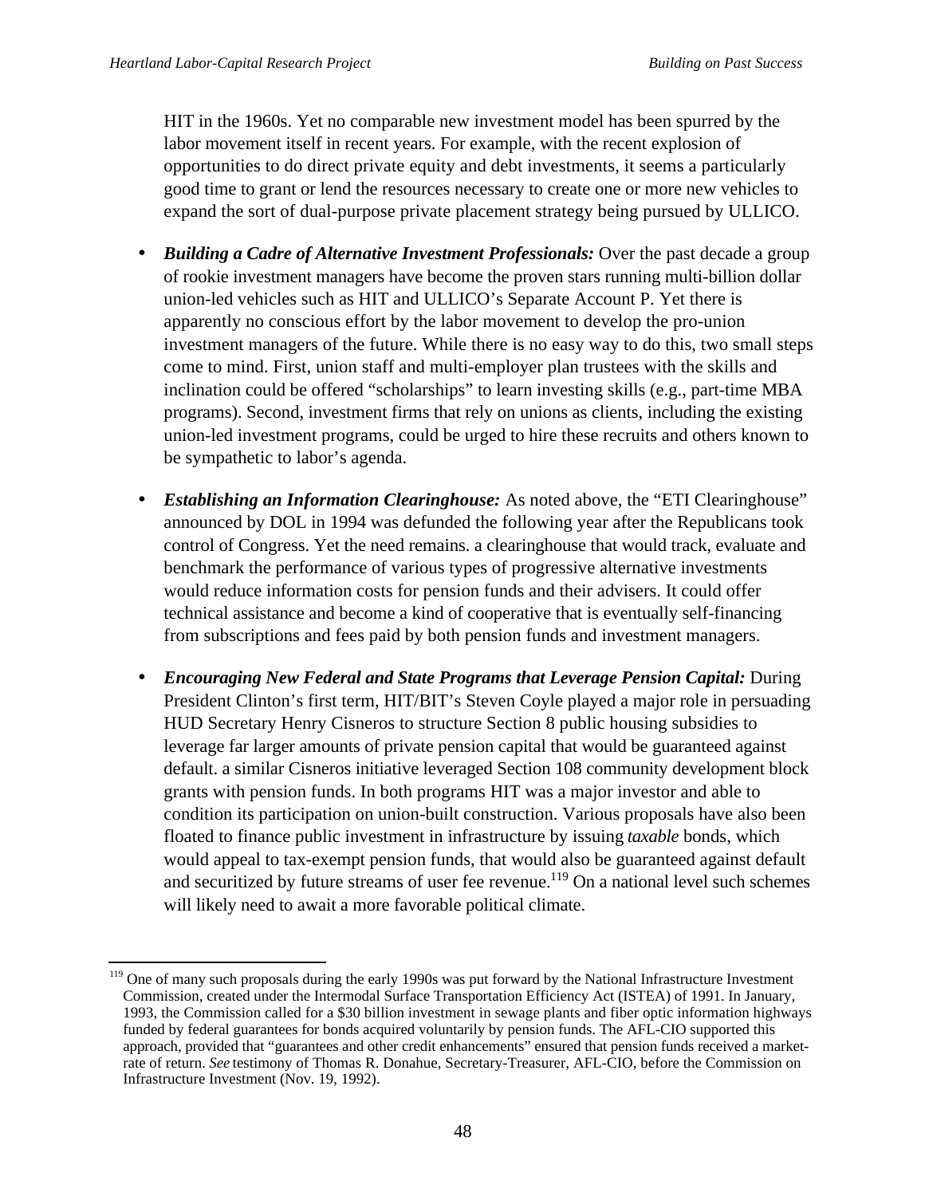HIT in the 1960s. Yet no comparable new investment model has been spurred by the labor movement itself in recent years. For example, with the recent explosion of opportunities to do direct private equity and debt investments, it seems a particularly good time to grant or lend the resources necessary to create one or more new vehicles to expand the sort of dual-purpose private placement strategy being pursued by ULLICO.

- ***Building a Cadre of Alternative Investment Professionals:*** Over the past decade a group of rookie investment managers have become the proven stars running multi-billion dollar union-led vehicles such as HIT and ULLICO's Separate Account P. Yet there is apparently no conscious effort by the labor movement to develop the pro-union investment managers of the future. While there is no easy way to do this, two small steps come to mind. First, union staff and multi-employer plan trustees with the skills and inclination could be offered "scholarships" to learn investing skills (e.g., part-time MBA programs). Second, investment firms that rely on unions as clients, including the existing union-led investment programs, could be urged to hire these recruits and others known to be sympathetic to labor's agenda.

- ***Establishing an Information Clearinghouse:*** As noted above, the "ETI Clearinghouse" announced by DOL in 1994 was defunded the following year after the Republicans took control of Congress. Yet the need remains. a clearinghouse that would track, evaluate and benchmark the performance of various types of progressive alternative investments would reduce information costs for pension funds and their advisers. It could offer technical assistance and become a kind of cooperative that is eventually self-financing from subscriptions and fees paid by both pension funds and investment managers.

- ***Encouraging New Federal and State Programs that Leverage Pension Capital:*** During President Clinton's first term, HIT/BIT's Steven Coyle played a major role in persuading HUD Secretary Henry Cisneros to structure Section 8 public housing subsidies to leverage far larger amounts of private pension capital that would be guaranteed against default. a similar Cisneros initiative leveraged Section 108 community development block grants with pension funds. In both programs HIT was a major investor and able to condition its participation on union-built construction. Various proposals have also been floated to finance public investment in infrastructure by issuing *taxable* bonds, which would appeal to tax-exempt pension funds, that would also be guaranteed against default and securitized by future streams of user fee revenue.[119] On a national level such schemes will likely need to await a more favorable political climate.

---

[119] One of many such proposals during the early 1990s was put forward by the National Infrastructure Investment Commission, created under the Intermodal Surface Transportation Efficiency Act (ISTEA) of 1991. In January, 1993, the Commission called for a $30 billion investment in sewage plants and fiber optic information highways funded by federal guarantees for bonds acquired voluntarily by pension funds. The AFL-CIO supported this approach, provided that "guarantees and other credit enhancements" ensured that pension funds received a market-rate of return. *See* testimony of Thomas R. Donahue, Secretary-Treasurer, AFL-CIO, before the Commission on Infrastructure Investment (Nov. 19, 1992).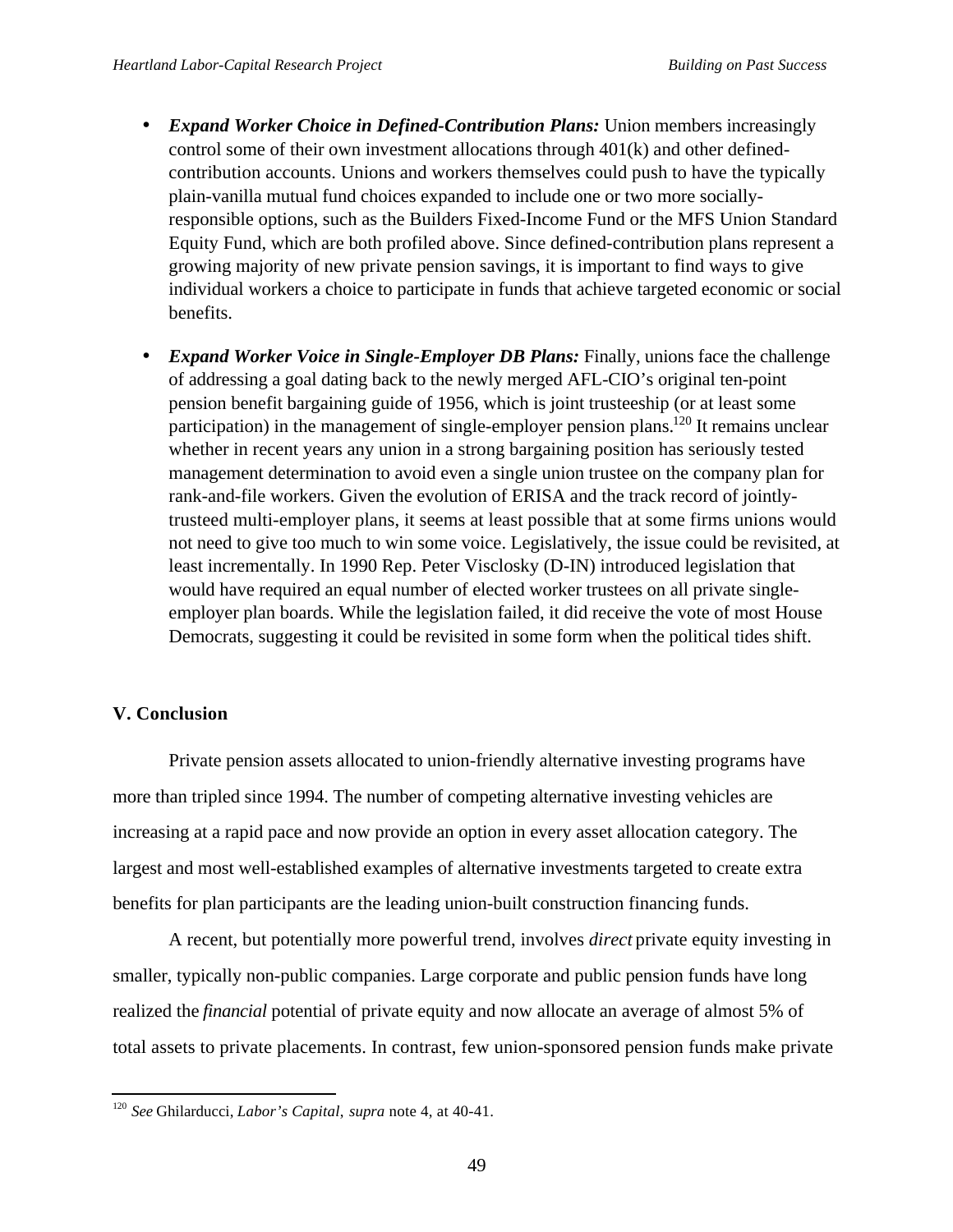- ***Expand Worker Choice in Defined-Contribution Plans:*** Union members increasingly control some of their own investment allocations through 401(k) and other defined-contribution accounts. Unions and workers themselves could push to have the typically plain-vanilla mutual fund choices expanded to include one or two more socially-responsible options, such as the Builders Fixed-Income Fund or the MFS Union Standard Equity Fund, which are both profiled above. Since defined-contribution plans represent a growing majority of new private pension savings, it is important to find ways to give individual workers a choice to participate in funds that achieve targeted economic or social benefits.

- ***Expand Worker Voice in Single-Employer DB Plans:*** Finally, unions face the challenge of addressing a goal dating back to the newly merged AFL-CIO's original ten-point pension benefit bargaining guide of 1956, which is joint trusteeship (or at least some participation) in the management of single-employer pension plans.[120] It remains unclear whether in recent years any union in a strong bargaining position has seriously tested management determination to avoid even a single union trustee on the company plan for rank-and-file workers. Given the evolution of ERISA and the track record of jointly-trusteed multi-employer plans, it seems at least possible that at some firms unions would not need to give too much to win some voice. Legislatively, the issue could be revisited, at least incrementally. In 1990 Rep. Peter Visclosky (D-IN) introduced legislation that would have required an equal number of elected worker trustees on all private single-employer plan boards. While the legislation failed, it did receive the vote of most House Democrats, suggesting it could be revisited in some form when the political tides shift.

## V. Conclusion

Private pension assets allocated to union-friendly alternative investing programs have more than tripled since 1994. The number of competing alternative investing vehicles are increasing at a rapid pace and now provide an option in every asset allocation category. The largest and most well-established examples of alternative investments targeted to create extra benefits for plan participants are the leading union-built construction financing funds.

A recent, but potentially more powerful trend, involves *direct* private equity investing in smaller, typically non-public companies. Large corporate and public pension funds have long realized the *financial* potential of private equity and now allocate an average of almost 5% of total assets to private placements. In contrast, few union-sponsored pension funds make private

---

[120] *See* Ghilarducci, *Labor's Capital*, *supra* note 4, at 40-41.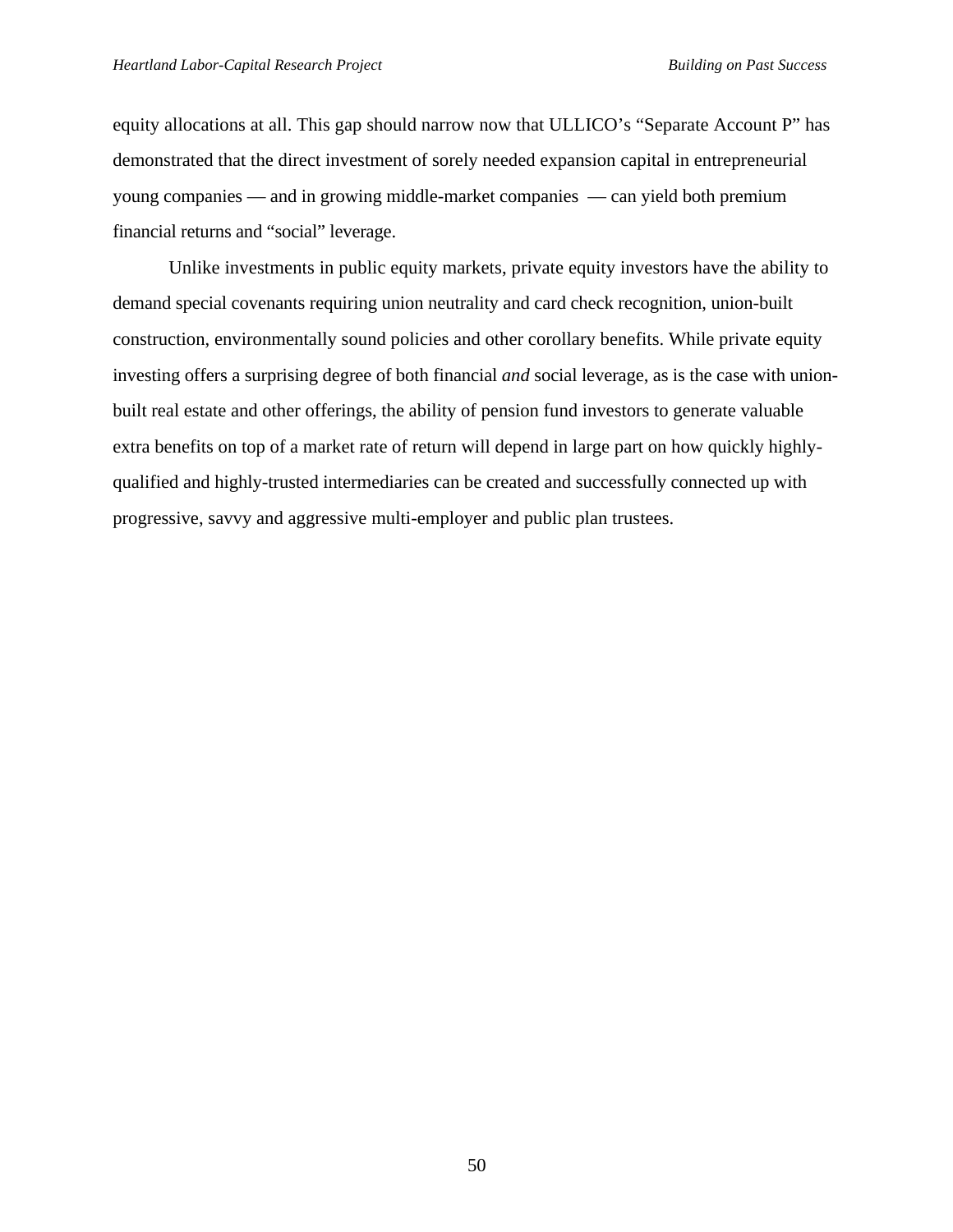equity allocations at all. This gap should narrow now that ULLICO's "Separate Account P" has demonstrated that the direct investment of sorely needed expansion capital in entrepreneurial young companies — and in growing middle-market companies — can yield both premium financial returns and "social" leverage.

Unlike investments in public equity markets, private equity investors have the ability to demand special covenants requiring union neutrality and card check recognition, union-built construction, environmentally sound policies and other corollary benefits. While private equity investing offers a surprising degree of both financial *and* social leverage, as is the case with union-built real estate and other offerings, the ability of pension fund investors to generate valuable extra benefits on top of a market rate of return will depend in large part on how quickly highly-qualified and highly-trusted intermediaries can be created and successfully connected up with progressive, savvy and aggressive multi-employer and public plan trustees.